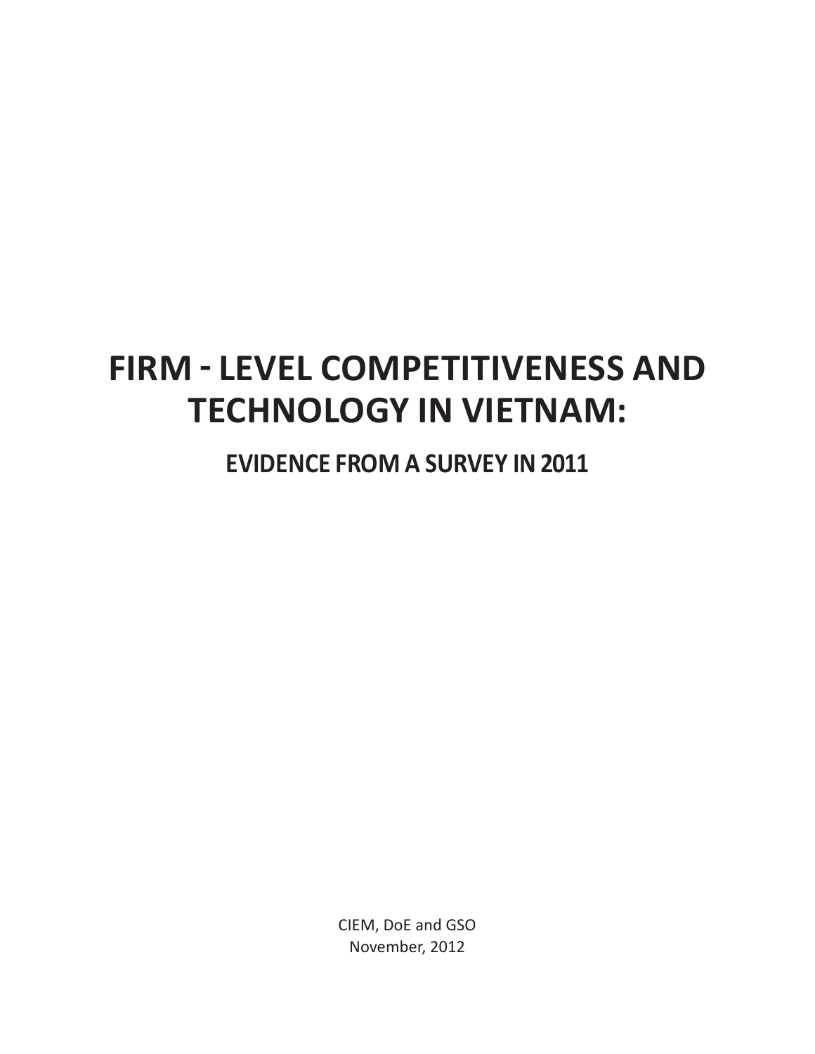# FIRM - LEVEL COMPETITIVENESS AND TECHNOLOGY IN VIETNAM:

## EVIDENCE FROM A SURVEY IN 2011

CIEM, DoE and GSO

November, 2012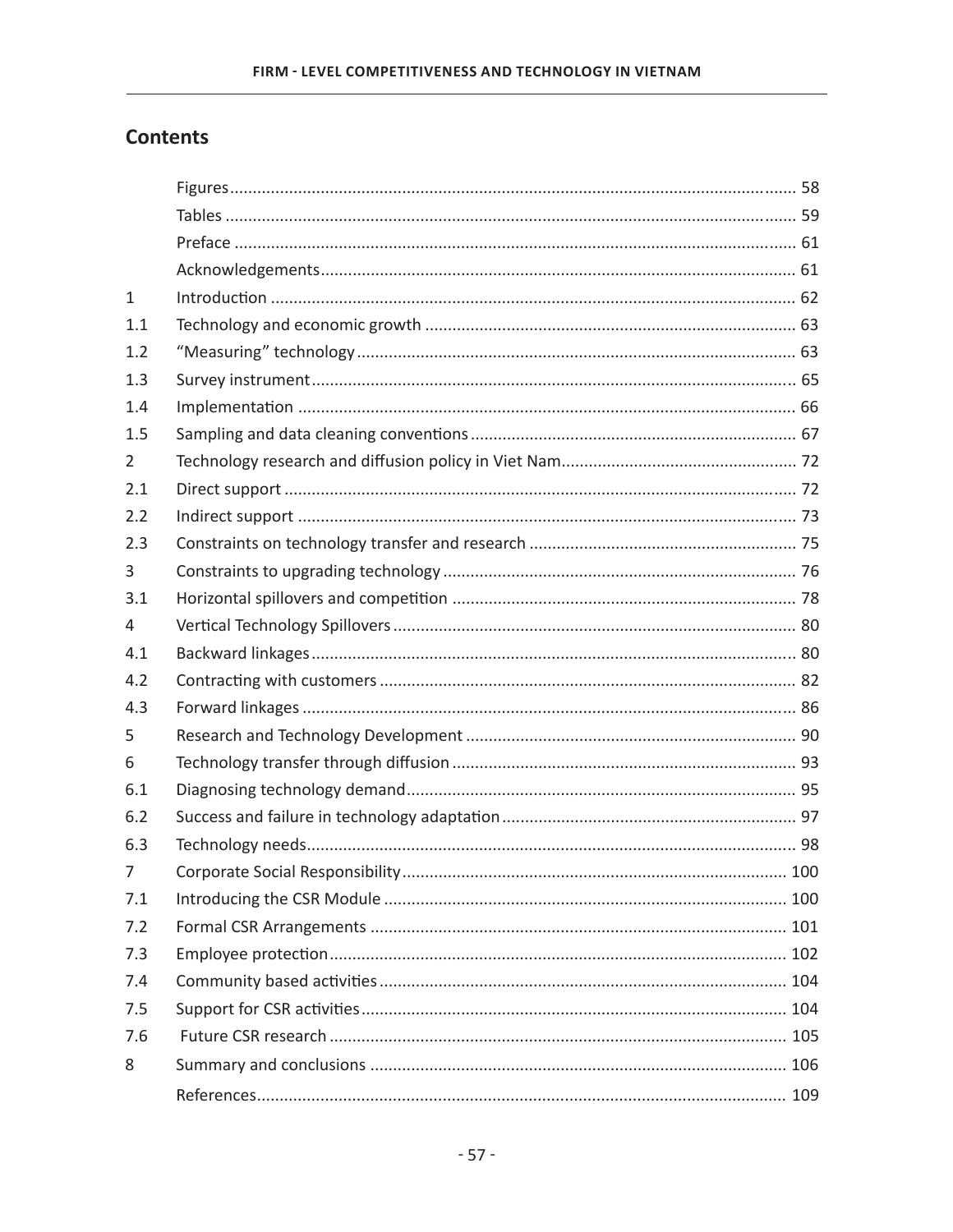## Contents

| | | |
|---|---|---|
| | Figures | 58 |
| | Tables | 59 |
| | Preface | 61 |
| | Acknowledgements | 61 |
| 1 | Introduction | 62 |
| 1.1 | Technology and economic growth | 63 |
| 1.2 | "Measuring" technology | 63 |
| 1.3 | Survey instrument | 65 |
| 1.4 | Implementation | 66 |
| 1.5 | Sampling and data cleaning conventions | 67 |
| 2 | Technology research and diffusion policy in Viet Nam | 72 |
| 2.1 | Direct support | 72 |
| 2.2 | Indirect support | 73 |
| 2.3 | Constraints on technology transfer and research | 75 |
| 3 | Constraints to upgrading technology | 76 |
| 3.1 | Horizontal spillovers and competition | 78 |
| 4 | Vertical Technology Spillovers | 80 |
| 4.1 | Backward linkages | 80 |
| 4.2 | Contracting with customers | 82 |
| 4.3 | Forward linkages | 86 |
| 5 | Research and Technology Development | 90 |
| 6 | Technology transfer through diffusion | 93 |
| 6.1 | Diagnosing technology demand | 95 |
| 6.2 | Success and failure in technology adaptation | 97 |
| 6.3 | Technology needs | 98 |
| 7 | Corporate Social Responsibility | 100 |
| 7.1 | Introducing the CSR Module | 100 |
| 7.2 | Formal CSR Arrangements | 101 |
| 7.3 | Employee protection | 102 |
| 7.4 | Community based activities | 104 |
| 7.5 | Support for CSR activities | 104 |
| 7.6 | Future CSR research | 105 |
| 8 | Summary and conclusions | 106 |
| | References | 109 |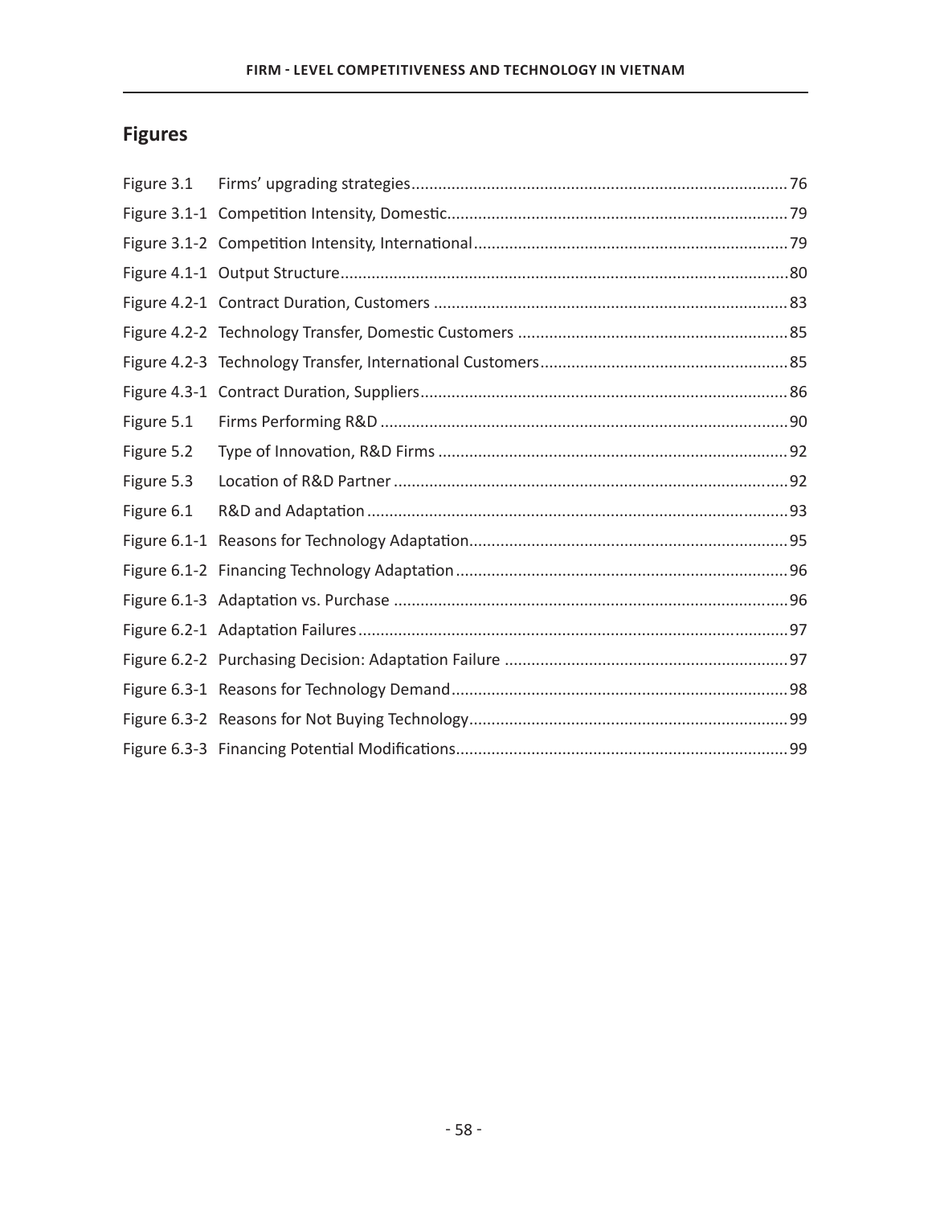## Figures

| | | |
|---|---|---|
| Figure 3.1 | Firms' upgrading strategies | 76 |
| Figure 3.1-1 | Competition Intensity, Domestic | 79 |
| Figure 3.1-2 | Competition Intensity, International | 79 |
| Figure 4.1-1 | Output Structure | 80 |
| Figure 4.2-1 | Contract Duration, Customers | 83 |
| Figure 4.2-2 | Technology Transfer, Domestic Customers | 85 |
| Figure 4.2-3 | Technology Transfer, International Customers | 85 |
| Figure 4.3-1 | Contract Duration, Suppliers | 86 |
| Figure 5.1 | Firms Performing R&D | 90 |
| Figure 5.2 | Type of Innovation, R&D Firms | 92 |
| Figure 5.3 | Location of R&D Partner | 92 |
| Figure 6.1 | R&D and Adaptation | 93 |
| Figure 6.1-1 | Reasons for Technology Adaptation | 95 |
| Figure 6.1-2 | Financing Technology Adaptation | 96 |
| Figure 6.1-3 | Adaptation vs. Purchase | 96 |
| Figure 6.2-1 | Adaptation Failures | 97 |
| Figure 6.2-2 | Purchasing Decision: Adaptation Failure | 97 |
| Figure 6.3-1 | Reasons for Technology Demand | 98 |
| Figure 6.3-2 | Reasons for Not Buying Technology | 99 |
| Figure 6.3-3 | Financing Potential Modifications | 99 |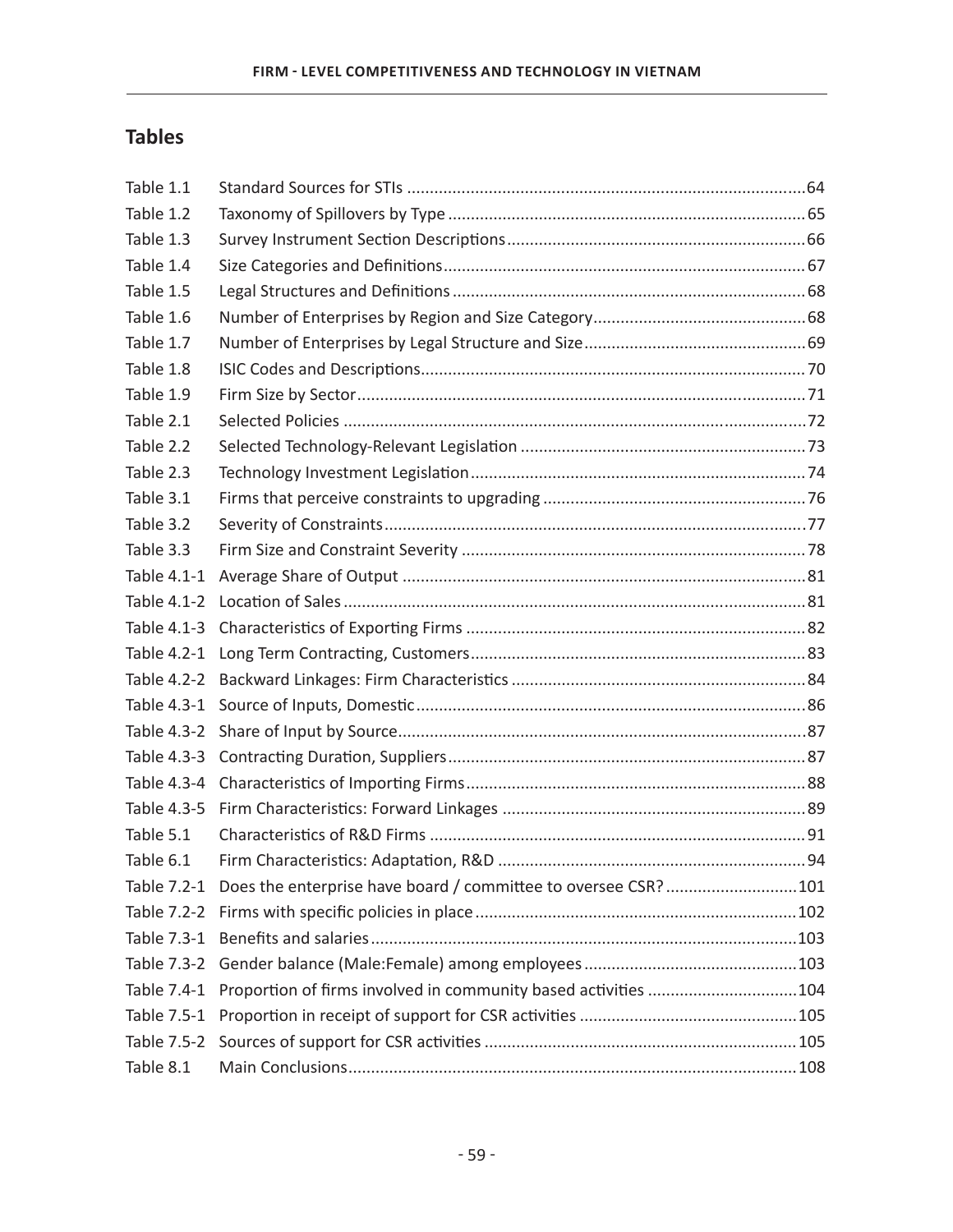## Tables

| | | |
|---|---|---|
| Table 1.1 | Standard Sources for STIs | 64 |
| Table 1.2 | Taxonomy of Spillovers by Type | 65 |
| Table 1.3 | Survey Instrument Section Descriptions | 66 |
| Table 1.4 | Size Categories and Definitions | 67 |
| Table 1.5 | Legal Structures and Definitions | 68 |
| Table 1.6 | Number of Enterprises by Region and Size Category | 68 |
| Table 1.7 | Number of Enterprises by Legal Structure and Size | 69 |
| Table 1.8 | ISIC Codes and Descriptions | 70 |
| Table 1.9 | Firm Size by Sector | 71 |
| Table 2.1 | Selected Policies | 72 |
| Table 2.2 | Selected Technology-Relevant Legislation | 73 |
| Table 2.3 | Technology Investment Legislation | 74 |
| Table 3.1 | Firms that perceive constraints to upgrading | 76 |
| Table 3.2 | Severity of Constraints | 77 |
| Table 3.3 | Firm Size and Constraint Severity | 78 |
| Table 4.1-1 | Average Share of Output | 81 |
| Table 4.1-2 | Location of Sales | 81 |
| Table 4.1-3 | Characteristics of Exporting Firms | 82 |
| Table 4.2-1 | Long Term Contracting, Customers | 83 |
| Table 4.2-2 | Backward Linkages: Firm Characteristics | 84 |
| Table 4.3-1 | Source of Inputs, Domestic | 86 |
| Table 4.3-2 | Share of Input by Source | 87 |
| Table 4.3-3 | Contracting Duration, Suppliers | 87 |
| Table 4.3-4 | Characteristics of Importing Firms | 88 |
| Table 4.3-5 | Firm Characteristics: Forward Linkages | 89 |
| Table 5.1 | Characteristics of R&D Firms | 91 |
| Table 6.1 | Firm Characteristics: Adaptation, R&D | 94 |
| Table 7.2-1 | Does the enterprise have board / committee to oversee CSR? | 101 |
| Table 7.2-2 | Firms with specific policies in place | 102 |
| Table 7.3-1 | Benefits and salaries | 103 |
| Table 7.3-2 | Gender balance (Male:Female) among employees | 103 |
| Table 7.4-1 | Proportion of firms involved in community based activities | 104 |
| Table 7.5-1 | Proportion in receipt of support for CSR activities | 105 |
| Table 7.5-2 | Sources of support for CSR activities | 105 |
| Table 8.1 | Main Conclusions | 108 |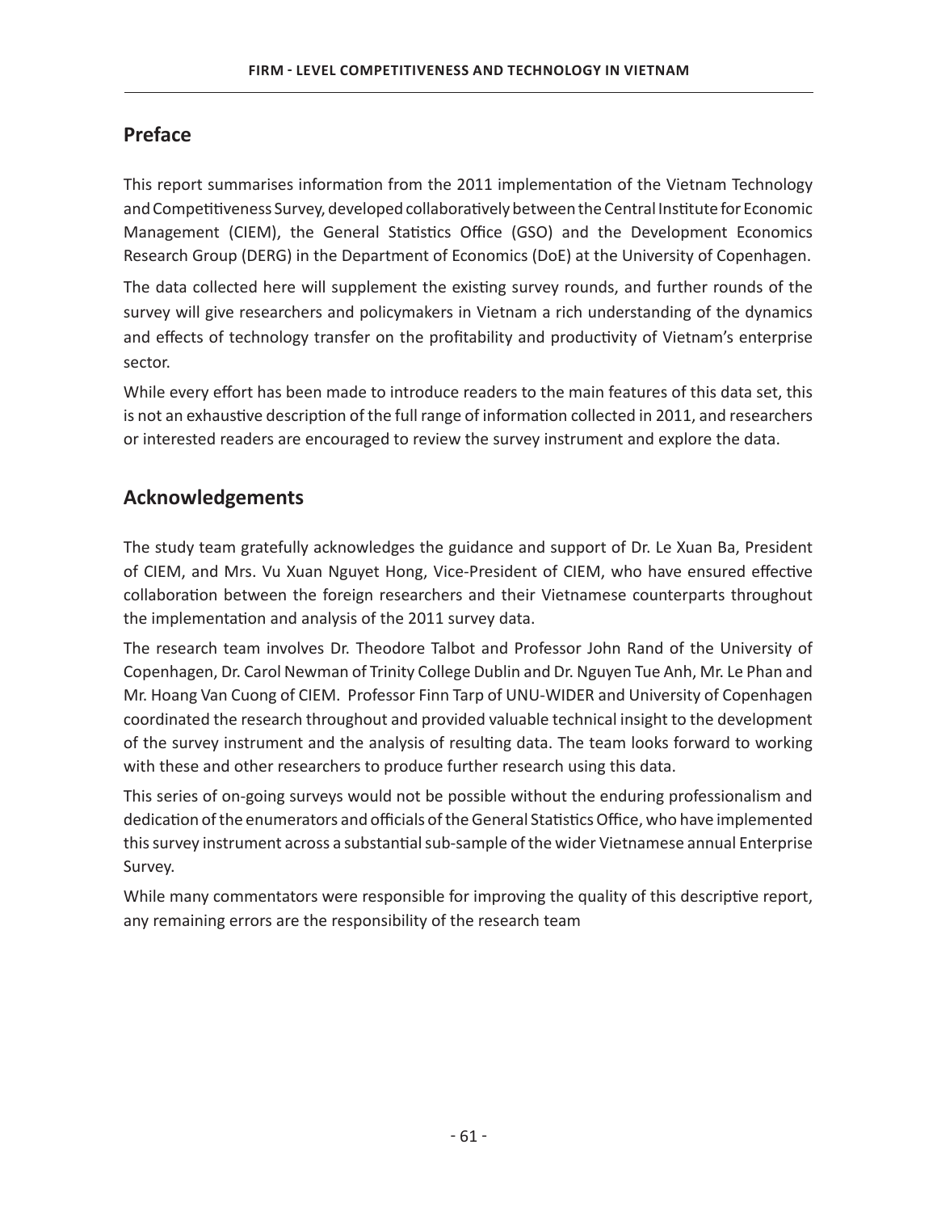## Preface

This report summarises information from the 2011 implementation of the Vietnam Technology and Competitiveness Survey, developed collaboratively between the Central Institute for Economic Management (CIEM), the General Statistics Office (GSO) and the Development Economics Research Group (DERG) in the Department of Economics (DoE) at the University of Copenhagen.

The data collected here will supplement the existing survey rounds, and further rounds of the survey will give researchers and policymakers in Vietnam a rich understanding of the dynamics and effects of technology transfer on the profitability and productivity of Vietnam's enterprise sector.

While every effort has been made to introduce readers to the main features of this data set, this is not an exhaustive description of the full range of information collected in 2011, and researchers or interested readers are encouraged to review the survey instrument and explore the data.

## Acknowledgements

The study team gratefully acknowledges the guidance and support of Dr. Le Xuan Ba, President of CIEM, and Mrs. Vu Xuan Nguyet Hong, Vice-President of CIEM, who have ensured effective collaboration between the foreign researchers and their Vietnamese counterparts throughout the implementation and analysis of the 2011 survey data.

The research team involves Dr. Theodore Talbot and Professor John Rand of the University of Copenhagen, Dr. Carol Newman of Trinity College Dublin and Dr. Nguyen Tue Anh, Mr. Le Phan and Mr. Hoang Van Cuong of CIEM. Professor Finn Tarp of UNU-WIDER and University of Copenhagen coordinated the research throughout and provided valuable technical insight to the development of the survey instrument and the analysis of resulting data. The team looks forward to working with these and other researchers to produce further research using this data.

This series of on-going surveys would not be possible without the enduring professionalism and dedication of the enumerators and officials of the General Statistics Office, who have implemented this survey instrument across a substantial sub-sample of the wider Vietnamese annual Enterprise Survey.

While many commentators were responsible for improving the quality of this descriptive report, any remaining errors are the responsibility of the research team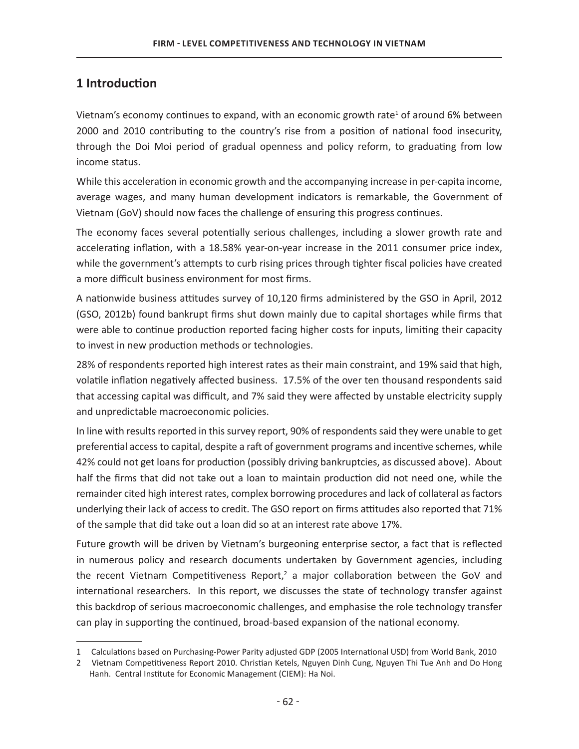## 1 Introduction

Vietnam's economy continues to expand, with an economic growth rate[1] of around 6% between 2000 and 2010 contributing to the country's rise from a position of national food insecurity, through the Doi Moi period of gradual openness and policy reform, to graduating from low income status.

While this acceleration in economic growth and the accompanying increase in per-capita income, average wages, and many human development indicators is remarkable, the Government of Vietnam (GoV) should now faces the challenge of ensuring this progress continues.

The economy faces several potentially serious challenges, including a slower growth rate and accelerating inflation, with a 18.58% year-on-year increase in the 2011 consumer price index, while the government's attempts to curb rising prices through tighter fiscal policies have created a more difficult business environment for most firms.

A nationwide business attitudes survey of 10,120 firms administered by the GSO in April, 2012 (GSO, 2012b) found bankrupt firms shut down mainly due to capital shortages while firms that were able to continue production reported facing higher costs for inputs, limiting their capacity to invest in new production methods or technologies.

28% of respondents reported high interest rates as their main constraint, and 19% said that high, volatile inflation negatively affected business. 17.5% of the over ten thousand respondents said that accessing capital was difficult, and 7% said they were affected by unstable electricity supply and unpredictable macroeconomic policies.

In line with results reported in this survey report, 90% of respondents said they were unable to get preferential access to capital, despite a raft of government programs and incentive schemes, while 42% could not get loans for production (possibly driving bankruptcies, as discussed above). About half the firms that did not take out a loan to maintain production did not need one, while the remainder cited high interest rates, complex borrowing procedures and lack of collateral as factors underlying their lack of access to credit. The GSO report on firms attitudes also reported that 71% of the sample that did take out a loan did so at an interest rate above 17%.

Future growth will be driven by Vietnam's burgeoning enterprise sector, a fact that is reflected in numerous policy and research documents undertaken by Government agencies, including the recent Vietnam Competitiveness Report,[2] a major collaboration between the GoV and international researchers. In this report, we discusses the state of technology transfer against this backdrop of serious macroeconomic challenges, and emphasise the role technology transfer can play in supporting the continued, broad-based expansion of the national economy.

---

1 Calculations based on Purchasing-Power Parity adjusted GDP (2005 International USD) from World Bank, 2010

2 Vietnam Competitiveness Report 2010. Christian Ketels, Nguyen Dinh Cung, Nguyen Thi Tue Anh and Do Hong Hanh. Central Institute for Economic Management (CIEM): Ha Noi.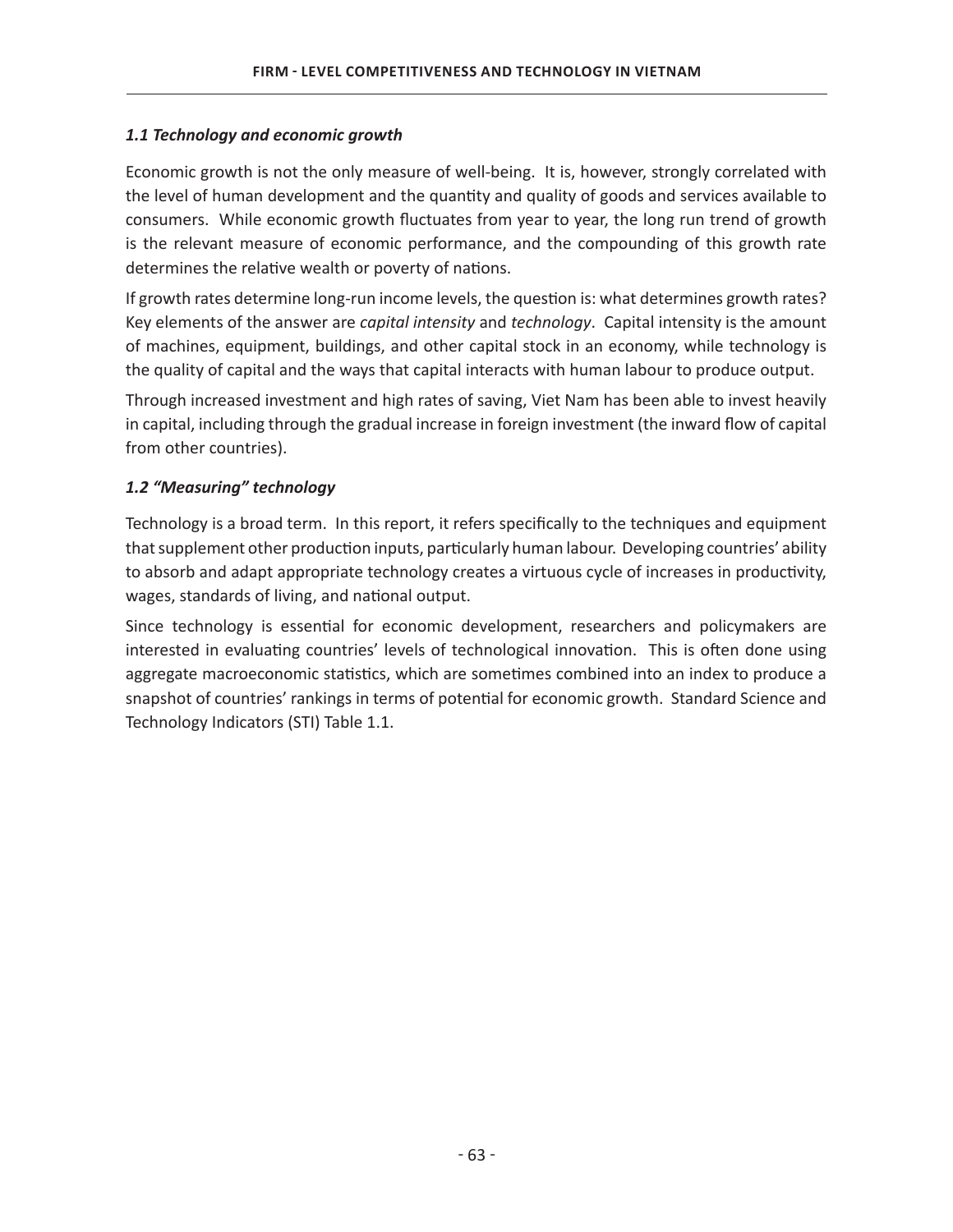### *1.1 Technology and economic growth*

Economic growth is not the only measure of well-being. It is, however, strongly correlated with the level of human development and the quantity and quality of goods and services available to consumers. While economic growth fluctuates from year to year, the long run trend of growth is the relevant measure of economic performance, and the compounding of this growth rate determines the relative wealth or poverty of nations.

If growth rates determine long-run income levels, the question is: what determines growth rates? Key elements of the answer are *capital intensity* and *technology*. Capital intensity is the amount of machines, equipment, buildings, and other capital stock in an economy, while technology is the quality of capital and the ways that capital interacts with human labour to produce output.

Through increased investment and high rates of saving, Viet Nam has been able to invest heavily in capital, including through the gradual increase in foreign investment (the inward flow of capital from other countries).

### *1.2 "Measuring" technology*

Technology is a broad term. In this report, it refers specifically to the techniques and equipment that supplement other production inputs, particularly human labour. Developing countries' ability to absorb and adapt appropriate technology creates a virtuous cycle of increases in productivity, wages, standards of living, and national output.

Since technology is essential for economic development, researchers and policymakers are interested in evaluating countries' levels of technological innovation. This is often done using aggregate macroeconomic statistics, which are sometimes combined into an index to produce a snapshot of countries' rankings in terms of potential for economic growth. Standard Science and Technology Indicators (STI) Table 1.1.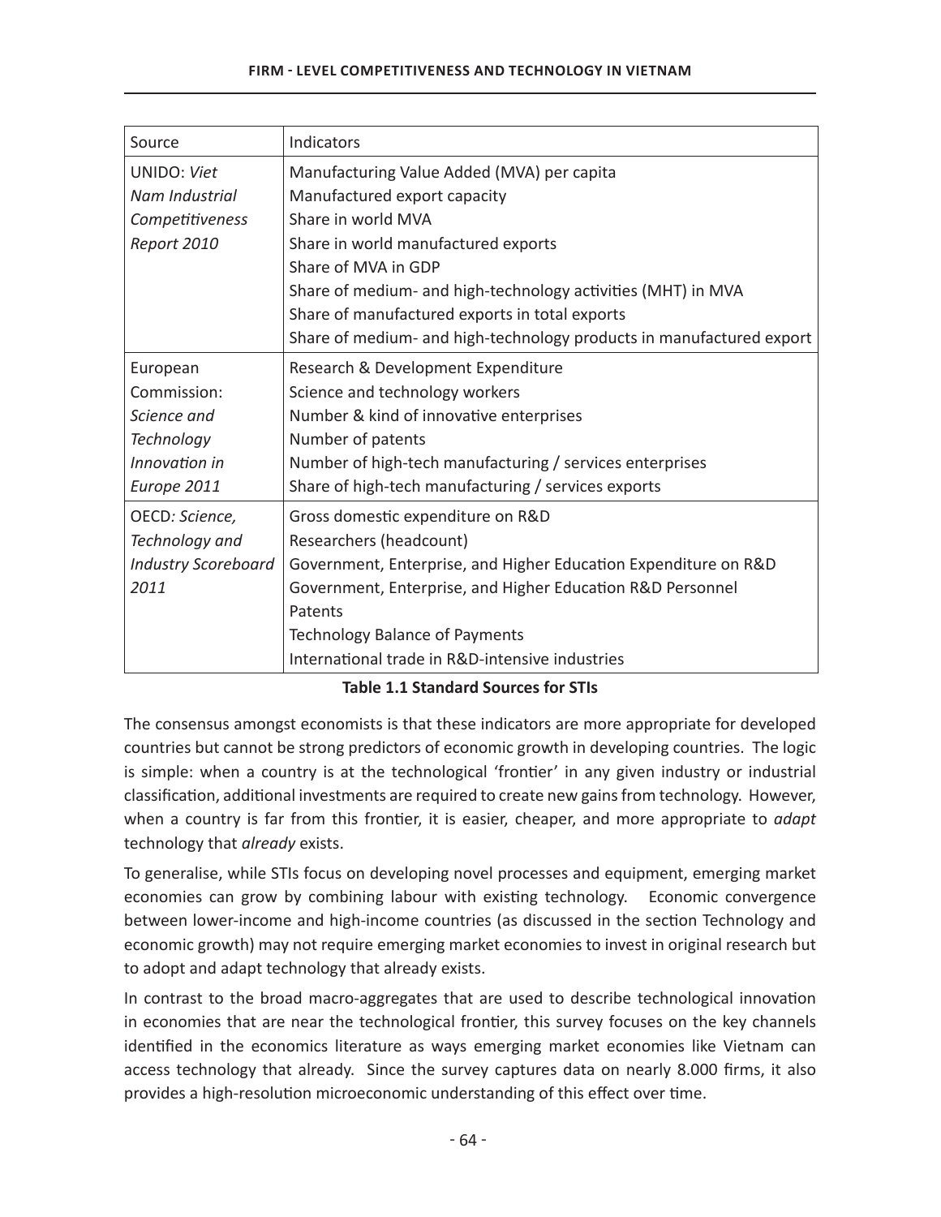| Source | Indicators |
| --- | --- |
| UNIDO: *Viet Nam Industrial Competitiveness Report 2010* | Manufacturing Value Added (MVA) per capita<br>Manufactured export capacity<br>Share in world MVA<br>Share in world manufactured exports<br>Share of MVA in GDP<br>Share of medium- and high-technology activities (MHT) in MVA<br>Share of manufactured exports in total exports<br>Share of medium- and high-technology products in manufactured export |
| European Commission: *Science and Technology Innovation in Europe 2011* | Research & Development Expenditure<br>Science and technology workers<br>Number & kind of innovative enterprises<br>Number of patents<br>Number of high-tech manufacturing / services enterprises<br>Share of high-tech manufacturing / services exports |
| OECD*: Science, Technology and Industry Scoreboard 2011* | Gross domestic expenditure on R&D<br>Researchers (headcount)<br>Government, Enterprise, and Higher Education Expenditure on R&D<br>Government, Enterprise, and Higher Education R&D Personnel<br>Patents<br>Technology Balance of Payments<br>International trade in R&D-intensive industries |

**Table 1.1 Standard Sources for STIs**

The consensus amongst economists is that these indicators are more appropriate for developed countries but cannot be strong predictors of economic growth in developing countries. The logic is simple: when a country is at the technological 'frontier' in any given industry or industrial classification, additional investments are required to create new gains from technology. However, when a country is far from this frontier, it is easier, cheaper, and more appropriate to *adapt* technology that *already* exists.

To generalise, while STIs focus on developing novel processes and equipment, emerging market economies can grow by combining labour with existing technology. Economic convergence between lower-income and high-income countries (as discussed in the section Technology and economic growth) may not require emerging market economies to invest in original research but to adopt and adapt technology that already exists.

In contrast to the broad macro-aggregates that are used to describe technological innovation in economies that are near the technological frontier, this survey focuses on the key channels identified in the economics literature as ways emerging market economies like Vietnam can access technology that already. Since the survey captures data on nearly 8.000 firms, it also provides a high-resolution microeconomic understanding of this effect over time.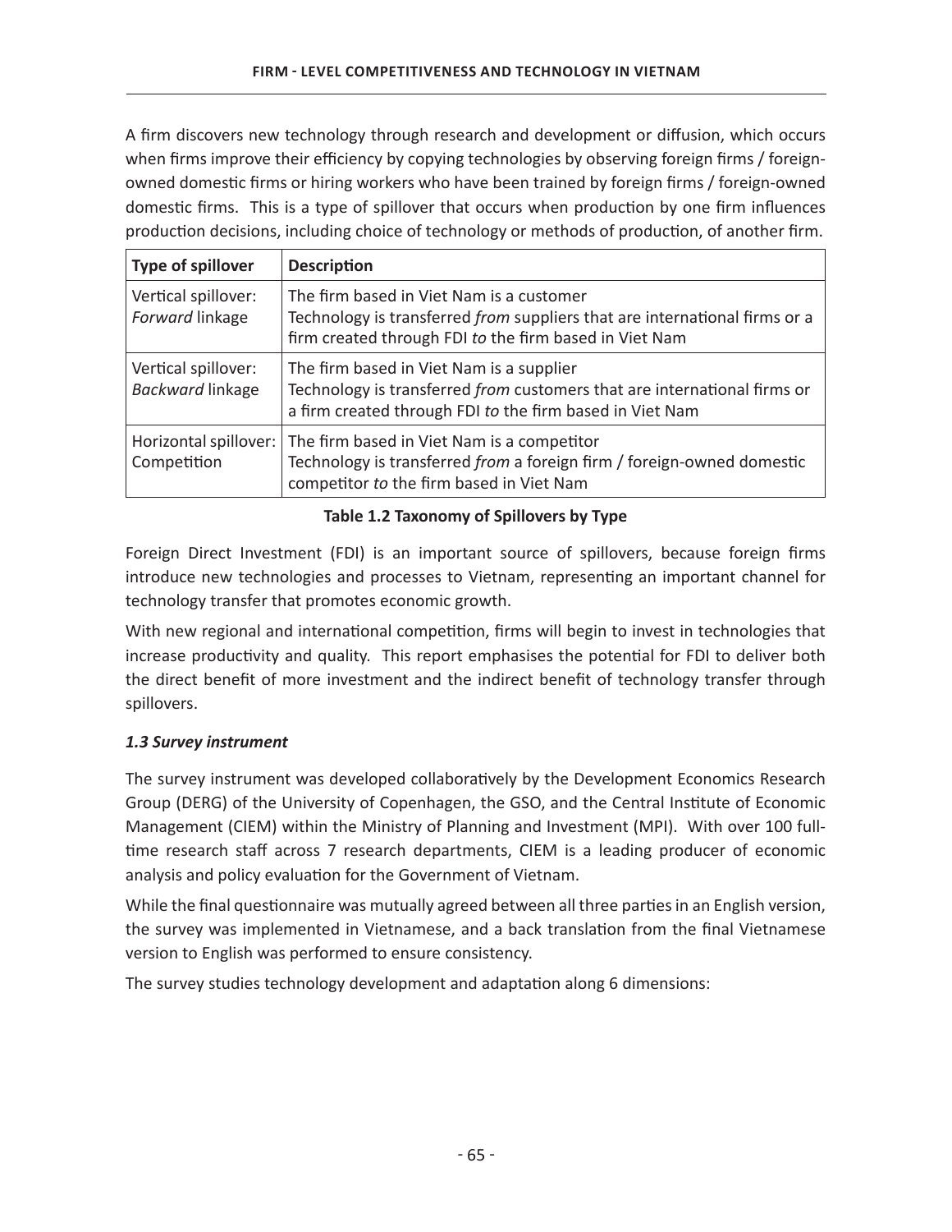A firm discovers new technology through research and development or diffusion, which occurs when firms improve their efficiency by copying technologies by observing foreign firms / foreign-owned domestic firms or hiring workers who have been trained by foreign firms / foreign-owned domestic firms. This is a type of spillover that occurs when production by one firm influences production decisions, including choice of technology or methods of production, of another firm.

| Type of spillover | Description |
| --- | --- |
| Vertical spillover: *Forward* linkage | The firm based in Viet Nam is a customer<br>Technology is transferred *from* suppliers that are international firms or a firm created through FDI *to* the firm based in Viet Nam |
| Vertical spillover: *Backward* linkage | The firm based in Viet Nam is a supplier<br>Technology is transferred *from* customers that are international firms or a firm created through FDI *to* the firm based in Viet Nam |
| Horizontal spillover: Competition | The firm based in Viet Nam is a competitor<br>Technology is transferred *from* a foreign firm / foreign-owned domestic competitor *to* the firm based in Viet Nam |

**Table 1.2 Taxonomy of Spillovers by Type**

Foreign Direct Investment (FDI) is an important source of spillovers, because foreign firms introduce new technologies and processes to Vietnam, representing an important channel for technology transfer that promotes economic growth.

With new regional and international competition, firms will begin to invest in technologies that increase productivity and quality. This report emphasises the potential for FDI to deliver both the direct benefit of more investment and the indirect benefit of technology transfer through spillovers.

### *1.3 Survey instrument*

The survey instrument was developed collaboratively by the Development Economics Research Group (DERG) of the University of Copenhagen, the GSO, and the Central Institute of Economic Management (CIEM) within the Ministry of Planning and Investment (MPI). With over 100 full-time research staff across 7 research departments, CIEM is a leading producer of economic analysis and policy evaluation for the Government of Vietnam.

While the final questionnaire was mutually agreed between all three parties in an English version, the survey was implemented in Vietnamese, and a back translation from the final Vietnamese version to English was performed to ensure consistency.

The survey studies technology development and adaptation along 6 dimensions: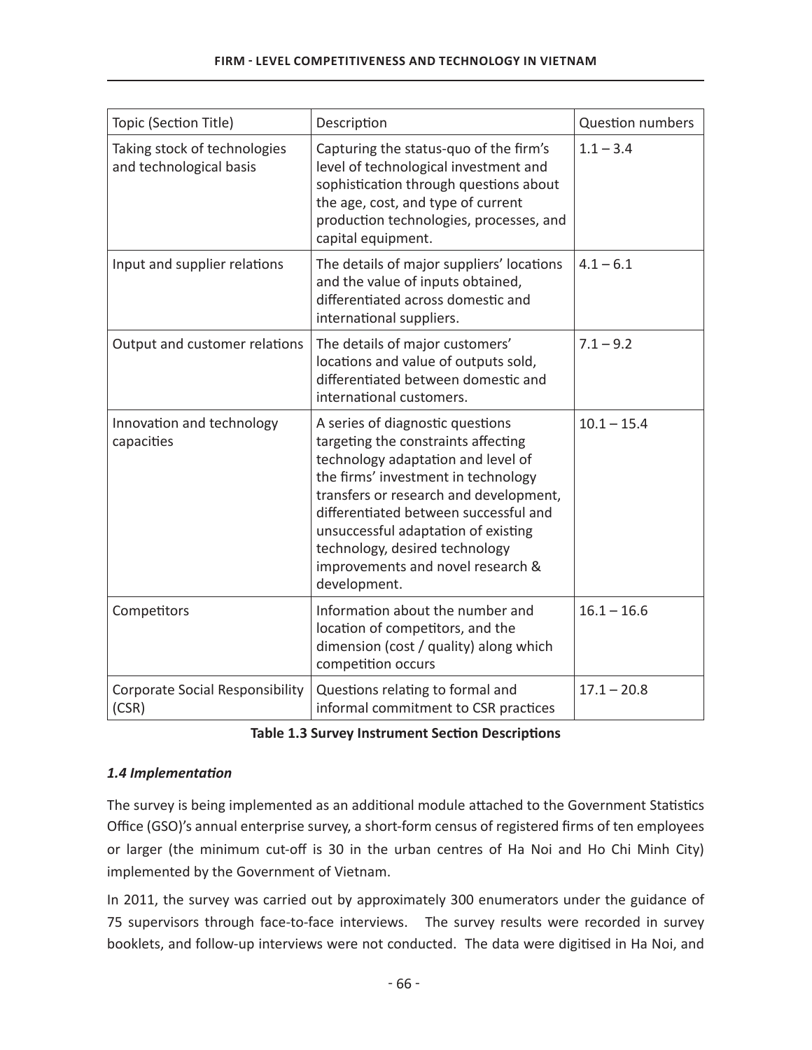| Topic (Section Title) | Description | Question numbers |
|---|---|---|
| Taking stock of technologies and technological basis | Capturing the status-quo of the firm's level of technological investment and sophistication through questions about the age, cost, and type of current production technologies, processes, and capital equipment. | 1.1 – 3.4 |
| Input and supplier relations | The details of major suppliers' locations and the value of inputs obtained, differentiated across domestic and international suppliers. | 4.1 – 6.1 |
| Output and customer relations | The details of major customers' locations and value of outputs sold, differentiated between domestic and international customers. | 7.1 – 9.2 |
| Innovation and technology capacities | A series of diagnostic questions targeting the constraints affecting technology adaptation and level of the firms' investment in technology transfers or research and development, differentiated between successful and unsuccessful adaptation of existing technology, desired technology improvements and novel research & development. | 10.1 – 15.4 |
| Competitors | Information about the number and location of competitors, and the dimension (cost / quality) along which competition occurs | 16.1 – 16.6 |
| Corporate Social Responsibility (CSR) | Questions relating to formal and informal commitment to CSR practices | 17.1 – 20.8 |

**Table 1.3 Survey Instrument Section Descriptions**

### *1.4 Implementation*

The survey is being implemented as an additional module attached to the Government Statistics Office (GSO)'s annual enterprise survey, a short-form census of registered firms of ten employees or larger (the minimum cut-off is 30 in the urban centres of Ha Noi and Ho Chi Minh City) implemented by the Government of Vietnam.

In 2011, the survey was carried out by approximately 300 enumerators under the guidance of 75 supervisors through face-to-face interviews. The survey results were recorded in survey booklets, and follow-up interviews were not conducted. The data were digitised in Ha Noi, and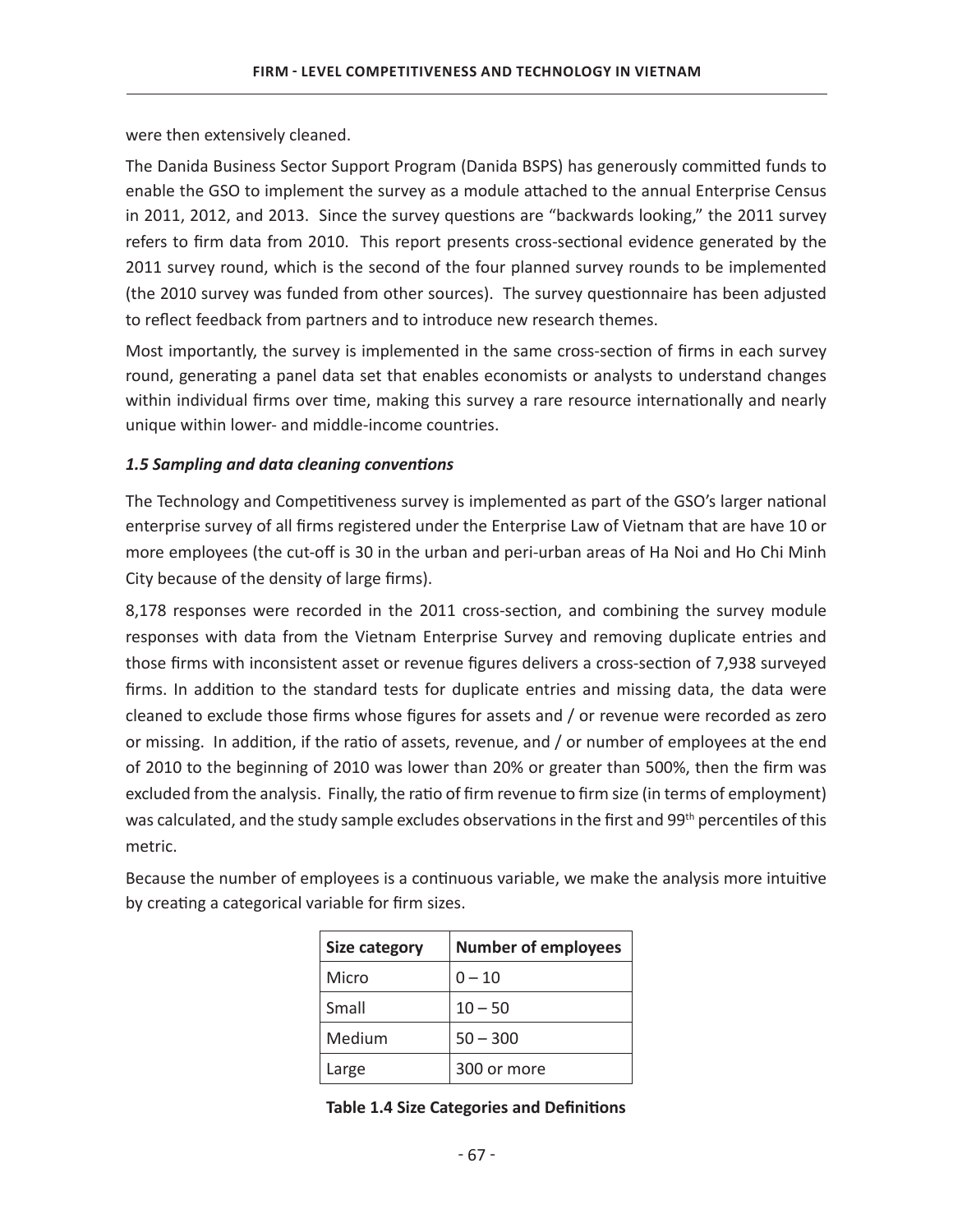were then extensively cleaned.

The Danida Business Sector Support Program (Danida BSPS) has generously committed funds to enable the GSO to implement the survey as a module attached to the annual Enterprise Census in 2011, 2012, and 2013. Since the survey questions are "backwards looking," the 2011 survey refers to firm data from 2010. This report presents cross-sectional evidence generated by the 2011 survey round, which is the second of the four planned survey rounds to be implemented (the 2010 survey was funded from other sources). The survey questionnaire has been adjusted to reflect feedback from partners and to introduce new research themes.

Most importantly, the survey is implemented in the same cross-section of firms in each survey round, generating a panel data set that enables economists or analysts to understand changes within individual firms over time, making this survey a rare resource internationally and nearly unique within lower- and middle-income countries.

### *1.5 Sampling and data cleaning conventions*

The Technology and Competitiveness survey is implemented as part of the GSO's larger national enterprise survey of all firms registered under the Enterprise Law of Vietnam that are have 10 or more employees (the cut-off is 30 in the urban and peri-urban areas of Ha Noi and Ho Chi Minh City because of the density of large firms).

8,178 responses were recorded in the 2011 cross-section, and combining the survey module responses with data from the Vietnam Enterprise Survey and removing duplicate entries and those firms with inconsistent asset or revenue figures delivers a cross-section of 7,938 surveyed firms. In addition to the standard tests for duplicate entries and missing data, the data were cleaned to exclude those firms whose figures for assets and / or revenue were recorded as zero or missing. In addition, if the ratio of assets, revenue, and / or number of employees at the end of 2010 to the beginning of 2010 was lower than 20% or greater than 500%, then the firm was excluded from the analysis. Finally, the ratio of firm revenue to firm size (in terms of employment) was calculated, and the study sample excludes observations in the first and 99th percentiles of this metric.

Because the number of employees is a continuous variable, we make the analysis more intuitive by creating a categorical variable for firm sizes.

| Size category | Number of employees |
|---|---|
| Micro | 0 – 10 |
| Small | 10 – 50 |
| Medium | 50 – 300 |
| Large | 300 or more |

**Table 1.4 Size Categories and Definitions**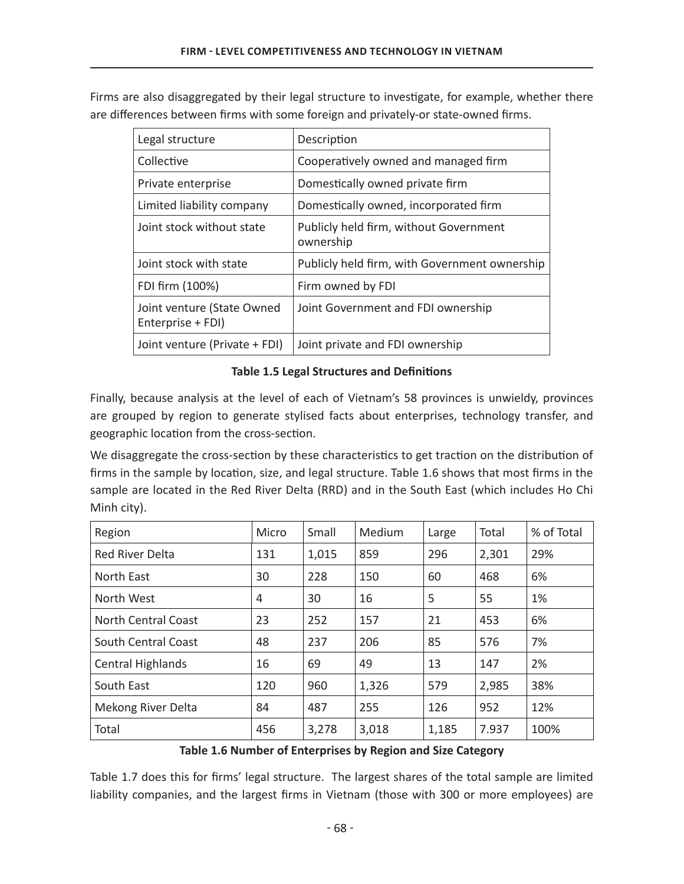Firms are also disaggregated by their legal structure to investigate, for example, whether there are differences between firms with some foreign and privately-or state-owned firms.

| Legal structure | Description |
|---|---|
| Collective | Cooperatively owned and managed firm |
| Private enterprise | Domestically owned private firm |
| Limited liability company | Domestically owned, incorporated firm |
| Joint stock without state | Publicly held firm, without Government ownership |
| Joint stock with state | Publicly held firm, with Government ownership |
| FDI firm (100%) | Firm owned by FDI |
| Joint venture (State Owned Enterprise + FDI) | Joint Government and FDI ownership |
| Joint venture (Private + FDI) | Joint private and FDI ownership |

**Table 1.5 Legal Structures and Definitions**

Finally, because analysis at the level of each of Vietnam's 58 provinces is unwieldy, provinces are grouped by region to generate stylised facts about enterprises, technology transfer, and geographic location from the cross-section.

We disaggregate the cross-section by these characteristics to get traction on the distribution of firms in the sample by location, size, and legal structure. Table 1.6 shows that most firms in the sample are located in the Red River Delta (RRD) and in the South East (which includes Ho Chi Minh city).

| Region | Micro | Small | Medium | Large | Total | % of Total |
|---|---|---|---|---|---|---|
| Red River Delta | 131 | 1,015 | 859 | 296 | 2,301 | 29% |
| North East | 30 | 228 | 150 | 60 | 468 | 6% |
| North West | 4 | 30 | 16 | 5 | 55 | 1% |
| North Central Coast | 23 | 252 | 157 | 21 | 453 | 6% |
| South Central Coast | 48 | 237 | 206 | 85 | 576 | 7% |
| Central Highlands | 16 | 69 | 49 | 13 | 147 | 2% |
| South East | 120 | 960 | 1,326 | 579 | 2,985 | 38% |
| Mekong River Delta | 84 | 487 | 255 | 126 | 952 | 12% |
| Total | 456 | 3,278 | 3,018 | 1,185 | 7.937 | 100% |

**Table 1.6 Number of Enterprises by Region and Size Category**

Table 1.7 does this for firms' legal structure. The largest shares of the total sample are limited liability companies, and the largest firms in Vietnam (those with 300 or more employees) are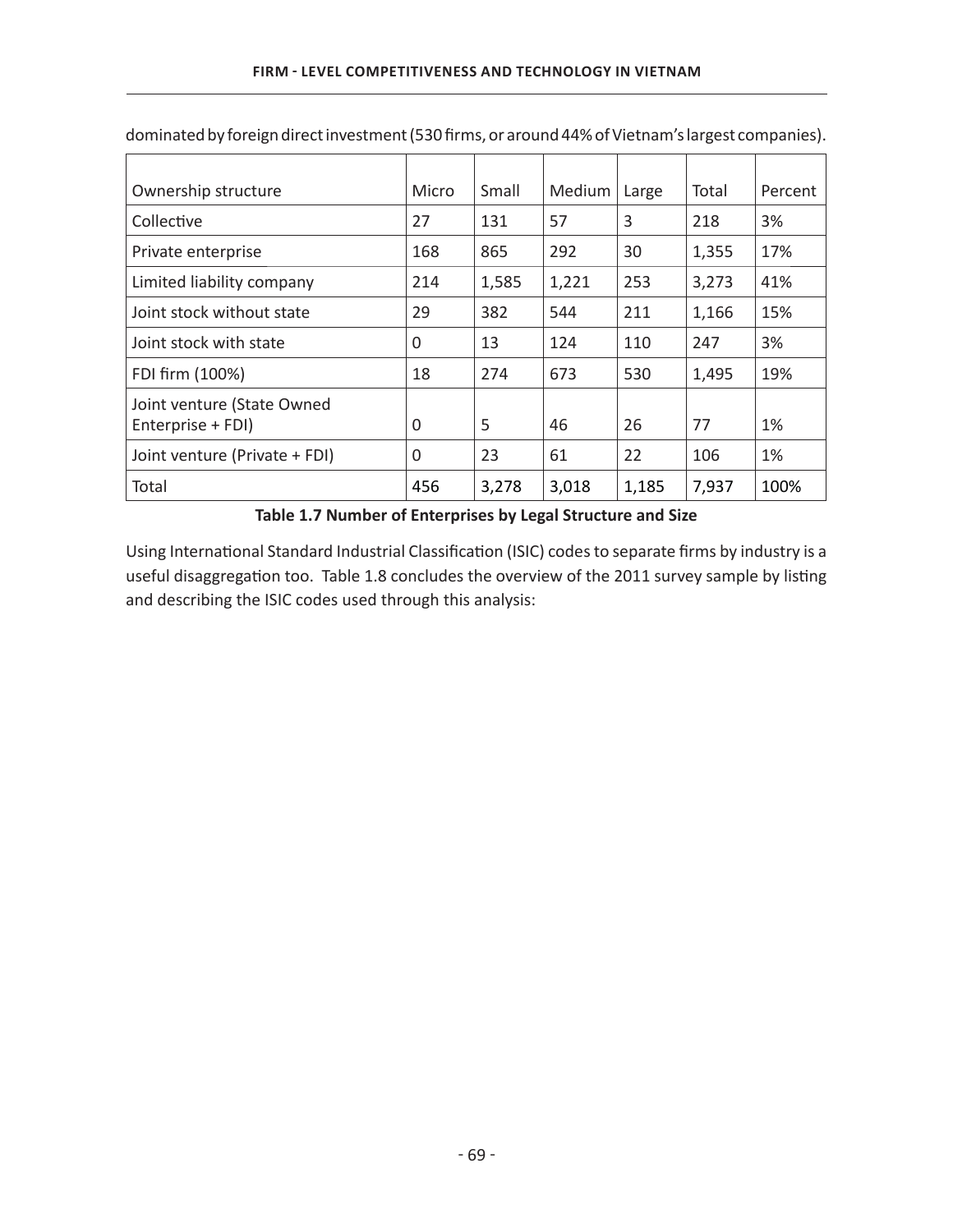dominated by foreign direct investment (530 firms, or around 44% of Vietnam's largest companies).

| Ownership structure | Micro | Small | Medium | Large | Total | Percent |
|---|---|---|---|---|---|---|
| Collective | 27 | 131 | 57 | 3 | 218 | 3% |
| Private enterprise | 168 | 865 | 292 | 30 | 1,355 | 17% |
| Limited liability company | 214 | 1,585 | 1,221 | 253 | 3,273 | 41% |
| Joint stock without state | 29 | 382 | 544 | 211 | 1,166 | 15% |
| Joint stock with state | 0 | 13 | 124 | 110 | 247 | 3% |
| FDI firm (100%) | 18 | 274 | 673 | 530 | 1,495 | 19% |
| Joint venture (State Owned Enterprise + FDI) | 0 | 5 | 46 | 26 | 77 | 1% |
| Joint venture (Private + FDI) | 0 | 23 | 61 | 22 | 106 | 1% |
| Total | 456 | 3,278 | 3,018 | 1,185 | 7,937 | 100% |

**Table 1.7 Number of Enterprises by Legal Structure and Size**

Using International Standard Industrial Classification (ISIC) codes to separate firms by industry is a useful disaggregation too. Table 1.8 concludes the overview of the 2011 survey sample by listing and describing the ISIC codes used through this analysis: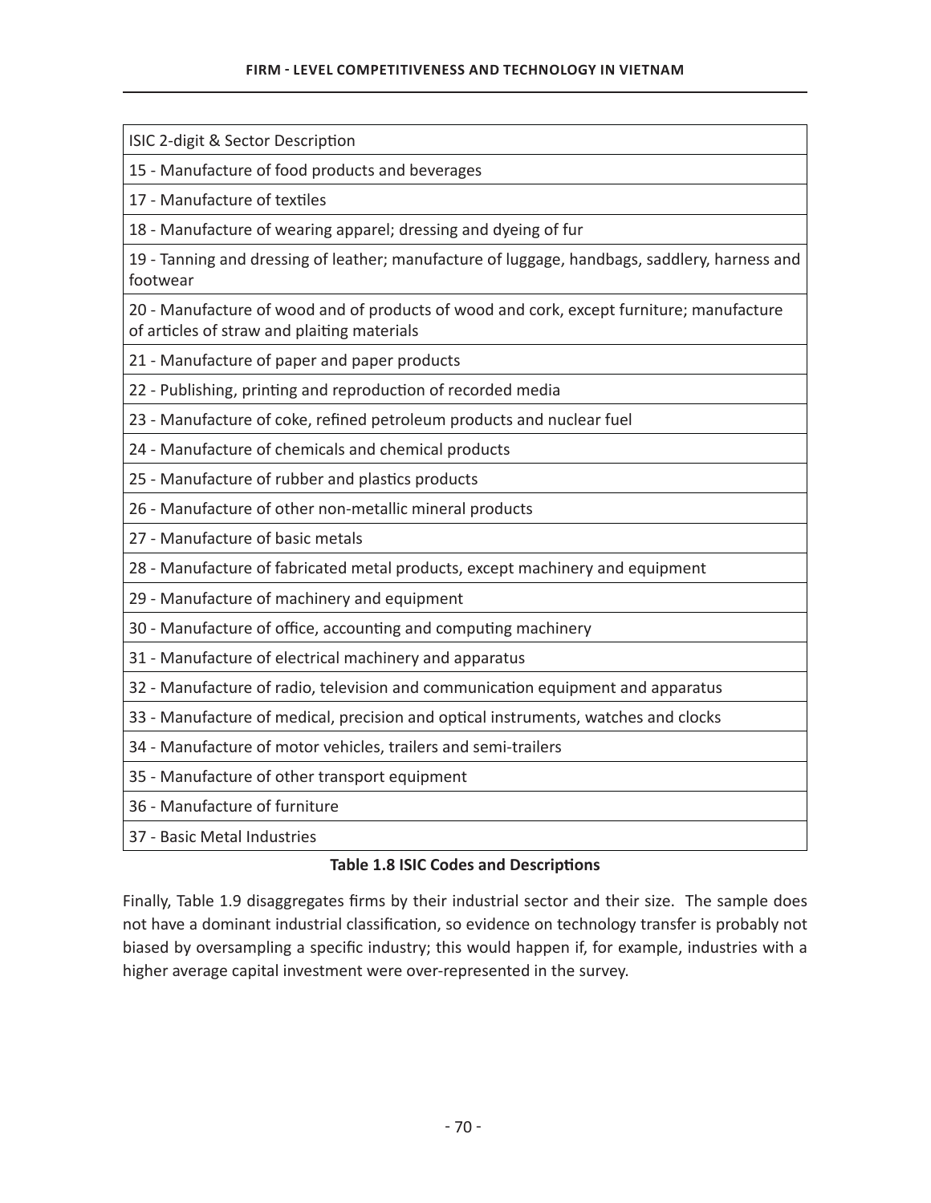| ISIC 2-digit & Sector Description |
|---|
| 15 - Manufacture of food products and beverages |
| 17 - Manufacture of textiles |
| 18 - Manufacture of wearing apparel; dressing and dyeing of fur |
| 19 - Tanning and dressing of leather; manufacture of luggage, handbags, saddlery, harness and footwear |
| 20 - Manufacture of wood and of products of wood and cork, except furniture; manufacture of articles of straw and plaiting materials |
| 21 - Manufacture of paper and paper products |
| 22 - Publishing, printing and reproduction of recorded media |
| 23 - Manufacture of coke, refined petroleum products and nuclear fuel |
| 24 - Manufacture of chemicals and chemical products |
| 25 - Manufacture of rubber and plastics products |
| 26 - Manufacture of other non-metallic mineral products |
| 27 - Manufacture of basic metals |
| 28 - Manufacture of fabricated metal products, except machinery and equipment |
| 29 - Manufacture of machinery and equipment |
| 30 - Manufacture of office, accounting and computing machinery |
| 31 - Manufacture of electrical machinery and apparatus |
| 32 - Manufacture of radio, television and communication equipment and apparatus |
| 33 - Manufacture of medical, precision and optical instruments, watches and clocks |
| 34 - Manufacture of motor vehicles, trailers and semi-trailers |
| 35 - Manufacture of other transport equipment |
| 36 - Manufacture of furniture |
| 37 - Basic Metal Industries |

**Table 1.8 ISIC Codes and Descriptions**

Finally, Table 1.9 disaggregates firms by their industrial sector and their size. The sample does not have a dominant industrial classification, so evidence on technology transfer is probably not biased by oversampling a specific industry; this would happen if, for example, industries with a higher average capital investment were over-represented in the survey.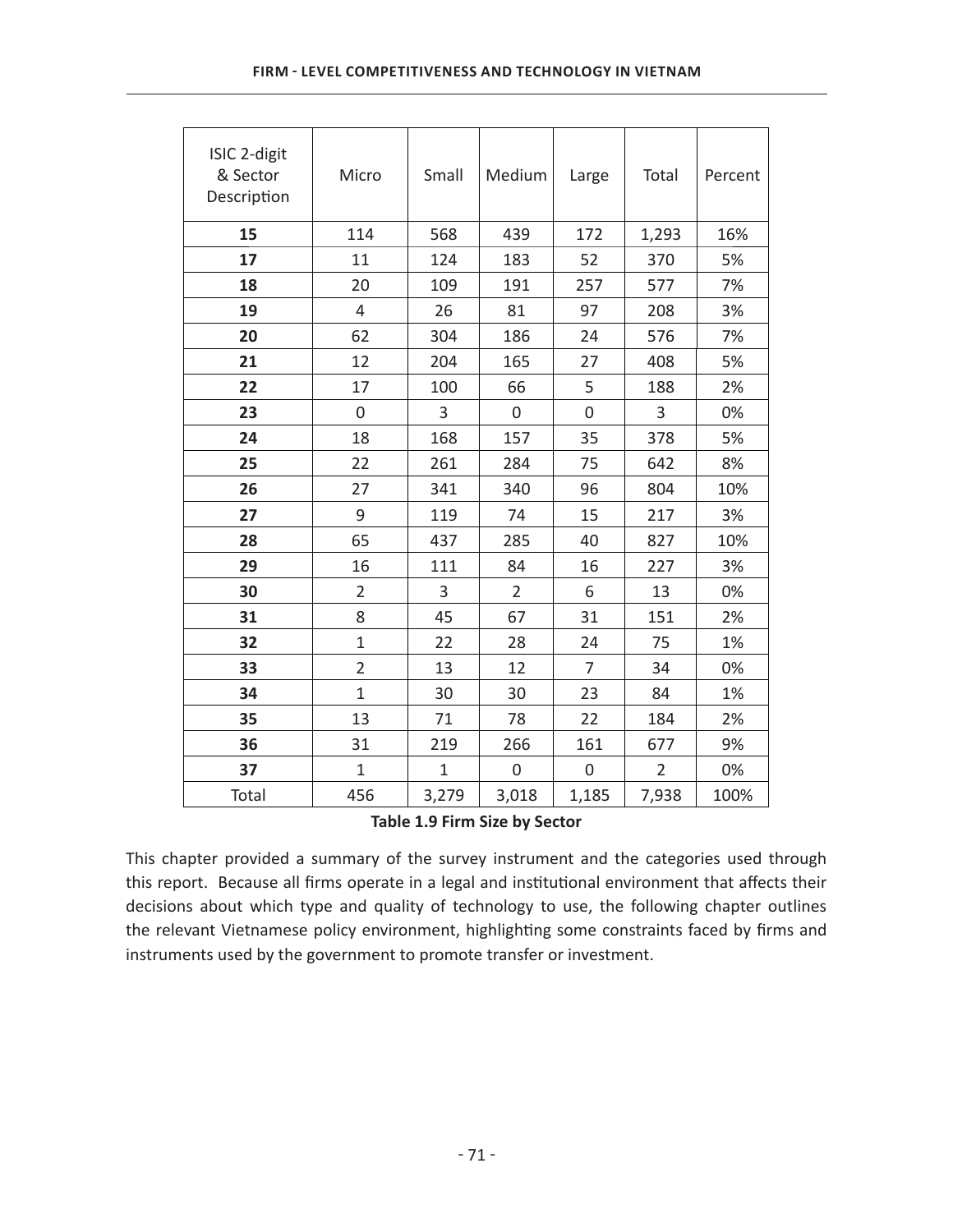| ISIC 2-digit & Sector Description | Micro | Small | Medium | Large | Total | Percent |
|---|---|---|---|---|---|---|
| **15** | 114 | 568 | 439 | 172 | 1,293 | 16% |
| **17** | 11 | 124 | 183 | 52 | 370 | 5% |
| **18** | 20 | 109 | 191 | 257 | 577 | 7% |
| **19** | 4 | 26 | 81 | 97 | 208 | 3% |
| **20** | 62 | 304 | 186 | 24 | 576 | 7% |
| **21** | 12 | 204 | 165 | 27 | 408 | 5% |
| **22** | 17 | 100 | 66 | 5 | 188 | 2% |
| **23** | 0 | 3 | 0 | 0 | 3 | 0% |
| **24** | 18 | 168 | 157 | 35 | 378 | 5% |
| **25** | 22 | 261 | 284 | 75 | 642 | 8% |
| **26** | 27 | 341 | 340 | 96 | 804 | 10% |
| **27** | 9 | 119 | 74 | 15 | 217 | 3% |
| **28** | 65 | 437 | 285 | 40 | 827 | 10% |
| **29** | 16 | 111 | 84 | 16 | 227 | 3% |
| **30** | 2 | 3 | 2 | 6 | 13 | 0% |
| **31** | 8 | 45 | 67 | 31 | 151 | 2% |
| **32** | 1 | 22 | 28 | 24 | 75 | 1% |
| **33** | 2 | 13 | 12 | 7 | 34 | 0% |
| **34** | 1 | 30 | 30 | 23 | 84 | 1% |
| **35** | 13 | 71 | 78 | 22 | 184 | 2% |
| **36** | 31 | 219 | 266 | 161 | 677 | 9% |
| **37** | 1 | 1 | 0 | 0 | 2 | 0% |
| Total | 456 | 3,279 | 3,018 | 1,185 | 7,938 | 100% |

**Table 1.9 Firm Size by Sector**

This chapter provided a summary of the survey instrument and the categories used through this report. Because all firms operate in a legal and institutional environment that affects their decisions about which type and quality of technology to use, the following chapter outlines the relevant Vietnamese policy environment, highlighting some constraints faced by firms and instruments used by the government to promote transfer or investment.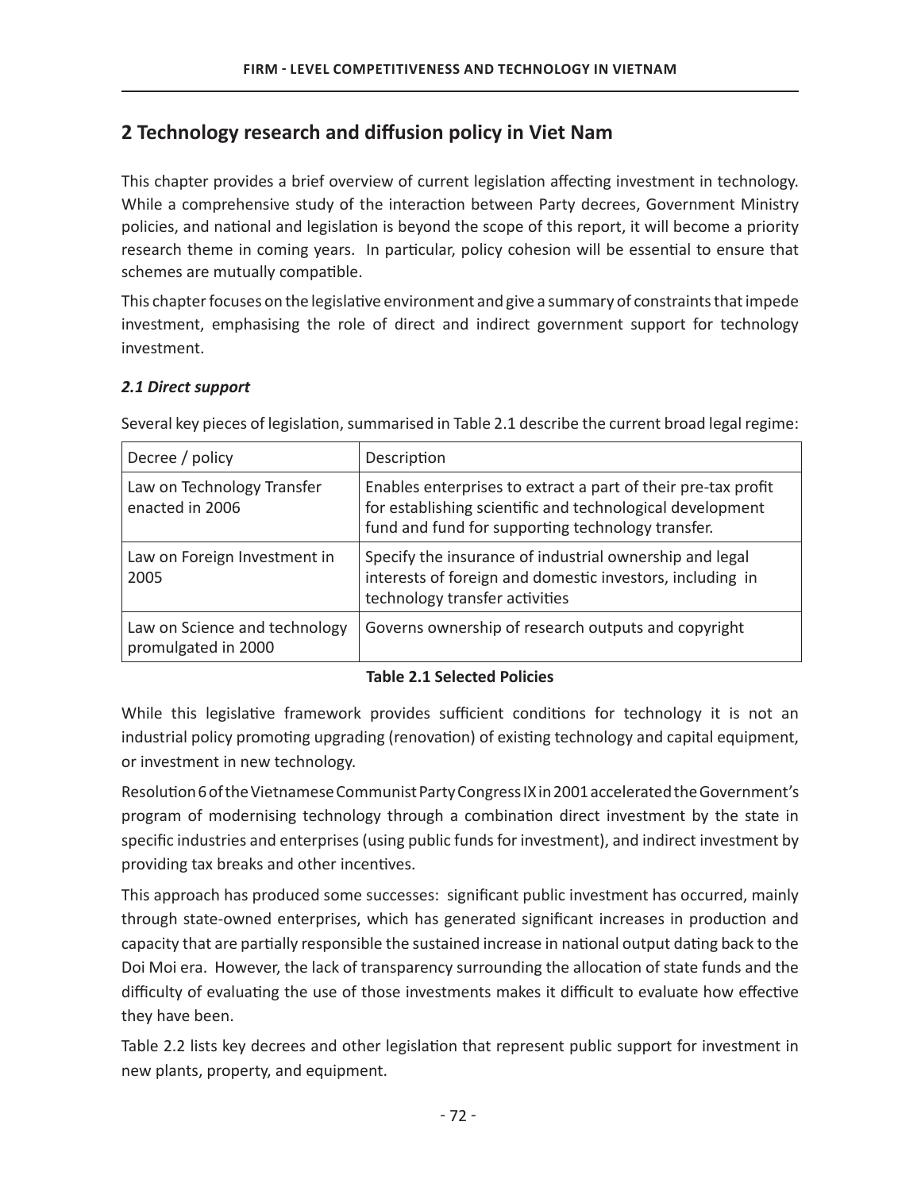## 2 Technology research and diffusion policy in Viet Nam

This chapter provides a brief overview of current legislation affecting investment in technology. While a comprehensive study of the interaction between Party decrees, Government Ministry policies, and national and legislation is beyond the scope of this report, it will become a priority research theme in coming years. In particular, policy cohesion will be essential to ensure that schemes are mutually compatible.

This chapter focuses on the legislative environment and give a summary of constraints that impede investment, emphasising the role of direct and indirect government support for technology investment.

### *2.1 Direct support*

Several key pieces of legislation, summarised in Table 2.1 describe the current broad legal regime:

| Decree / policy | Description |
|---|---|
| Law on Technology Transfer enacted in 2006 | Enables enterprises to extract a part of their pre-tax profit for establishing scientific and technological development fund and fund for supporting technology transfer. |
| Law on Foreign Investment in 2005 | Specify the insurance of industrial ownership and legal interests of foreign and domestic investors, including in technology transfer activities |
| Law on Science and technology promulgated in 2000 | Governs ownership of research outputs and copyright |

**Table 2.1 Selected Policies**

While this legislative framework provides sufficient conditions for technology it is not an industrial policy promoting upgrading (renovation) of existing technology and capital equipment, or investment in new technology.

Resolution 6 of the Vietnamese Communist Party Congress IX in 2001 accelerated the Government's program of modernising technology through a combination direct investment by the state in specific industries and enterprises (using public funds for investment), and indirect investment by providing tax breaks and other incentives.

This approach has produced some successes: significant public investment has occurred, mainly through state-owned enterprises, which has generated significant increases in production and capacity that are partially responsible the sustained increase in national output dating back to the Doi Moi era. However, the lack of transparency surrounding the allocation of state funds and the difficulty of evaluating the use of those investments makes it difficult to evaluate how effective they have been.

Table 2.2 lists key decrees and other legislation that represent public support for investment in new plants, property, and equipment.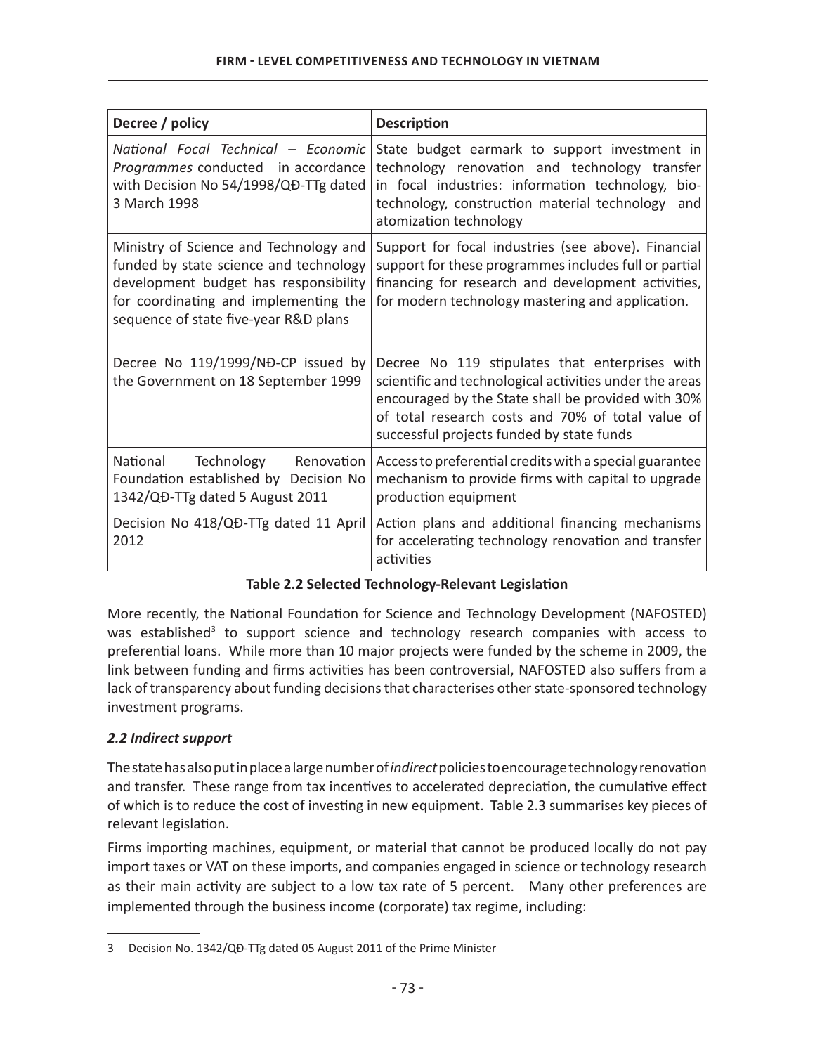| Decree / policy | Description |
| --- | --- |
| *National Focal Technical – Economic Programmes* conducted in accordance with Decision No 54/1998/QĐ-TTg dated 3 March 1998 | State budget earmark to support investment in technology renovation and technology transfer in focal industries: information technology, bio-technology, construction material technology and atomization technology |
| Ministry of Science and Technology and funded by state science and technology development budget has responsibility for coordinating and implementing the sequence of state five-year R&D plans | Support for focal industries (see above). Financial support for these programmes includes full or partial financing for research and development activities, for modern technology mastering and application. |
| Decree No 119/1999/NĐ-CP issued by the Government on 18 September 1999 | Decree No 119 stipulates that enterprises with scientific and technological activities under the areas encouraged by the State shall be provided with 30% of total research costs and 70% of total value of successful projects funded by state funds |
| National Technology Renovation Foundation established by Decision No 1342/QĐ-TTg dated 5 August 2011 | Access to preferential credits with a special guarantee mechanism to provide firms with capital to upgrade production equipment |
| Decision No 418/QĐ-TTg dated 11 April 2012 | Action plans and additional financing mechanisms for accelerating technology renovation and transfer activities |

**Table 2.2 Selected Technology-Relevant Legislation**

More recently, the National Foundation for Science and Technology Development (NAFOSTED) was established[3] to support science and technology research companies with access to preferential loans. While more than 10 major projects were funded by the scheme in 2009, the link between funding and firms activities has been controversial, NAFOSTED also suffers from a lack of transparency about funding decisions that characterises other state-sponsored technology investment programs.

### *2.2 Indirect support*

The state has also put in place a large number of *indirect* policies to encourage technology renovation and transfer. These range from tax incentives to accelerated depreciation, the cumulative effect of which is to reduce the cost of investing in new equipment. Table 2.3 summarises key pieces of relevant legislation.

Firms importing machines, equipment, or material that cannot be produced locally do not pay import taxes or VAT on these imports, and companies engaged in science or technology research as their main activity are subject to a low tax rate of 5 percent. Many other preferences are implemented through the business income (corporate) tax regime, including:

[3] Decision No. 1342/QĐ-TTg dated 05 August 2011 of the Prime Minister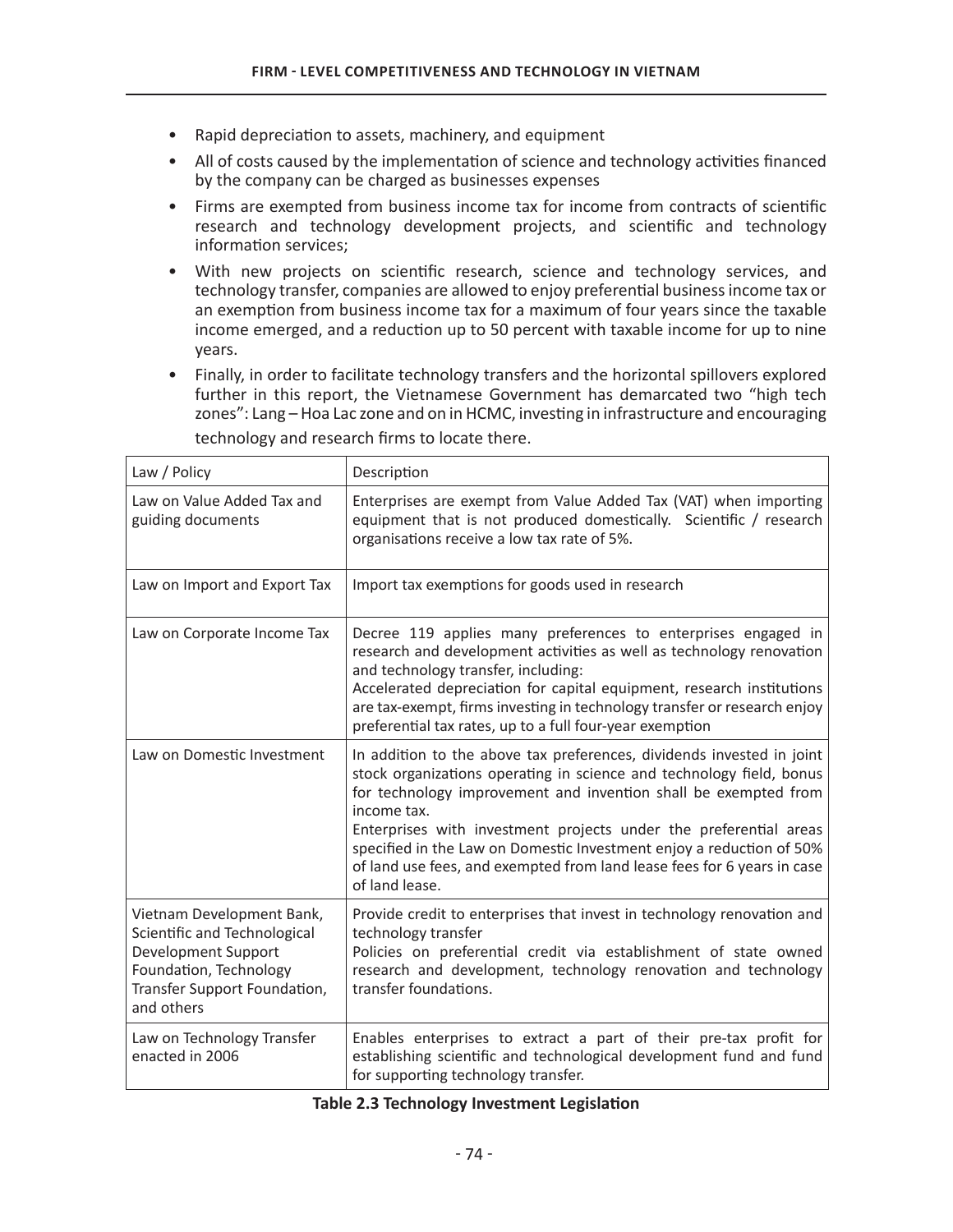- Rapid depreciation to assets, machinery, and equipment
- All of costs caused by the implementation of science and technology activities financed by the company can be charged as businesses expenses
- Firms are exempted from business income tax for income from contracts of scientific research and technology development projects, and scientific and technology information services;
- With new projects on scientific research, science and technology services, and technology transfer, companies are allowed to enjoy preferential business income tax or an exemption from business income tax for a maximum of four years since the taxable income emerged, and a reduction up to 50 percent with taxable income for up to nine years.
- Finally, in order to facilitate technology transfers and the horizontal spillovers explored further in this report, the Vietnamese Government has demarcated two "high tech zones": Lang – Hoa Lac zone and on in HCMC, investing in infrastructure and encouraging technology and research firms to locate there.

| Law / Policy | Description |
|---|---|
| Law on Value Added Tax and guiding documents | Enterprises are exempt from Value Added Tax (VAT) when importing equipment that is not produced domestically. Scientific / research organisations receive a low tax rate of 5%. |
| Law on Import and Export Tax | Import tax exemptions for goods used in research |
| Law on Corporate Income Tax | Decree 119 applies many preferences to enterprises engaged in research and development activities as well as technology renovation and technology transfer, including:<br>Accelerated depreciation for capital equipment, research institutions are tax-exempt, firms investing in technology transfer or research enjoy preferential tax rates, up to a full four-year exemption |
| Law on Domestic Investment | In addition to the above tax preferences, dividends invested in joint stock organizations operating in science and technology field, bonus for technology improvement and invention shall be exempted from income tax.<br>Enterprises with investment projects under the preferential areas specified in the Law on Domestic Investment enjoy a reduction of 50% of land use fees, and exempted from land lease fees for 6 years in case of land lease. |
| Vietnam Development Bank, Scientific and Technological Development Support Foundation, Technology Transfer Support Foundation, and others | Provide credit to enterprises that invest in technology renovation and technology transfer<br>Policies on preferential credit via establishment of state owned research and development, technology renovation and technology transfer foundations. |
| Law on Technology Transfer enacted in 2006 | Enables enterprises to extract a part of their pre-tax profit for establishing scientific and technological development fund and fund for supporting technology transfer. |

**Table 2.3 Technology Investment Legislation**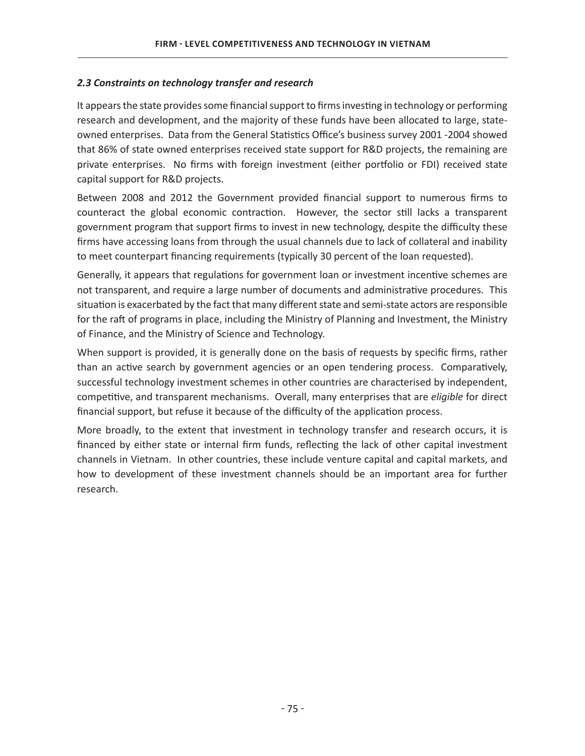### *2.3 Constraints on technology transfer and research*

It appears the state provides some financial support to firms investing in technology or performing research and development, and the majority of these funds have been allocated to large, state-owned enterprises. Data from the General Statistics Office's business survey 2001 -2004 showed that 86% of state owned enterprises received state support for R&D projects, the remaining are private enterprises. No firms with foreign investment (either portfolio or FDI) received state capital support for R&D projects.

Between 2008 and 2012 the Government provided financial support to numerous firms to counteract the global economic contraction. However, the sector still lacks a transparent government program that support firms to invest in new technology, despite the difficulty these firms have accessing loans from through the usual channels due to lack of collateral and inability to meet counterpart financing requirements (typically 30 percent of the loan requested).

Generally, it appears that regulations for government loan or investment incentive schemes are not transparent, and require a large number of documents and administrative procedures. This situation is exacerbated by the fact that many different state and semi-state actors are responsible for the raft of programs in place, including the Ministry of Planning and Investment, the Ministry of Finance, and the Ministry of Science and Technology.

When support is provided, it is generally done on the basis of requests by specific firms, rather than an active search by government agencies or an open tendering process. Comparatively, successful technology investment schemes in other countries are characterised by independent, competitive, and transparent mechanisms. Overall, many enterprises that are *eligible* for direct financial support, but refuse it because of the difficulty of the application process.

More broadly, to the extent that investment in technology transfer and research occurs, it is financed by either state or internal firm funds, reflecting the lack of other capital investment channels in Vietnam. In other countries, these include venture capital and capital markets, and how to development of these investment channels should be an important area for further research.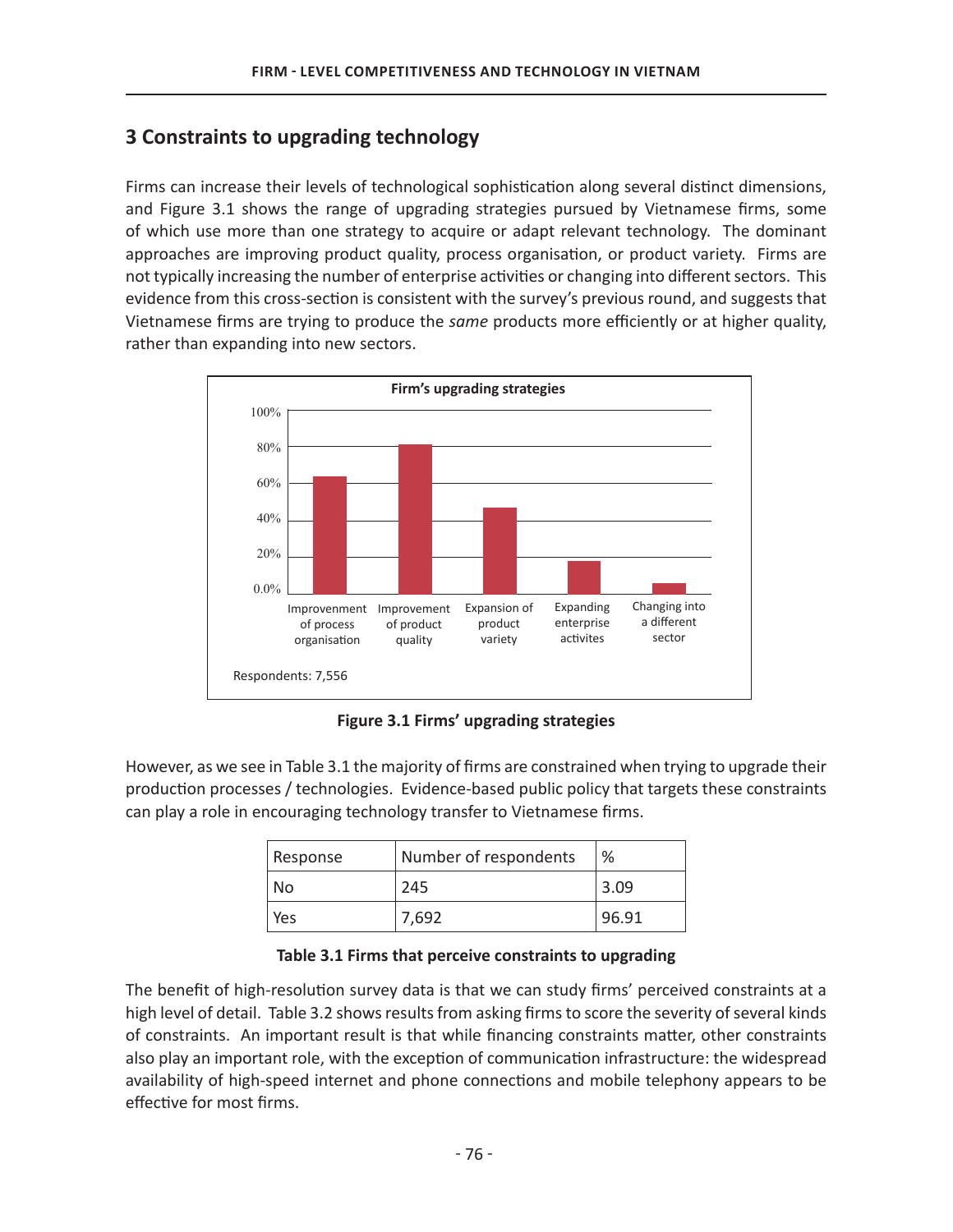## 3 Constraints to upgrading technology

Firms can increase their levels of technological sophistication along several distinct dimensions, and Figure 3.1 shows the range of upgrading strategies pursued by Vietnamese firms, some of which use more than one strategy to acquire or adapt relevant technology. The dominant approaches are improving product quality, process organisation, or product variety. Firms are not typically increasing the number of enterprise activities or changing into different sectors. This evidence from this cross-section is consistent with the survey's previous round, and suggests that Vietnamese firms are trying to produce the *same* products more efficiently or at higher quality, rather than expanding into new sectors.

**Firm's upgrading strategies**

100%
80%
60%
40%
20%
0.0%

Improvenment of process organisation | Improvement of product quality | Expansion of product variety | Expanding enterprise activites | Changing into a different sector

Respondents: 7,556

**Figure 3.1 Firms' upgrading strategies**

However, as we see in Table 3.1 the majority of firms are constrained when trying to upgrade their production processes / technologies. Evidence-based public policy that targets these constraints can play a role in encouraging technology transfer to Vietnamese firms.

| Response | Number of respondents | % |
|---|---|---|
| No | 245 | 3.09 |
| Yes | 7,692 | 96.91 |

**Table 3.1 Firms that perceive constraints to upgrading**

The benefit of high-resolution survey data is that we can study firms' perceived constraints at a high level of detail. Table 3.2 shows results from asking firms to score the severity of several kinds of constraints. An important result is that while financing constraints matter, other constraints also play an important role, with the exception of communication infrastructure: the widespread availability of high-speed internet and phone connections and mobile telephony appears to be effective for most firms.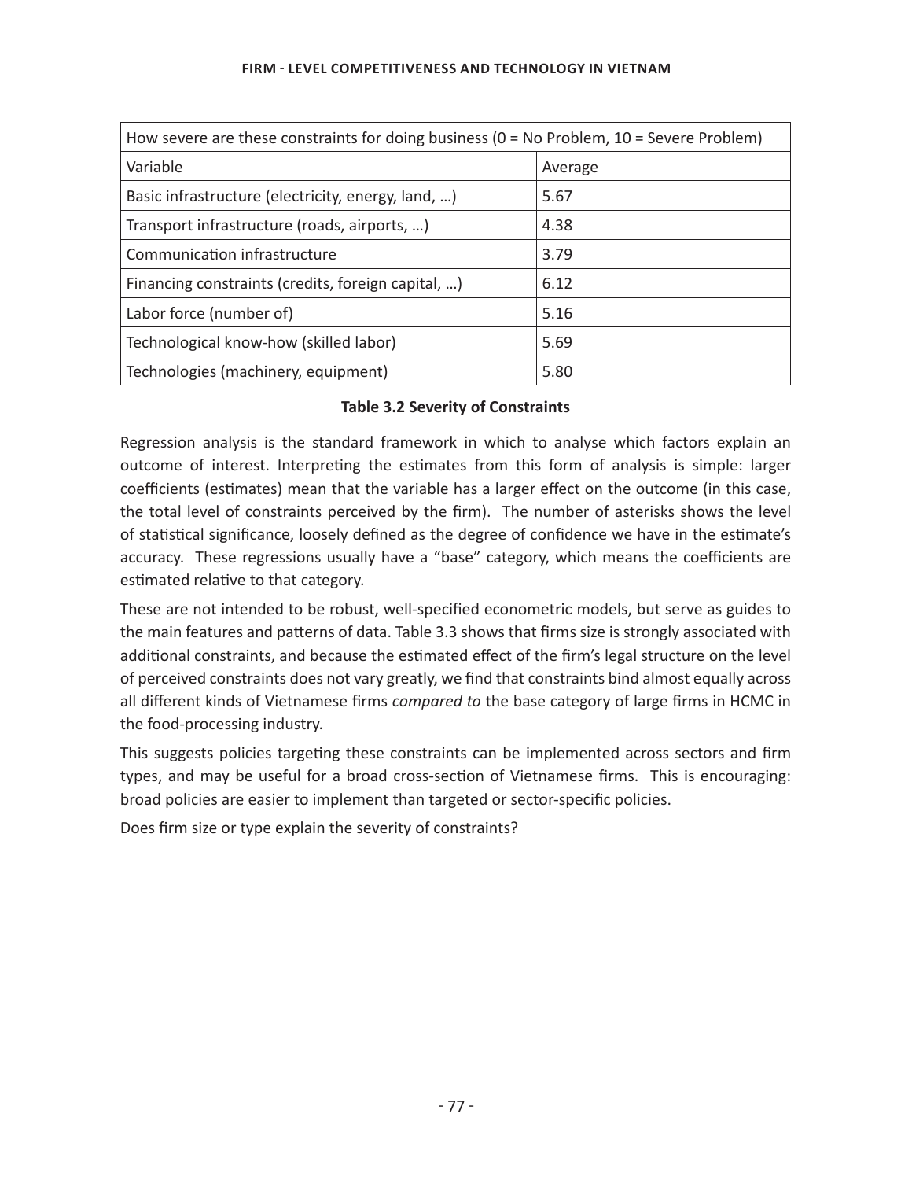| How severe are these constraints for doing business (0 = No Problem, 10 = Severe Problem) | |
|---|---|
| Variable | Average |
| Basic infrastructure (electricity, energy, land, …) | 5.67 |
| Transport infrastructure (roads, airports, …) | 4.38 |
| Communication infrastructure | 3.79 |
| Financing constraints (credits, foreign capital, …) | 6.12 |
| Labor force (number of) | 5.16 |
| Technological know-how (skilled labor) | 5.69 |
| Technologies (machinery, equipment) | 5.80 |

**Table 3.2 Severity of Constraints**

Regression analysis is the standard framework in which to analyse which factors explain an outcome of interest. Interpreting the estimates from this form of analysis is simple: larger coefficients (estimates) mean that the variable has a larger effect on the outcome (in this case, the total level of constraints perceived by the firm). The number of asterisks shows the level of statistical significance, loosely defined as the degree of confidence we have in the estimate's accuracy. These regressions usually have a "base" category, which means the coefficients are estimated relative to that category.

These are not intended to be robust, well-specified econometric models, but serve as guides to the main features and patterns of data. Table 3.3 shows that firms size is strongly associated with additional constraints, and because the estimated effect of the firm's legal structure on the level of perceived constraints does not vary greatly, we find that constraints bind almost equally across all different kinds of Vietnamese firms *compared to* the base category of large firms in HCMC in the food-processing industry.

This suggests policies targeting these constraints can be implemented across sectors and firm types, and may be useful for a broad cross-section of Vietnamese firms. This is encouraging: broad policies are easier to implement than targeted or sector-specific policies.

Does firm size or type explain the severity of constraints?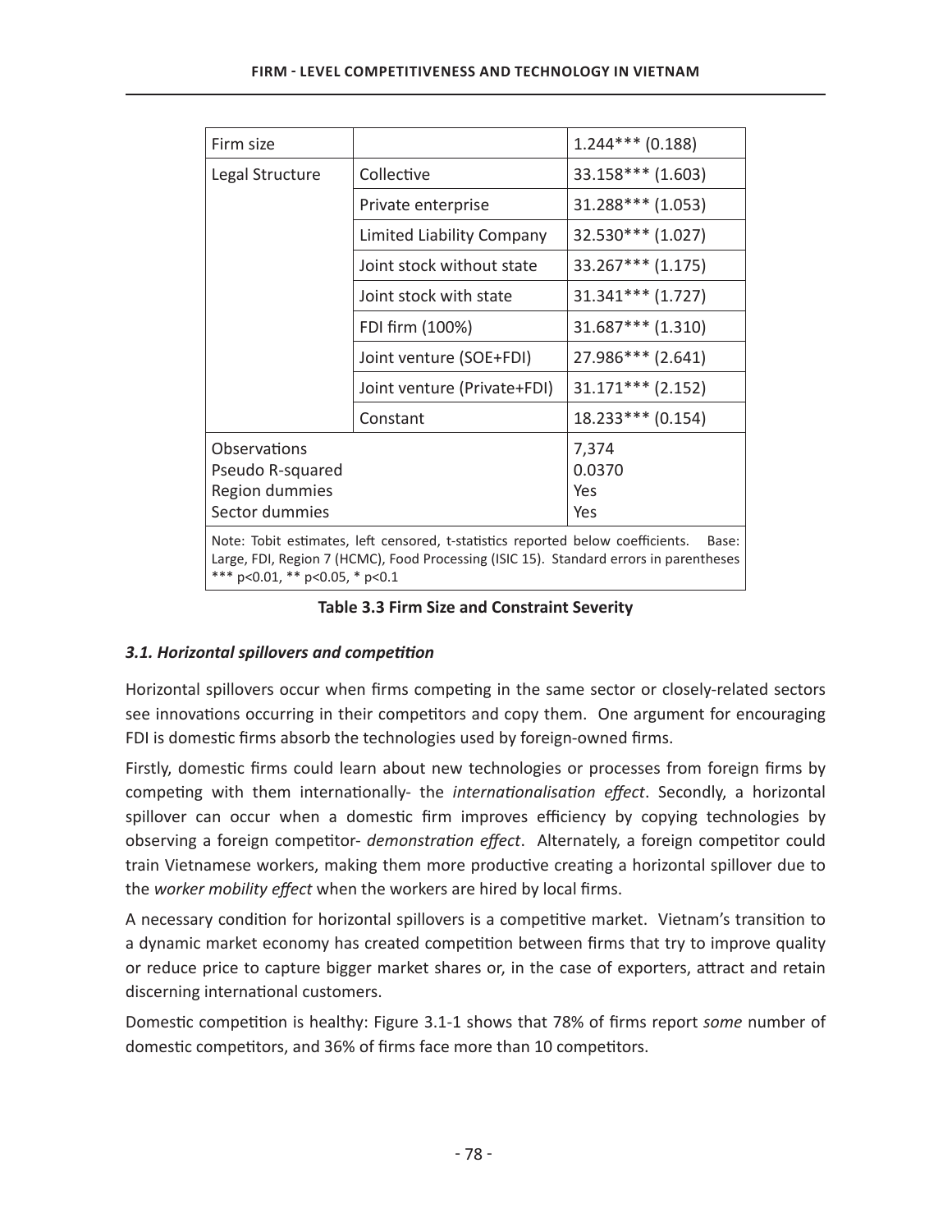| | | |
|---|---|---|
| Firm size | | 1.244*** (0.188) |
| Legal Structure | Collective | 33.158*** (1.603) |
| | Private enterprise | 31.288*** (1.053) |
| | Limited Liability Company | 32.530*** (1.027) |
| | Joint stock without state | 33.267*** (1.175) |
| | Joint stock with state | 31.341*** (1.727) |
| | FDI firm (100%) | 31.687*** (1.310) |
| | Joint venture (SOE+FDI) | 27.986*** (2.641) |
| | Joint venture (Private+FDI) | 31.171*** (2.152) |
| | Constant | 18.233*** (0.154) |
| Observations | | 7,374 |
| Pseudo R-squared | | 0.0370 |
| Region dummies | | Yes |
| Sector dummies | | Yes |

Note: Tobit estimates, left censored, t-statistics reported below coefficients. Base: Large, FDI, Region 7 (HCMC), Food Processing (ISIC 15). Standard errors in parentheses *** p<0.01, ** p<0.05, * p<0.1

**Table 3.3 Firm Size and Constraint Severity**

### *3.1. Horizontal spillovers and competition*

Horizontal spillovers occur when firms competing in the same sector or closely-related sectors see innovations occurring in their competitors and copy them. One argument for encouraging FDI is domestic firms absorb the technologies used by foreign-owned firms.

Firstly, domestic firms could learn about new technologies or processes from foreign firms by competing with them internationally- the *internationalisation effect*. Secondly, a horizontal spillover can occur when a domestic firm improves efficiency by copying technologies by observing a foreign competitor- *demonstration effect*. Alternately, a foreign competitor could train Vietnamese workers, making them more productive creating a horizontal spillover due to the *worker mobility effect* when the workers are hired by local firms.

A necessary condition for horizontal spillovers is a competitive market. Vietnam's transition to a dynamic market economy has created competition between firms that try to improve quality or reduce price to capture bigger market shares or, in the case of exporters, attract and retain discerning international customers.

Domestic competition is healthy: Figure 3.1-1 shows that 78% of firms report *some* number of domestic competitors, and 36% of firms face more than 10 competitors.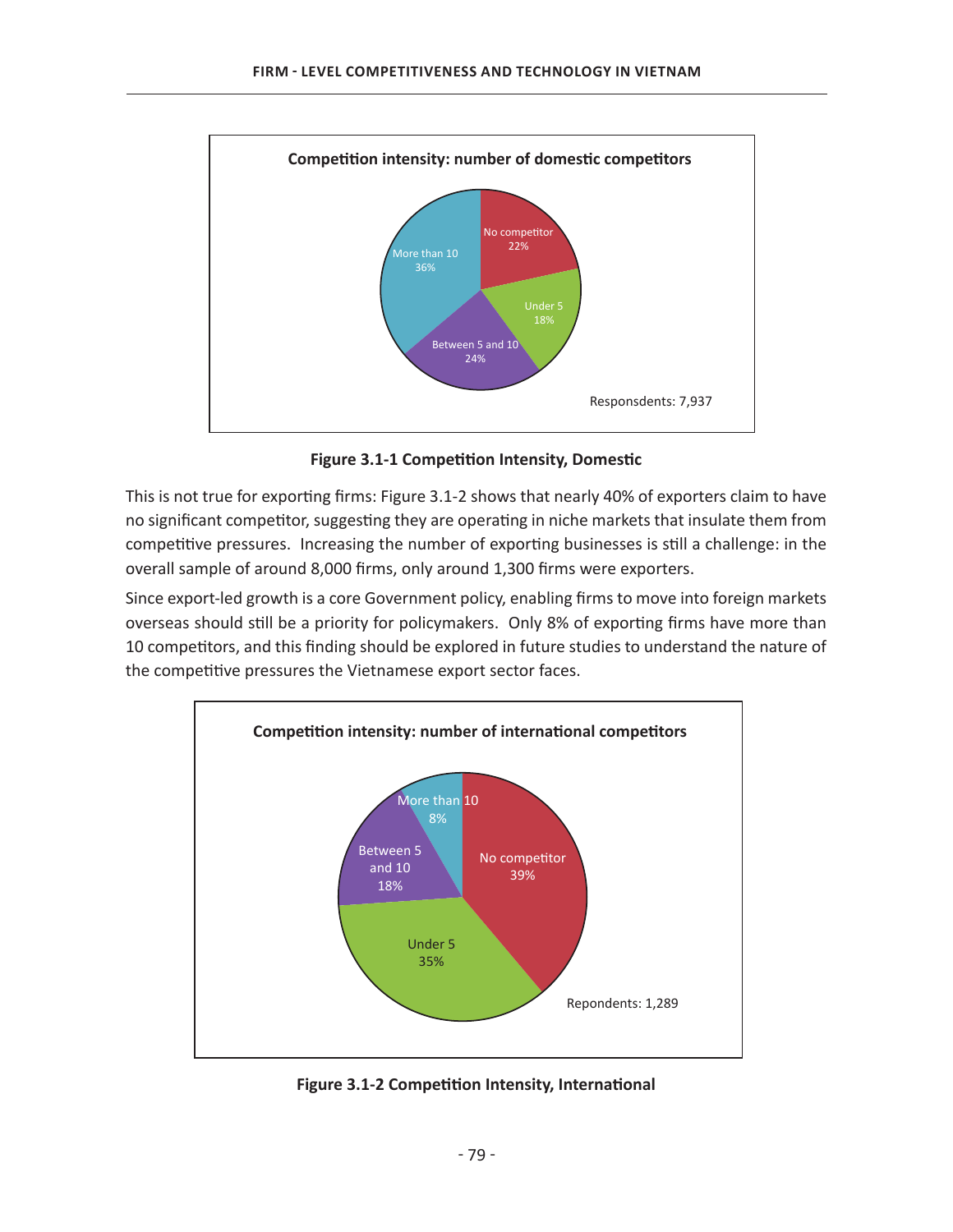**Competition intensity: number of domestic competitors**

| Category | Share |
| --- | --- |
| No competitor | 22% |
| Under 5 | 18% |
| Between 5 and 10 | 24% |
| More than 10 | 36% |

Responsdents: 7,937

**Figure 3.1-1 Competition Intensity, Domestic**

This is not true for exporting firms: Figure 3.1-2 shows that nearly 40% of exporters claim to have no significant competitor, suggesting they are operating in niche markets that insulate them from competitive pressures. Increasing the number of exporting businesses is still a challenge: in the overall sample of around 8,000 firms, only around 1,300 firms were exporters.

Since export-led growth is a core Government policy, enabling firms to move into foreign markets overseas should still be a priority for policymakers. Only 8% of exporting firms have more than 10 competitors, and this finding should be explored in future studies to understand the nature of the competitive pressures the Vietnamese export sector faces.

**Competition intensity: number of international competitors**

| Category | Share |
| --- | --- |
| No competitor | 39% |
| Under 5 | 35% |
| Between 5 and 10 | 18% |
| More than 10 | 8% |

Repondents: 1,289

**Figure 3.1-2 Competition Intensity, International**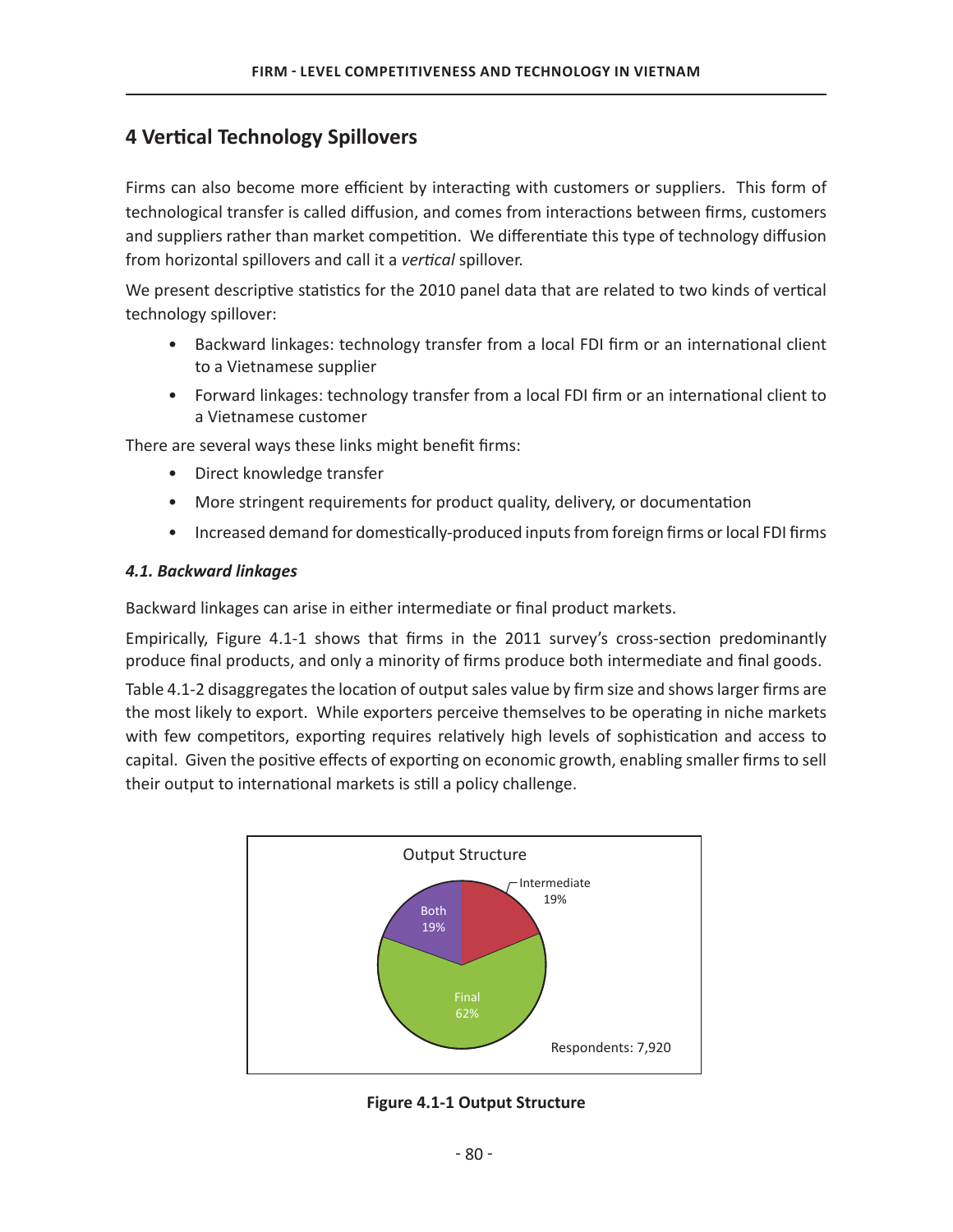## 4 Vertical Technology Spillovers

Firms can also become more efficient by interacting with customers or suppliers. This form of technological transfer is called diffusion, and comes from interactions between firms, customers and suppliers rather than market competition. We differentiate this type of technology diffusion from horizontal spillovers and call it a *vertical* spillover.

We present descriptive statistics for the 2010 panel data that are related to two kinds of vertical technology spillover:

- Backward linkages: technology transfer from a local FDI firm or an international client to a Vietnamese supplier
- Forward linkages: technology transfer from a local FDI firm or an international client to a Vietnamese customer

There are several ways these links might benefit firms:

- Direct knowledge transfer
- More stringent requirements for product quality, delivery, or documentation
- Increased demand for domestically-produced inputs from foreign firms or local FDI firms

### *4.1. Backward linkages*

Backward linkages can arise in either intermediate or final product markets.

Empirically, Figure 4.1-1 shows that firms in the 2011 survey's cross-section predominantly produce final products, and only a minority of firms produce both intermediate and final goods.

Table 4.1-2 disaggregates the location of output sales value by firm size and shows larger firms are the most likely to export. While exporters perceive themselves to be operating in niche markets with few competitors, exporting requires relatively high levels of sophistication and access to capital. Given the positive effects of exporting on economic growth, enabling smaller firms to sell their output to international markets is still a policy challenge.

Output Structure

| Category | Share |
|---|---|
| Intermediate | 19% |
| Both | 19% |
| Final | 62% |

Respondents: 7,920

**Figure 4.1-1 Output Structure**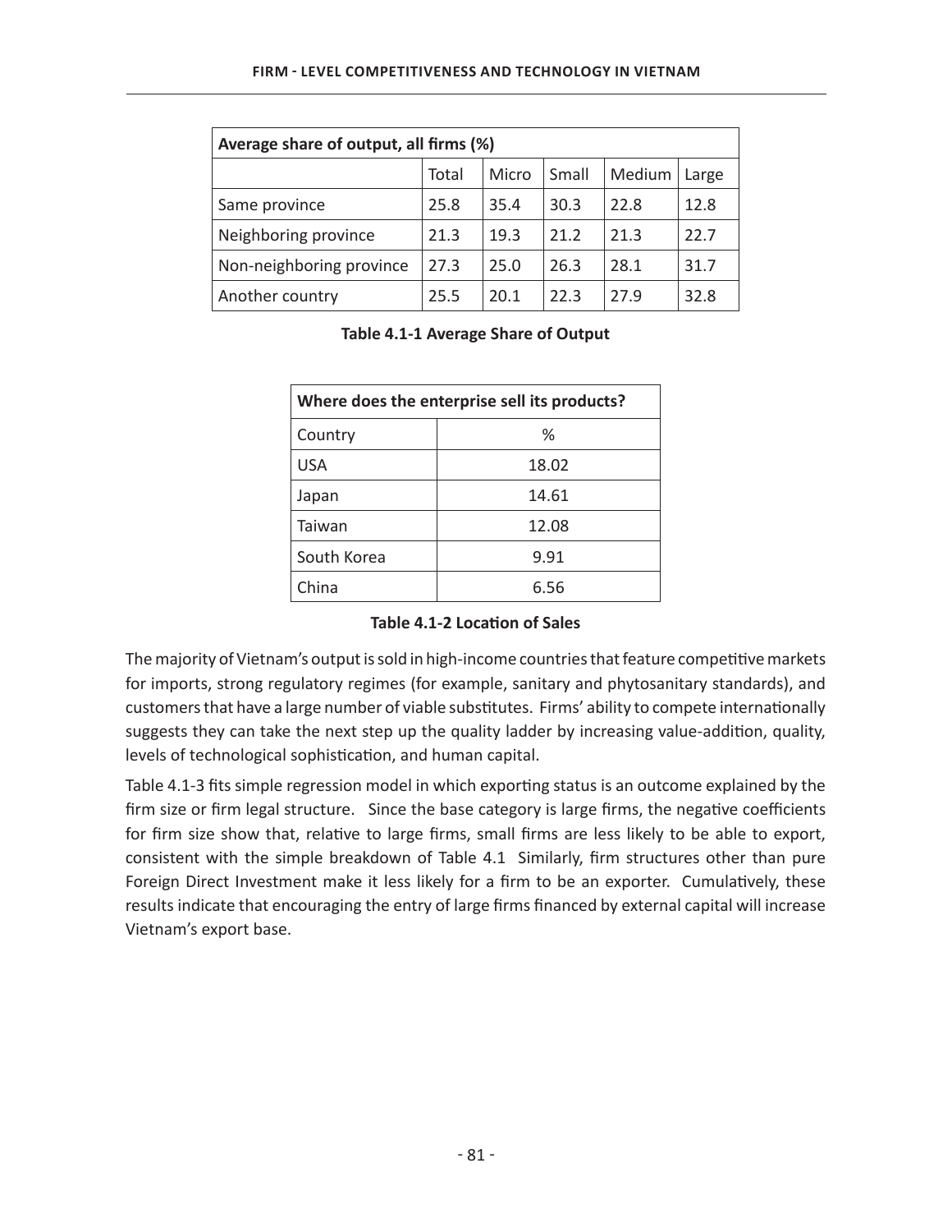| Average share of output, all firms (%) | | | | | |
|---|---|---|---|---|---|
| | Total | Micro | Small | Medium | Large |
| Same province | 25.8 | 35.4 | 30.3 | 22.8 | 12.8 |
| Neighboring province | 21.3 | 19.3 | 21.2 | 21.3 | 22.7 |
| Non-neighboring province | 27.3 | 25.0 | 26.3 | 28.1 | 31.7 |
| Another country | 25.5 | 20.1 | 22.3 | 27.9 | 32.8 |

**Table 4.1-1 Average Share of Output**

| Where does the enterprise sell its products? | |
|---|---|
| Country | % |
| USA | 18.02 |
| Japan | 14.61 |
| Taiwan | 12.08 |
| South Korea | 9.91 |
| China | 6.56 |

**Table 4.1-2 Location of Sales**

The majority of Vietnam's output is sold in high-income countries that feature competitive markets for imports, strong regulatory regimes (for example, sanitary and phytosanitary standards), and customers that have a large number of viable substitutes. Firms' ability to compete internationally suggests they can take the next step up the quality ladder by increasing value-addition, quality, levels of technological sophistication, and human capital.

Table 4.1-3 fits simple regression model in which exporting status is an outcome explained by the firm size or firm legal structure. Since the base category is large firms, the negative coefficients for firm size show that, relative to large firms, small firms are less likely to be able to export, consistent with the simple breakdown of Table 4.1 Similarly, firm structures other than pure Foreign Direct Investment make it less likely for a firm to be an exporter. Cumulatively, these results indicate that encouraging the entry of large firms financed by external capital will increase Vietnam's export base.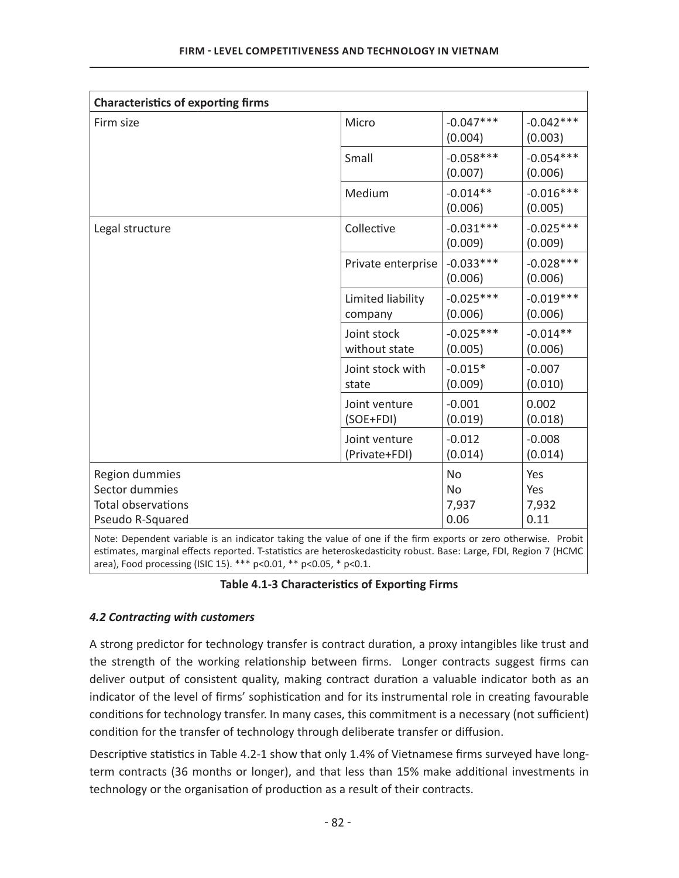| Characteristics of exporting firms | | | |
|---|---|---|---|
| Firm size | Micro | -0.047***<br>(0.004) | -0.042***<br>(0.003) |
| | Small | -0.058***<br>(0.007) | -0.054***<br>(0.006) |
| | Medium | -0.014**<br>(0.006) | -0.016***<br>(0.005) |
| Legal structure | Collective | -0.031***<br>(0.009) | -0.025***<br>(0.009) |
| | Private enterprise | -0.033***<br>(0.006) | -0.028***<br>(0.006) |
| | Limited liability company | -0.025***<br>(0.006) | -0.019***<br>(0.006) |
| | Joint stock without state | -0.025***<br>(0.005) | -0.014**<br>(0.006) |
| | Joint stock with state | -0.015*<br>(0.009) | -0.007<br>(0.010) |
| | Joint venture (SOE+FDI) | -0.001<br>(0.019) | 0.002<br>(0.018) |
| | Joint venture (Private+FDI) | -0.012<br>(0.014) | -0.008<br>(0.014) |
| Region dummies | | No | Yes |
| Sector dummies | | No | Yes |
| Total observations | | 7,937 | 7,932 |
| Pseudo R-Squared | | 0.06 | 0.11 |

Note: Dependent variable is an indicator taking the value of one if the firm exports or zero otherwise. Probit estimates, marginal effects reported. T-statistics are heteroskedasticity robust. Base: Large, FDI, Region 7 (HCMC area), Food processing (ISIC 15). *** p<0.01, ** p<0.05, * p<0.1.

**Table 4.1-3 Characteristics of Exporting Firms**

### *4.2 Contracting with customers*

A strong predictor for technology transfer is contract duration, a proxy intangibles like trust and the strength of the working relationship between firms. Longer contracts suggest firms can deliver output of consistent quality, making contract duration a valuable indicator both as an indicator of the level of firms' sophistication and for its instrumental role in creating favourable conditions for technology transfer. In many cases, this commitment is a necessary (not sufficient) condition for the transfer of technology through deliberate transfer or diffusion.

Descriptive statistics in Table 4.2-1 show that only 1.4% of Vietnamese firms surveyed have long-term contracts (36 months or longer), and that less than 15% make additional investments in technology or the organisation of production as a result of their contracts.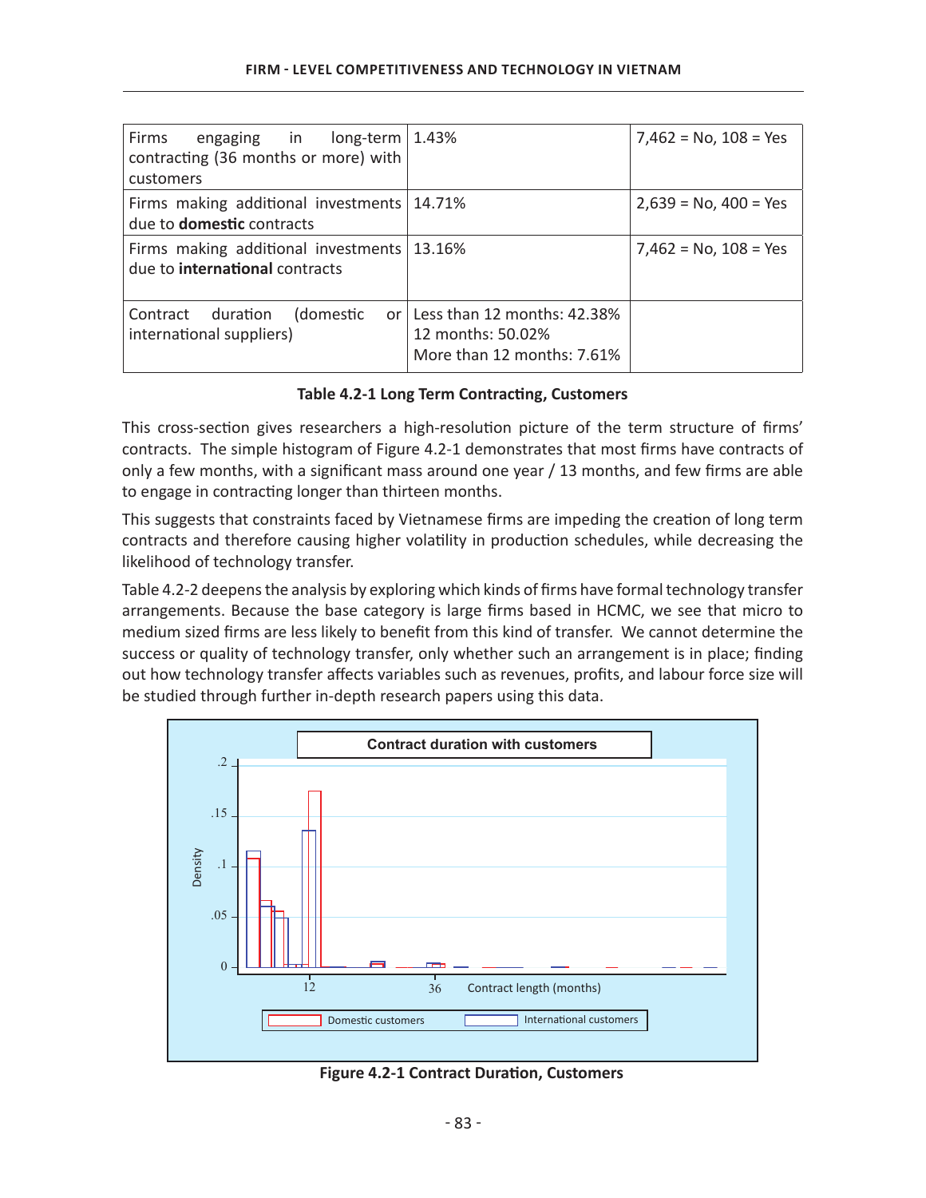| Firms engaging in long-term contracting (36 months or more) with customers | 1.43% | 7,462 = No, 108 = Yes |
|---|---|---|
| Firms making additional investments due to **domestic** contracts | 14.71% | 2,639 = No, 400 = Yes |
| Firms making additional investments due to **international** contracts | 13.16% | 7,462 = No, 108 = Yes |
| Contract duration (domestic or international suppliers) | Less than 12 months: 42.38%<br>12 months: 50.02%<br>More than 12 months: 7.61% | |

**Table 4.2-1 Long Term Contracting, Customers**

This cross-section gives researchers a high-resolution picture of the term structure of firms' contracts. The simple histogram of Figure 4.2-1 demonstrates that most firms have contracts of only a few months, with a significant mass around one year / 13 months, and few firms are able to engage in contracting longer than thirteen months.

This suggests that constraints faced by Vietnamese firms are impeding the creation of long term contracts and therefore causing higher volatility in production schedules, while decreasing the likelihood of technology transfer.

Table 4.2-2 deepens the analysis by exploring which kinds of firms have formal technology transfer arrangements. Because the base category is large firms based in HCMC, we see that micro to medium sized firms are less likely to benefit from this kind of transfer. We cannot determine the success or quality of technology transfer, only whether such an arrangement is in place; finding out how technology transfer affects variables such as revenues, profits, and labour force size will be studied through further in-depth research papers using this data.

**Figure 4.2-1 Contract Duration, Customers**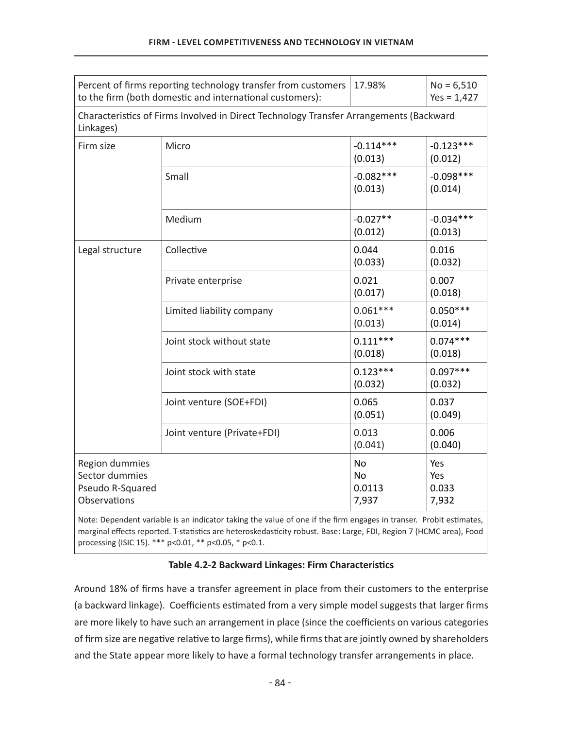| Percent of firms reporting technology transfer from customers to the firm (both domestic and international customers): | | 17.98% | No = 6,510<br>Yes = 1,427 |
|---|---|---|---|
| Characteristics of Firms Involved in Direct Technology Transfer Arrangements (Backward Linkages) | | | |
| Firm size | Micro | -0.114***<br>(0.013) | -0.123***<br>(0.012) |
| | Small | -0.082***<br>(0.013) | -0.098***<br>(0.014) |
| | Medium | -0.027**<br>(0.012) | -0.034***<br>(0.013) |
| Legal structure | Collective | 0.044<br>(0.033) | 0.016<br>(0.032) |
| | Private enterprise | 0.021<br>(0.017) | 0.007<br>(0.018) |
| | Limited liability company | 0.061***<br>(0.013) | 0.050***<br>(0.014) |
| | Joint stock without state | 0.111***<br>(0.018) | 0.074***<br>(0.018) |
| | Joint stock with state | 0.123***<br>(0.032) | 0.097***<br>(0.032) |
| | Joint venture (SOE+FDI) | 0.065<br>(0.051) | 0.037<br>(0.049) |
| | Joint venture (Private+FDI) | 0.013<br>(0.041) | 0.006<br>(0.040) |
| Region dummies<br>Sector dummies<br>Pseudo R-Squared<br>Observations | | No<br>No<br>0.0113<br>7,937 | Yes<br>Yes<br>0.033<br>7,932 |

Note: Dependent variable is an indicator taking the value of one if the firm engages in transer. Probit estimates, marginal effects reported. T-statistics are heteroskedasticity robust. Base: Large, FDI, Region 7 (HCMC area), Food processing (ISIC 15). *** p<0.01, ** p<0.05, * p<0.1.

**Table 4.2-2 Backward Linkages: Firm Characteristics**

Around 18% of firms have a transfer agreement in place from their customers to the enterprise (a backward linkage). Coefficients estimated from a very simple model suggests that larger firms are more likely to have such an arrangement in place (since the coefficients on various categories of firm size are negative relative to large firms), while firms that are jointly owned by shareholders and the State appear more likely to have a formal technology transfer arrangements in place.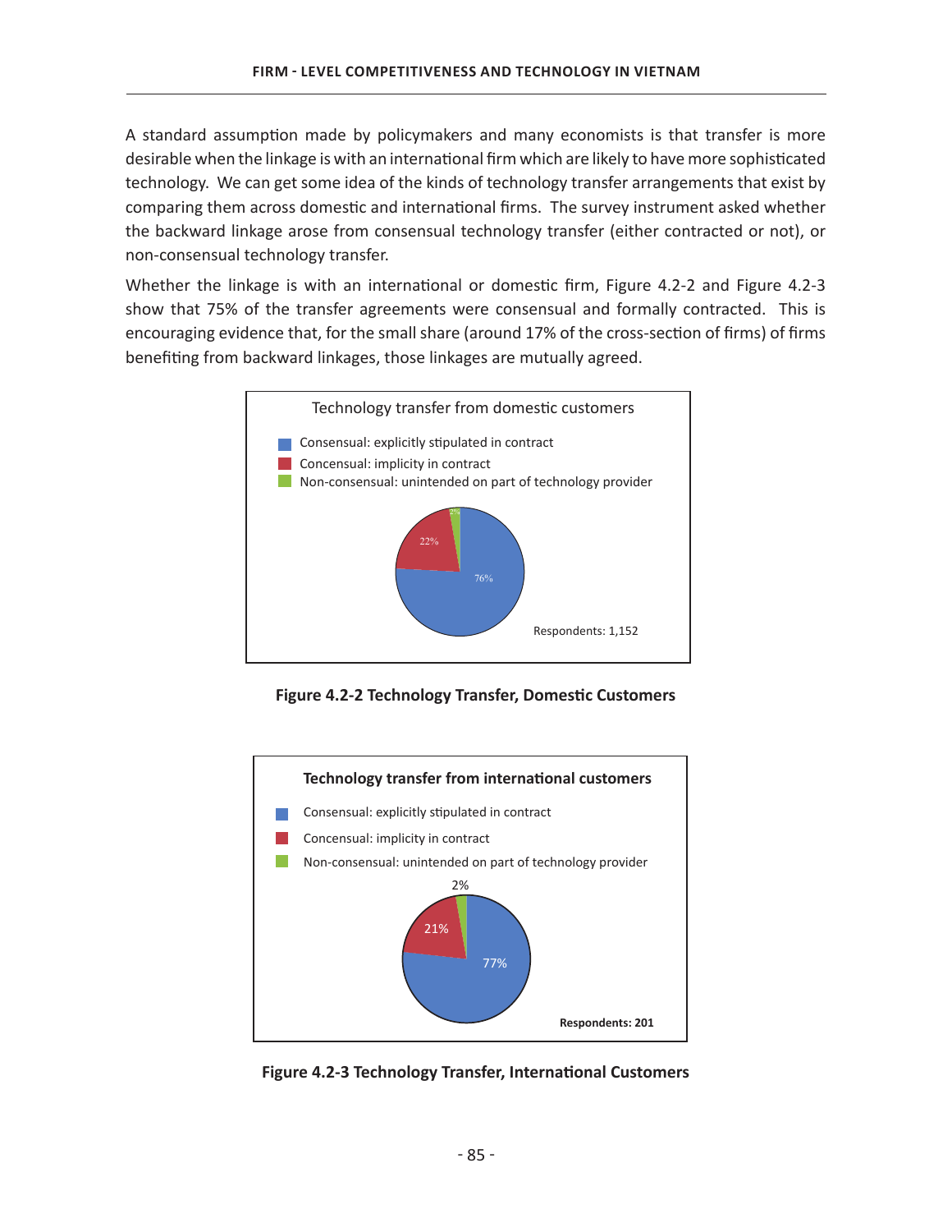A standard assumption made by policymakers and many economists is that transfer is more desirable when the linkage is with an international firm which are likely to have more sophisticated technology. We can get some idea of the kinds of technology transfer arrangements that exist by comparing them across domestic and international firms. The survey instrument asked whether the backward linkage arose from consensual technology transfer (either contracted or not), or non-consensual technology transfer.

Whether the linkage is with an international or domestic firm, Figure 4.2-2 and Figure 4.2-3 show that 75% of the transfer agreements were consensual and formally contracted. This is encouraging evidence that, for the small share (around 17% of the cross-section of firms) of firms benefiting from backward linkages, those linkages are mutually agreed.

Technology transfer from domestic customers

- Consensual: explicitly stipulated in contract — 76%
- Concensual: implicity in contract — 22%
- Non-consensual: unintended on part of technology provider — 2%

Respondents: 1,152

**Figure 4.2-2 Technology Transfer, Domestic Customers**

**Technology transfer from international customers**

- Consensual: explicitly stipulated in contract — 77%
- Concensual: implicity in contract — 21%
- Non-consensual: unintended on part of technology provider — 2%

**Respondents: 201**

**Figure 4.2-3 Technology Transfer, International Customers**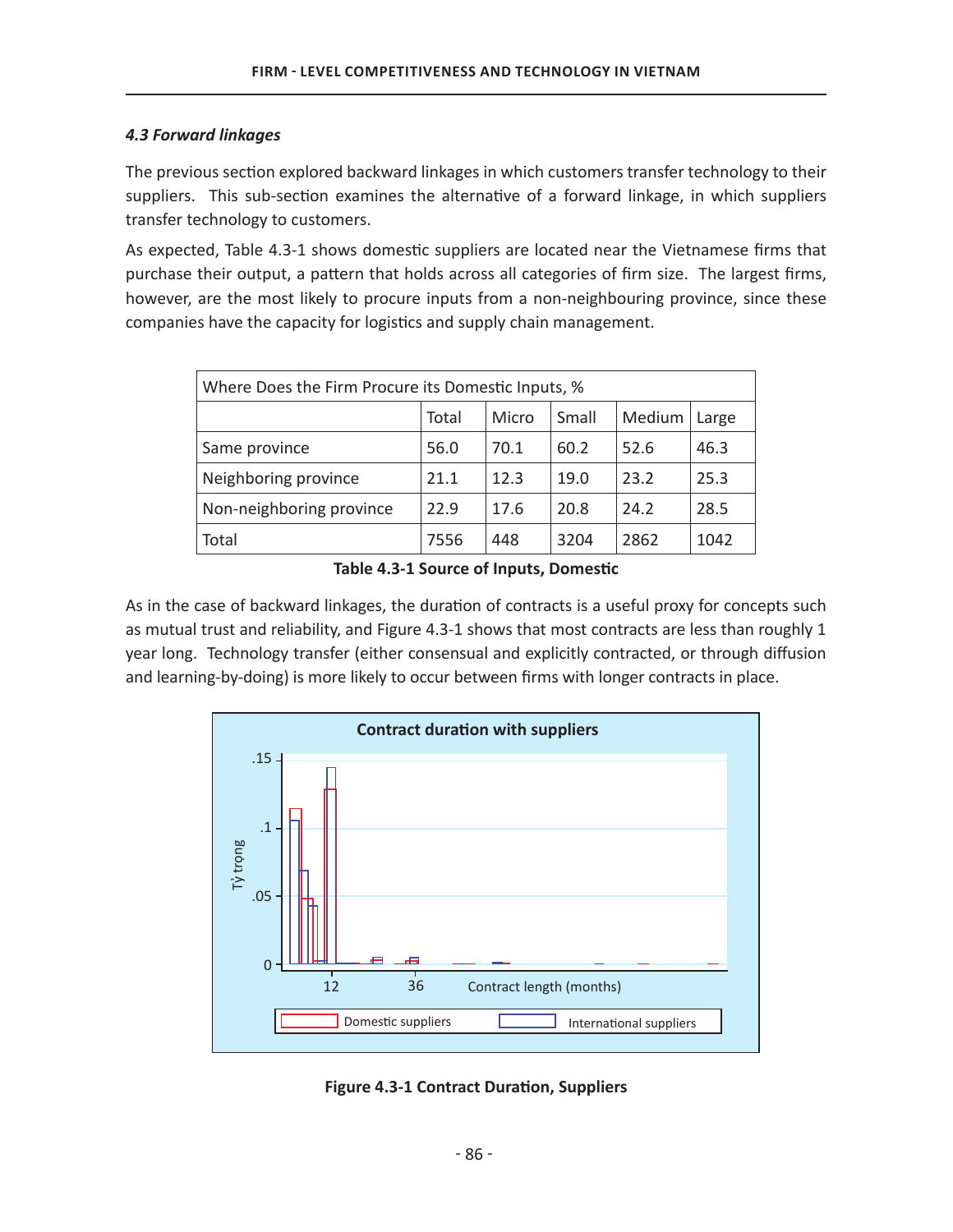### *4.3 Forward linkages*

The previous section explored backward linkages in which customers transfer technology to their suppliers. This sub-section examines the alternative of a forward linkage, in which suppliers transfer technology to customers.

As expected, Table 4.3-1 shows domestic suppliers are located near the Vietnamese firms that purchase their output, a pattern that holds across all categories of firm size. The largest firms, however, are the most likely to procure inputs from a non-neighbouring province, since these companies have the capacity for logistics and supply chain management.

| Where Does the Firm Procure its Domestic Inputs, % | | | | | |
|---|---|---|---|---|---|
| | Total | Micro | Small | Medium | Large |
| Same province | 56.0 | 70.1 | 60.2 | 52.6 | 46.3 |
| Neighboring province | 21.1 | 12.3 | 19.0 | 23.2 | 25.3 |
| Non-neighboring province | 22.9 | 17.6 | 20.8 | 24.2 | 28.5 |
| Total | 7556 | 448 | 3204 | 2862 | 1042 |

**Table 4.3-1 Source of Inputs, Domestic**

As in the case of backward linkages, the duration of contracts is a useful proxy for concepts such as mutual trust and reliability, and Figure 4.3-1 shows that most contracts are less than roughly 1 year long. Technology transfer (either consensual and explicitly contracted, or through diffusion and learning-by-doing) is more likely to occur between firms with longer contracts in place.

**Figure 4.3-1 Contract Duration, Suppliers**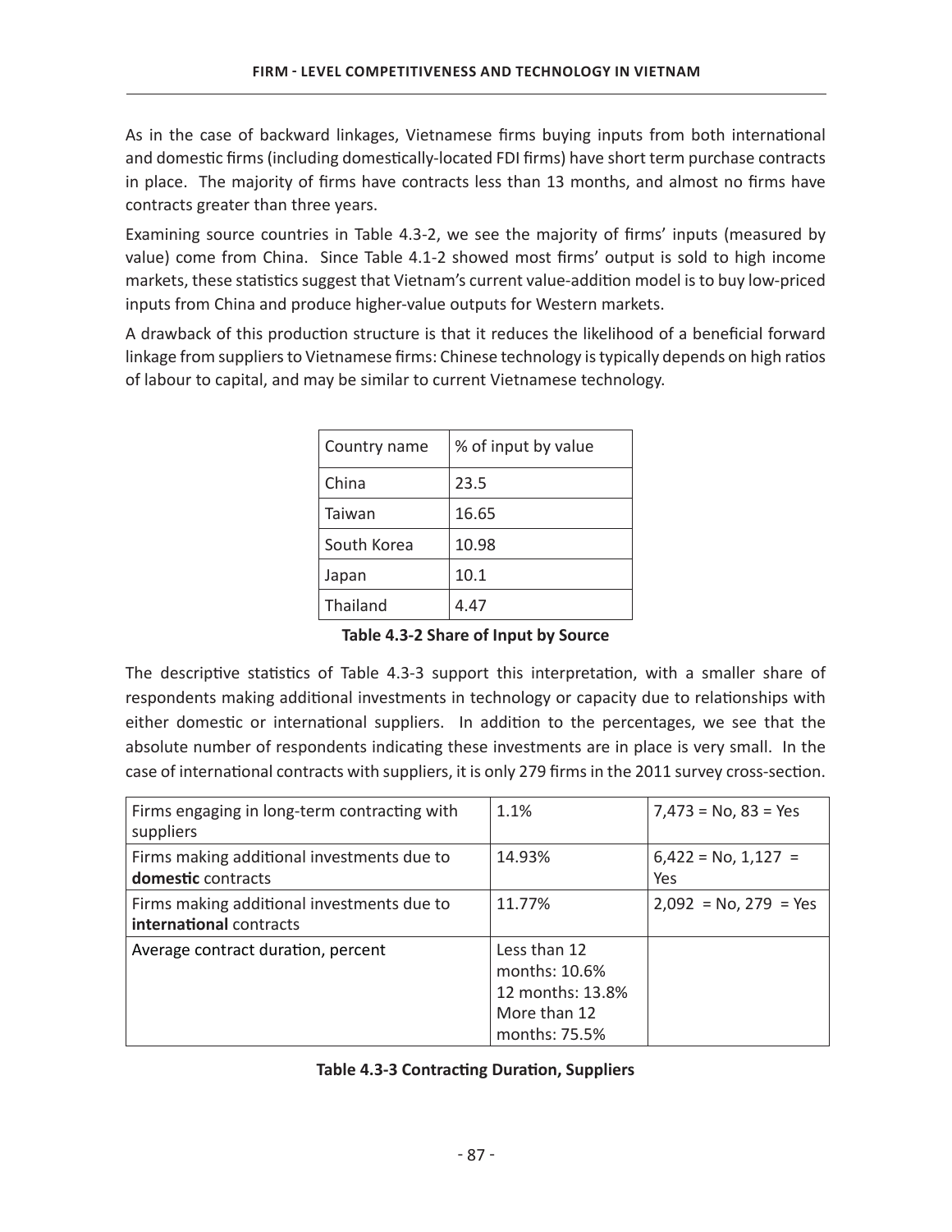As in the case of backward linkages, Vietnamese firms buying inputs from both international and domestic firms (including domestically-located FDI firms) have short term purchase contracts in place. The majority of firms have contracts less than 13 months, and almost no firms have contracts greater than three years.

Examining source countries in Table 4.3-2, we see the majority of firms' inputs (measured by value) come from China. Since Table 4.1-2 showed most firms' output is sold to high income markets, these statistics suggest that Vietnam's current value-addition model is to buy low-priced inputs from China and produce higher-value outputs for Western markets.

A drawback of this production structure is that it reduces the likelihood of a beneficial forward linkage from suppliers to Vietnamese firms: Chinese technology is typically depends on high ratios of labour to capital, and may be similar to current Vietnamese technology.

| Country name | % of input by value |
|---|---|
| China | 23.5 |
| Taiwan | 16.65 |
| South Korea | 10.98 |
| Japan | 10.1 |
| Thailand | 4.47 |

**Table 4.3-2 Share of Input by Source**

The descriptive statistics of Table 4.3-3 support this interpretation, with a smaller share of respondents making additional investments in technology or capacity due to relationships with either domestic or international suppliers. In addition to the percentages, we see that the absolute number of respondents indicating these investments are in place is very small. In the case of international contracts with suppliers, it is only 279 firms in the 2011 survey cross-section.

| | | |
|---|---|---|
| Firms engaging in long-term contracting with suppliers | 1.1% | 7,473 = No, 83 = Yes |
| Firms making additional investments due to **domestic** contracts | 14.93% | 6,422 = No, 1,127 = Yes |
| Firms making additional investments due to **international** contracts | 11.77% | 2,092 = No, 279 = Yes |
| Average contract duration, percent | Less than 12 months: 10.6%<br>12 months: 13.8%<br>More than 12 months: 75.5% | |

**Table 4.3-3 Contracting Duration, Suppliers**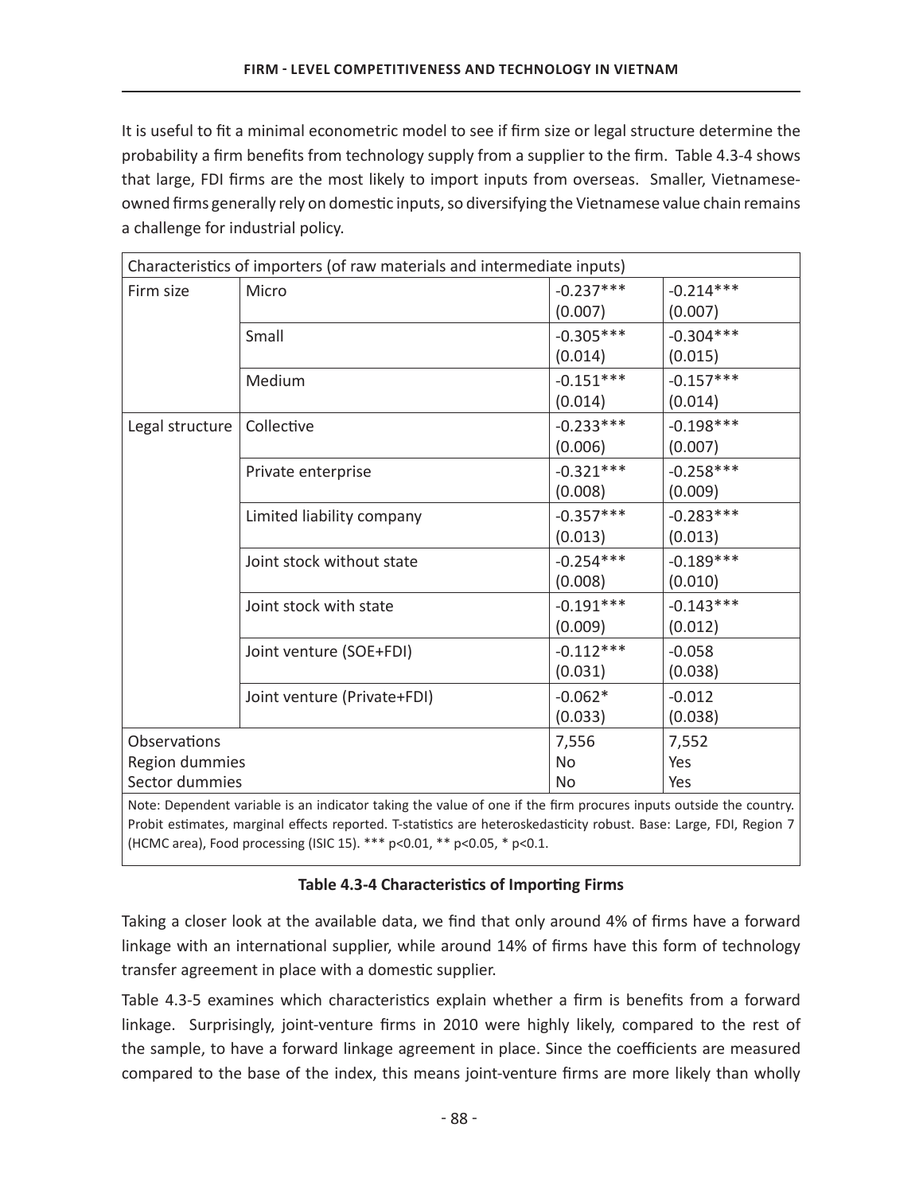It is useful to fit a minimal econometric model to see if firm size or legal structure determine the probability a firm benefits from technology supply from a supplier to the firm. Table 4.3-4 shows that large, FDI firms are the most likely to import inputs from overseas. Smaller, Vietnamese-owned firms generally rely on domestic inputs, so diversifying the Vietnamese value chain remains a challenge for industrial policy.

| Characteristics of importers (of raw materials and intermediate inputs) | | | |
|---|---|---|---|
| Firm size | Micro | -0.237***<br>(0.007) | -0.214***<br>(0.007) |
| | Small | -0.305***<br>(0.014) | -0.304***<br>(0.015) |
| | Medium | -0.151***<br>(0.014) | -0.157***<br>(0.014) |
| Legal structure | Collective | -0.233***<br>(0.006) | -0.198***<br>(0.007) |
| | Private enterprise | -0.321***<br>(0.008) | -0.258***<br>(0.009) |
| | Limited liability company | -0.357***<br>(0.013) | -0.283***<br>(0.013) |
| | Joint stock without state | -0.254***<br>(0.008) | -0.189***<br>(0.010) |
| | Joint stock with state | -0.191***<br>(0.009) | -0.143***<br>(0.012) |
| | Joint venture (SOE+FDI) | -0.112***<br>(0.031) | -0.058<br>(0.038) |
| | Joint venture (Private+FDI) | -0.062*<br>(0.033) | -0.012<br>(0.038) |
| Observations | | 7,556 | 7,552 |
| Region dummies | | No | Yes |
| Sector dummies | | No | Yes |

Note: Dependent variable is an indicator taking the value of one if the firm procures inputs outside the country. Probit estimates, marginal effects reported. T-statistics are heteroskedasticity robust. Base: Large, FDI, Region 7 (HCMC area), Food processing (ISIC 15). *** p<0.01, ** p<0.05, * p<0.1.

**Table 4.3-4 Characteristics of Importing Firms**

Taking a closer look at the available data, we find that only around 4% of firms have a forward linkage with an international supplier, while around 14% of firms have this form of technology transfer agreement in place with a domestic supplier.

Table 4.3-5 examines which characteristics explain whether a firm is benefits from a forward linkage. Surprisingly, joint-venture firms in 2010 were highly likely, compared to the rest of the sample, to have a forward linkage agreement in place. Since the coefficients are measured compared to the base of the index, this means joint-venture firms are more likely than wholly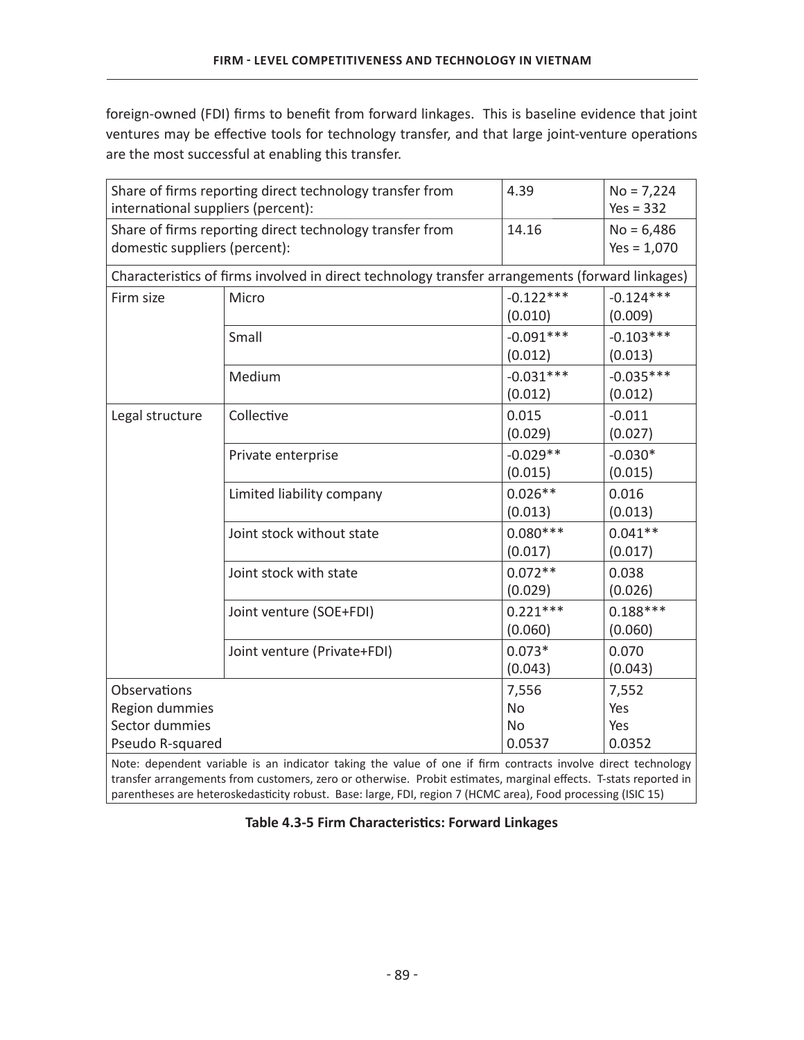foreign-owned (FDI) firms to benefit from forward linkages. This is baseline evidence that joint ventures may be effective tools for technology transfer, and that large joint-venture operations are the most successful at enabling this transfer.

| Share of firms reporting direct technology transfer from international suppliers (percent): | | 4.39 | No = 7,224<br>Yes = 332 |
|---|---|---|---|
| Share of firms reporting direct technology transfer from domestic suppliers (percent): | | 14.16 | No = 6,486<br>Yes = 1,070 |
| Characteristics of firms involved in direct technology transfer arrangements (forward linkages) | | | |
| Firm size | Micro | -0.122***<br>(0.010) | -0.124***<br>(0.009) |
| | Small | -0.091***<br>(0.012) | -0.103***<br>(0.013) |
| | Medium | -0.031***<br>(0.012) | -0.035***<br>(0.012) |
| Legal structure | Collective | 0.015<br>(0.029) | -0.011<br>(0.027) |
| | Private enterprise | -0.029**<br>(0.015) | -0.030*<br>(0.015) |
| | Limited liability company | 0.026**<br>(0.013) | 0.016<br>(0.013) |
| | Joint stock without state | 0.080***<br>(0.017) | 0.041**<br>(0.017) |
| | Joint stock with state | 0.072**<br>(0.029) | 0.038<br>(0.026) |
| | Joint venture (SOE+FDI) | 0.221***<br>(0.060) | 0.188***<br>(0.060) |
| | Joint venture (Private+FDI) | 0.073*<br>(0.043) | 0.070<br>(0.043) |
| Observations<br>Region dummies<br>Sector dummies<br>Pseudo R-squared | | 7,556<br>No<br>No<br>0.0537 | 7,552<br>Yes<br>Yes<br>0.0352 |

Note: dependent variable is an indicator taking the value of one if firm contracts involve direct technology transfer arrangements from customers, zero or otherwise. Probit estimates, marginal effects. T-stats reported in parentheses are heteroskedasticity robust. Base: large, FDI, region 7 (HCMC area), Food processing (ISIC 15)

**Table 4.3-5 Firm Characteristics: Forward Linkages**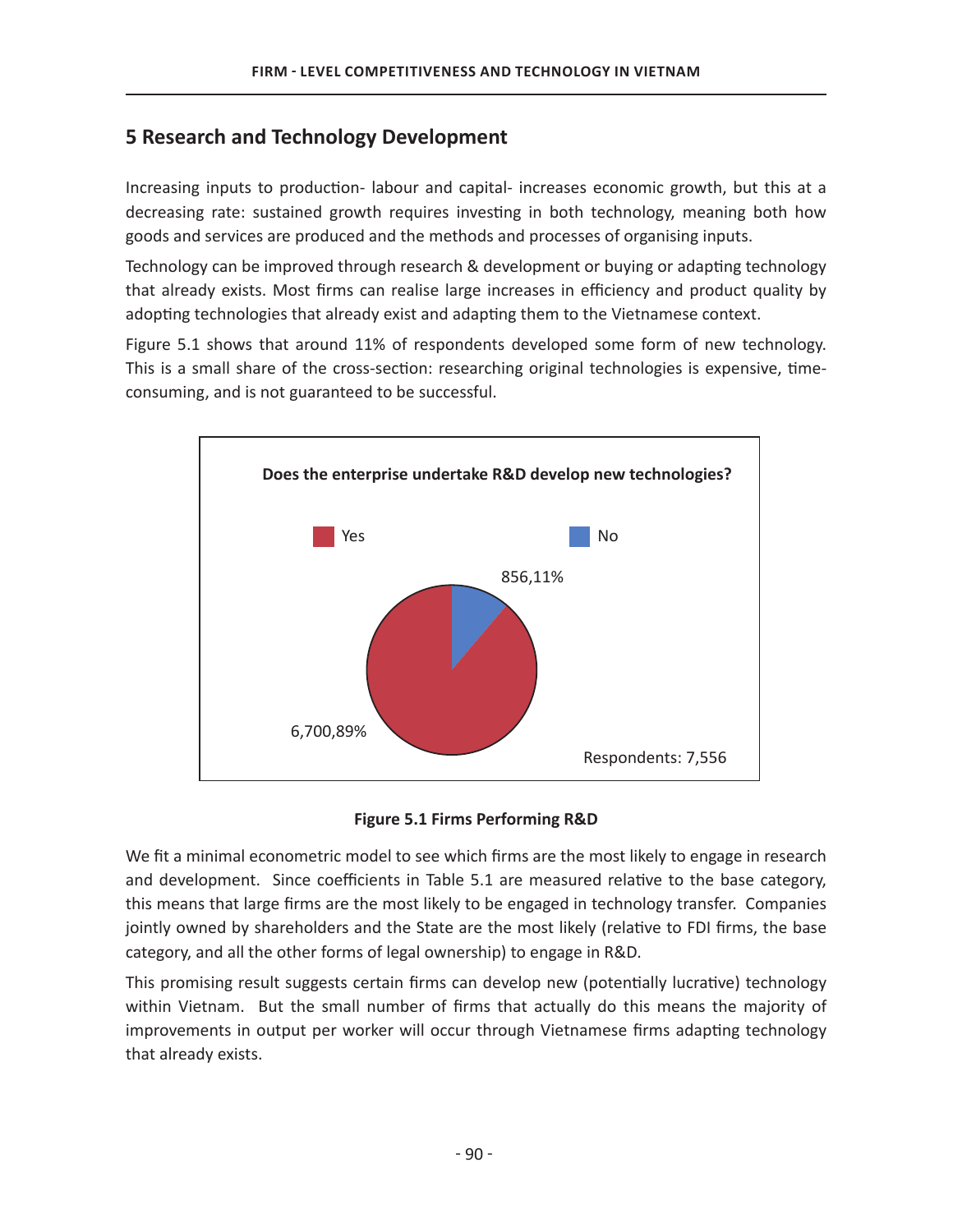## 5 Research and Technology Development

Increasing inputs to production- labour and capital- increases economic growth, but this at a decreasing rate: sustained growth requires investing in both technology, meaning both how goods and services are produced and the methods and processes of organising inputs.

Technology can be improved through research & development or buying or adapting technology that already exists. Most firms can realise large increases in efficiency and product quality by adopting technologies that already exist and adapting them to the Vietnamese context.

Figure 5.1 shows that around 11% of respondents developed some form of new technology. This is a small share of the cross-section: researching original technologies is expensive, time-consuming, and is not guaranteed to be successful.

Does the enterprise undertake R&D develop new technologies?

Yes — No

856,11%

6,700,89%

Respondents: 7,556

**Figure 5.1 Firms Performing R&D**

We fit a minimal econometric model to see which firms are the most likely to engage in research and development. Since coefficients in Table 5.1 are measured relative to the base category, this means that large firms are the most likely to be engaged in technology transfer. Companies jointly owned by shareholders and the State are the most likely (relative to FDI firms, the base category, and all the other forms of legal ownership) to engage in R&D.

This promising result suggests certain firms can develop new (potentially lucrative) technology within Vietnam. But the small number of firms that actually do this means the majority of improvements in output per worker will occur through Vietnamese firms adapting technology that already exists.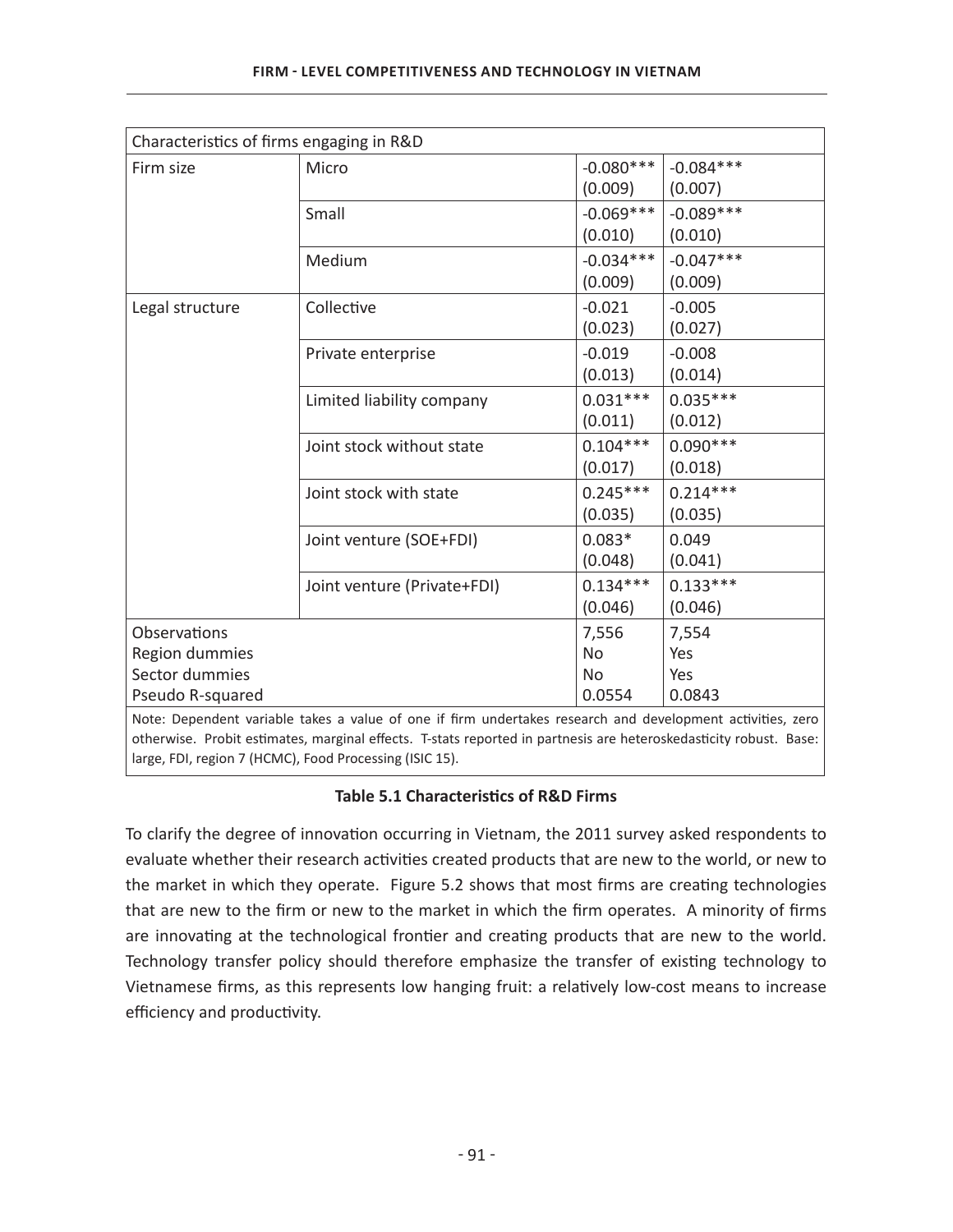| Characteristics of firms engaging in R&D | | | |
|---|---|---|---|
| Firm size | Micro | -0.080***<br>(0.009) | -0.084***<br>(0.007) |
| | Small | -0.069***<br>(0.010) | -0.089***<br>(0.010) |
| | Medium | -0.034***<br>(0.009) | -0.047***<br>(0.009) |
| Legal structure | Collective | -0.021<br>(0.023) | -0.005<br>(0.027) |
| | Private enterprise | -0.019<br>(0.013) | -0.008<br>(0.014) |
| | Limited liability company | 0.031***<br>(0.011) | 0.035***<br>(0.012) |
| | Joint stock without state | 0.104***<br>(0.017) | 0.090***<br>(0.018) |
| | Joint stock with state | 0.245***<br>(0.035) | 0.214***<br>(0.035) |
| | Joint venture (SOE+FDI) | 0.083*<br>(0.048) | 0.049<br>(0.041) |
| | Joint venture (Private+FDI) | 0.134***<br>(0.046) | 0.133***<br>(0.046) |
| Observations | | 7,556 | 7,554 |
| Region dummies | | No | Yes |
| Sector dummies | | No | Yes |
| Pseudo R-squared | | 0.0554 | 0.0843 |

Note: Dependent variable takes a value of one if firm undertakes research and development activities, zero otherwise. Probit estimates, marginal effects. T-stats reported in partnesis are heteroskedasticity robust. Base: large, FDI, region 7 (HCMC), Food Processing (ISIC 15).

**Table 5.1 Characteristics of R&D Firms**

To clarify the degree of innovation occurring in Vietnam, the 2011 survey asked respondents to evaluate whether their research activities created products that are new to the world, or new to the market in which they operate. Figure 5.2 shows that most firms are creating technologies that are new to the firm or new to the market in which the firm operates. A minority of firms are innovating at the technological frontier and creating products that are new to the world. Technology transfer policy should therefore emphasize the transfer of existing technology to Vietnamese firms, as this represents low hanging fruit: a relatively low-cost means to increase efficiency and productivity.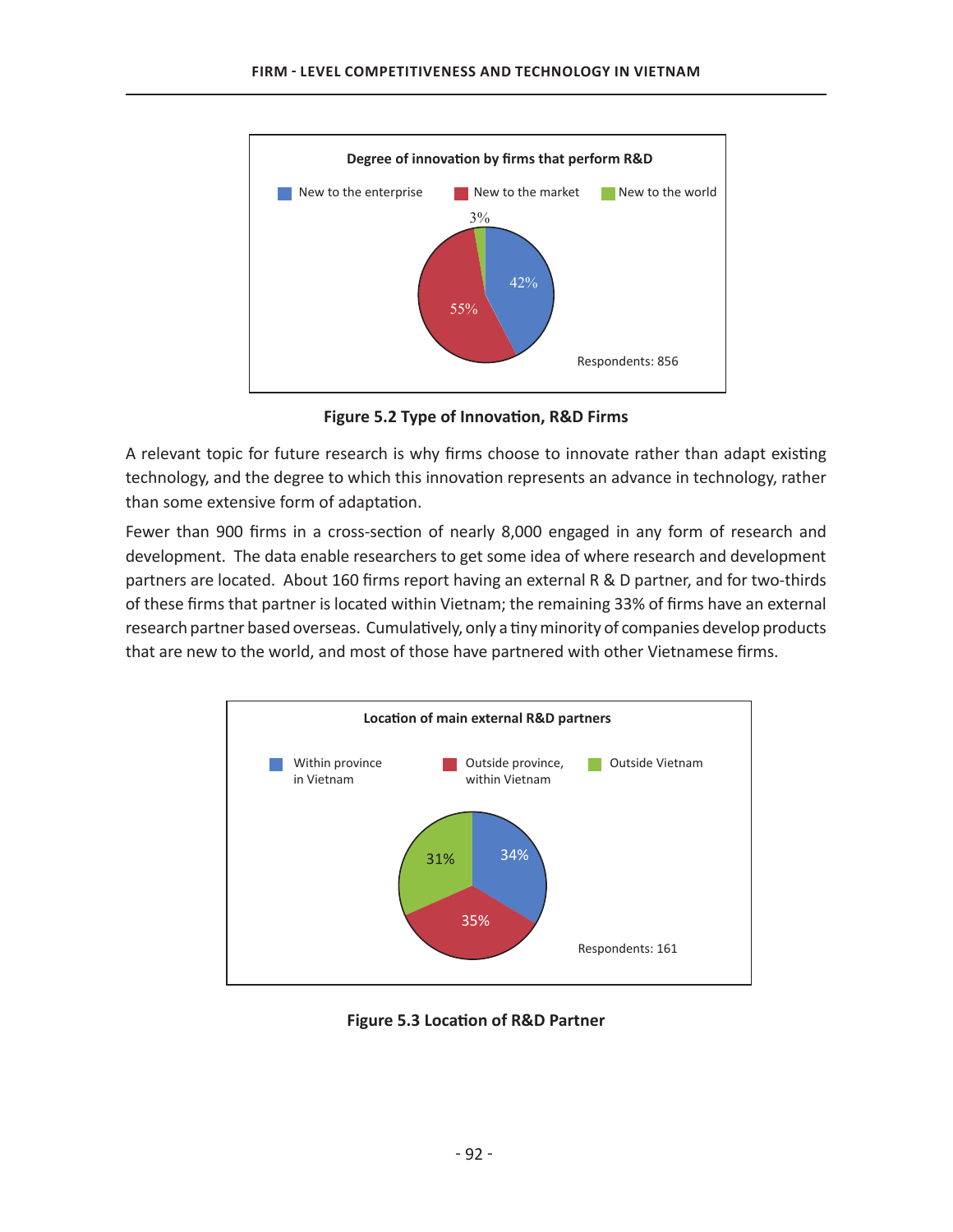**Degree of innovation by firms that perform R&D**

New to the enterprise: 42%; New to the market: 55%; New to the world: 3%

Respondents: 856

**Figure 5.2 Type of Innovation, R&D Firms**

A relevant topic for future research is why firms choose to innovate rather than adapt existing technology, and the degree to which this innovation represents an advance in technology, rather than some extensive form of adaptation.

Fewer than 900 firms in a cross-section of nearly 8,000 engaged in any form of research and development. The data enable researchers to get some idea of where research and development partners are located. About 160 firms report having an external R & D partner, and for two-thirds of these firms that partner is located within Vietnam; the remaining 33% of firms have an external research partner based overseas. Cumulatively, only a tiny minority of companies develop products that are new to the world, and most of those have partnered with other Vietnamese firms.

**Location of main external R&D partners**

Within province in Vietnam: 34%; Outside province, within Vietnam: 35%; Outside Vietnam: 31%

Respondents: 161

**Figure 5.3 Location of R&D Partner**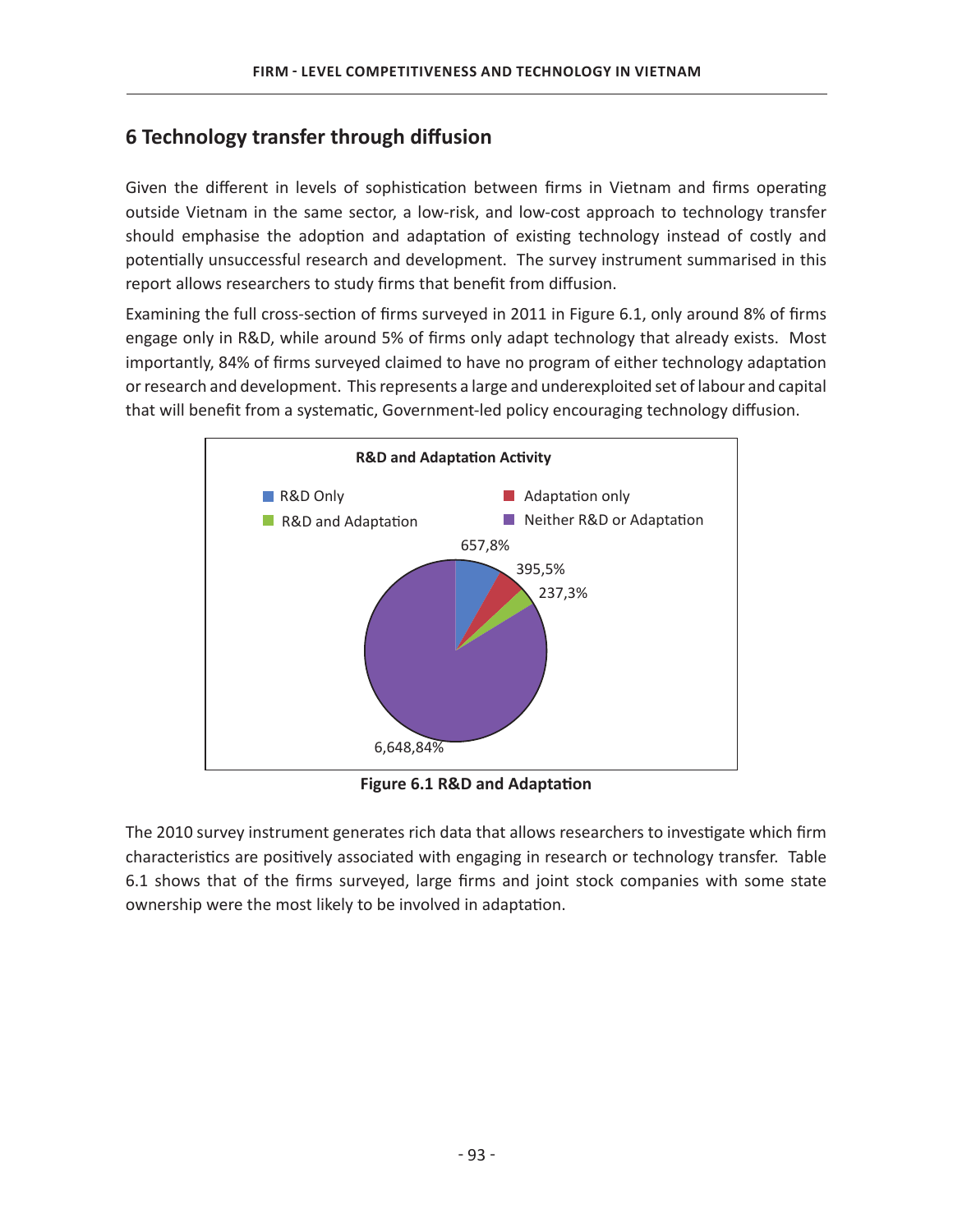## 6 Technology transfer through diffusion

Given the different in levels of sophistication between firms in Vietnam and firms operating outside Vietnam in the same sector, a low-risk, and low-cost approach to technology transfer should emphasise the adoption and adaptation of existing technology instead of costly and potentially unsuccessful research and development. The survey instrument summarised in this report allows researchers to study firms that benefit from diffusion.

Examining the full cross-section of firms surveyed in 2011 in Figure 6.1, only around 8% of firms engage only in R&D, while around 5% of firms only adapt technology that already exists. Most importantly, 84% of firms surveyed claimed to have no program of either technology adaptation or research and development. This represents a large and underexploited set of labour and capital that will benefit from a systematic, Government-led policy encouraging technology diffusion.

**R&D and Adaptation Activity**

- R&D Only: 657,8%
- Adaptation only: 395,5%
- R&D and Adaptation: 237,3%
- Neither R&D or Adaptation: 6,648,84%

**Figure 6.1 R&D and Adaptation**

The 2010 survey instrument generates rich data that allows researchers to investigate which firm characteristics are positively associated with engaging in research or technology transfer. Table 6.1 shows that of the firms surveyed, large firms and joint stock companies with some state ownership were the most likely to be involved in adaptation.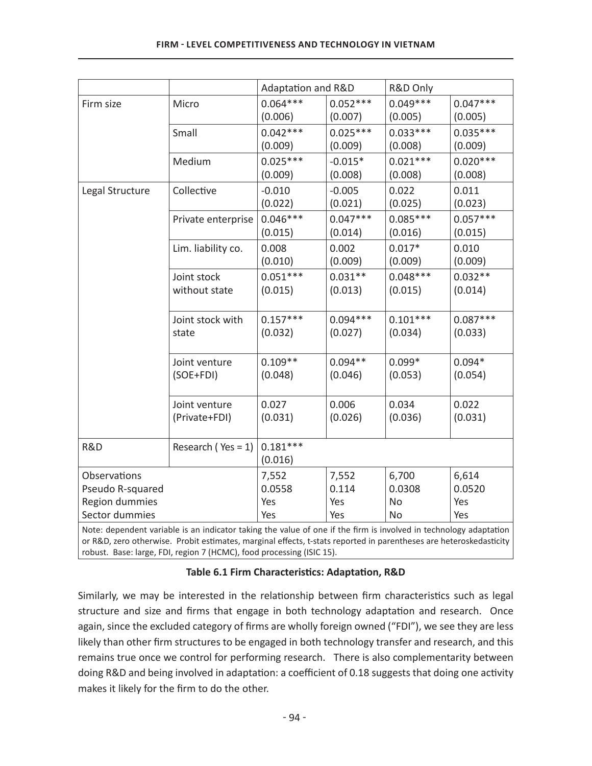| | | Adaptation and R&D | | R&D Only | |
|---|---|---|---|---|---|
| Firm size | Micro | 0.064***<br>(0.006) | 0.052***<br>(0.007) | 0.049***<br>(0.005) | 0.047***<br>(0.005) |
| | Small | 0.042***<br>(0.009) | 0.025***<br>(0.009) | 0.033***<br>(0.008) | 0.035***<br>(0.009) |
| | Medium | 0.025***<br>(0.009) | -0.015*<br>(0.008) | 0.021***<br>(0.008) | 0.020***<br>(0.008) |
| Legal Structure | Collective | -0.010<br>(0.022) | -0.005<br>(0.021) | 0.022<br>(0.025) | 0.011<br>(0.023) |
| | Private enterprise | 0.046***<br>(0.015) | 0.047***<br>(0.014) | 0.085***<br>(0.016) | 0.057***<br>(0.015) |
| | Lim. liability co. | 0.008<br>(0.010) | 0.002<br>(0.009) | 0.017*<br>(0.009) | 0.010<br>(0.009) |
| | Joint stock without state | 0.051***<br>(0.015) | 0.031**<br>(0.013) | 0.048***<br>(0.015) | 0.032**<br>(0.014) |
| | Joint stock with state | 0.157***<br>(0.032) | 0.094***<br>(0.027) | 0.101***<br>(0.034) | 0.087***<br>(0.033) |
| | Joint venture (SOE+FDI) | 0.109**<br>(0.048) | 0.094**<br>(0.046) | 0.099*<br>(0.053) | 0.094*<br>(0.054) |
| | Joint venture (Private+FDI) | 0.027<br>(0.031) | 0.006<br>(0.026) | 0.034<br>(0.036) | 0.022<br>(0.031) |
| R&D | Research ( Yes = 1) | 0.181***<br>(0.016) | | | |
| Observations<br>Pseudo R-squared<br>Region dummies<br>Sector dummies | | 7,552<br>0.0558<br>Yes<br>Yes | 7,552<br>0.114<br>Yes<br>Yes | 6,700<br>0.0308<br>No<br>No | 6,614<br>0.0520<br>Yes<br>Yes |

Note: dependent variable is an indicator taking the value of one if the firm is involved in technology adaptation or R&D, zero otherwise. Probit estimates, marginal effects, t-stats reported in parentheses are heteroskedasticity robust. Base: large, FDI, region 7 (HCMC), food processing (ISIC 15).

**Table 6.1 Firm Characteristics: Adaptation, R&D**

Similarly, we may be interested in the relationship between firm characteristics such as legal structure and size and firms that engage in both technology adaptation and research. Once again, since the excluded category of firms are wholly foreign owned ("FDI"), we see they are less likely than other firm structures to be engaged in both technology transfer and research, and this remains true once we control for performing research. There is also complementarity between doing R&D and being involved in adaptation: a coefficient of 0.18 suggests that doing one activity makes it likely for the firm to do the other.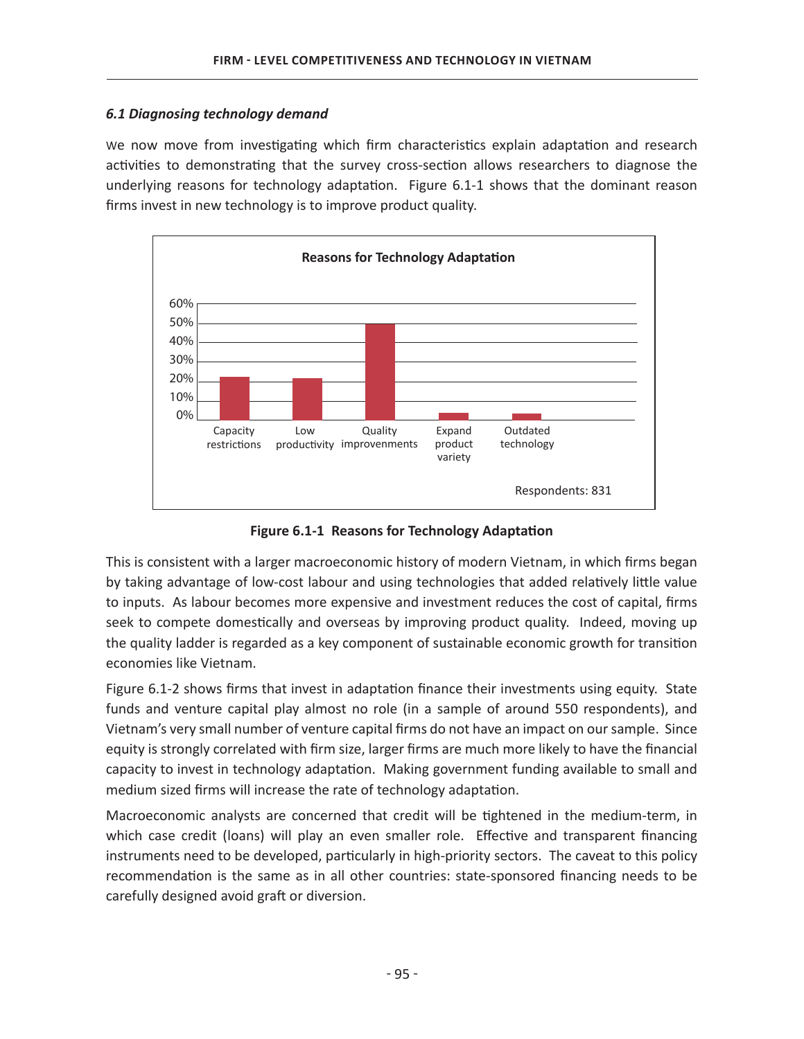### *6.1 Diagnosing technology demand*

We now move from investigating which firm characteristics explain adaptation and research activities to demonstrating that the survey cross-section allows researchers to diagnose the underlying reasons for technology adaptation. Figure 6.1-1 shows that the dominant reason firms invest in new technology is to improve product quality.

**Figure 6.1-1 Reasons for Technology Adaptation**

This is consistent with a larger macroeconomic history of modern Vietnam, in which firms began by taking advantage of low-cost labour and using technologies that added relatively little value to inputs. As labour becomes more expensive and investment reduces the cost of capital, firms seek to compete domestically and overseas by improving product quality. Indeed, moving up the quality ladder is regarded as a key component of sustainable economic growth for transition economies like Vietnam.

Figure 6.1-2 shows firms that invest in adaptation finance their investments using equity. State funds and venture capital play almost no role (in a sample of around 550 respondents), and Vietnam's very small number of venture capital firms do not have an impact on our sample. Since equity is strongly correlated with firm size, larger firms are much more likely to have the financial capacity to invest in technology adaptation. Making government funding available to small and medium sized firms will increase the rate of technology adaptation.

Macroeconomic analysts are concerned that credit will be tightened in the medium-term, in which case credit (loans) will play an even smaller role. Effective and transparent financing instruments need to be developed, particularly in high-priority sectors. The caveat to this policy recommendation is the same as in all other countries: state-sponsored financing needs to be carefully designed avoid graft or diversion.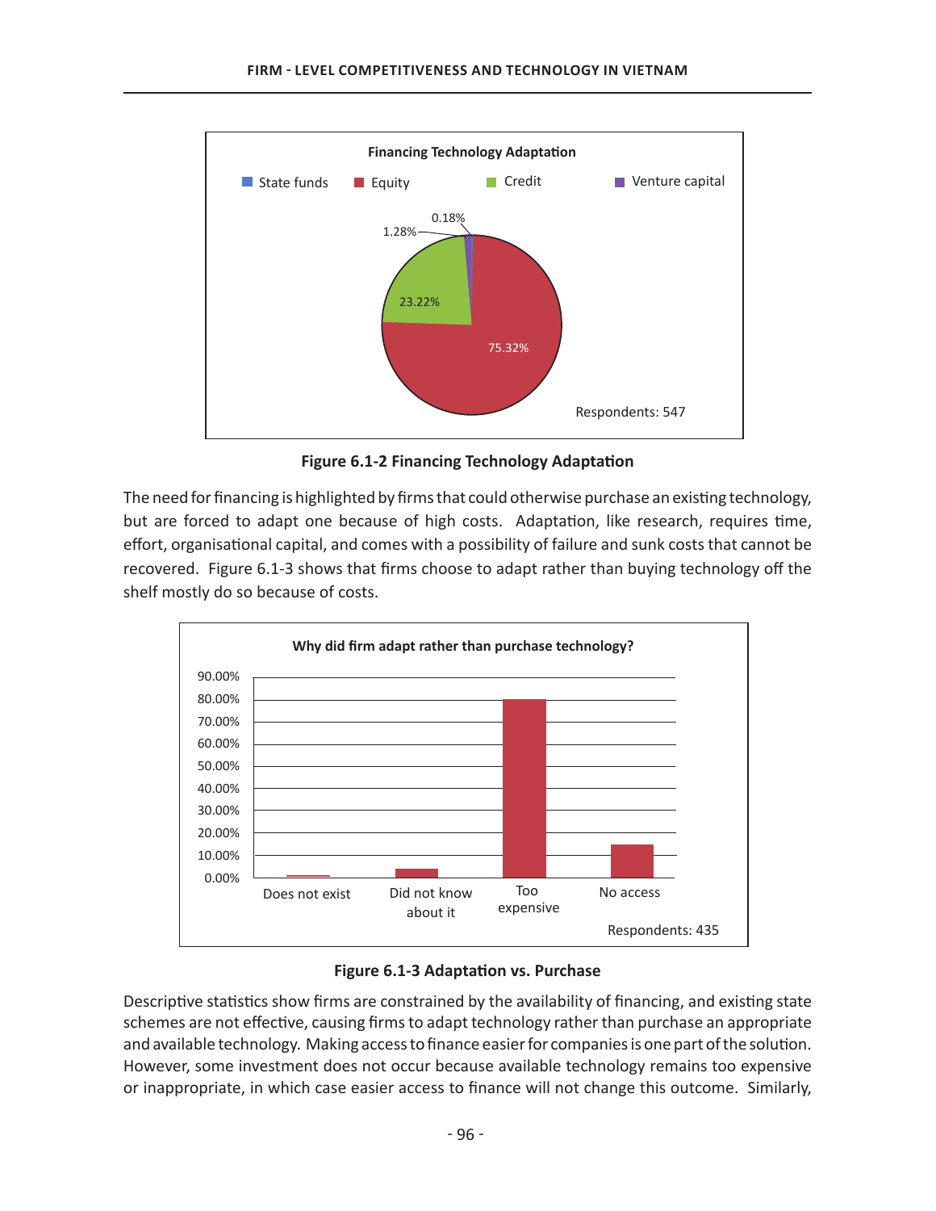**Figure 6.1-2 Financing Technology Adaptation**

The need for financing is highlighted by firms that could otherwise purchase an existing technology, but are forced to adapt one because of high costs. Adaptation, like research, requires time, effort, organisational capital, and comes with a possibility of failure and sunk costs that cannot be recovered. Figure 6.1-3 shows that firms choose to adapt rather than buying technology off the shelf mostly do so because of costs.

**Figure 6.1-3 Adaptation vs. Purchase**

Descriptive statistics show firms are constrained by the availability of financing, and existing state schemes are not effective, causing firms to adapt technology rather than purchase an appropriate and available technology. Making access to finance easier for companies is one part of the solution. However, some investment does not occur because available technology remains too expensive or inappropriate, in which case easier access to finance will not change this outcome. Similarly,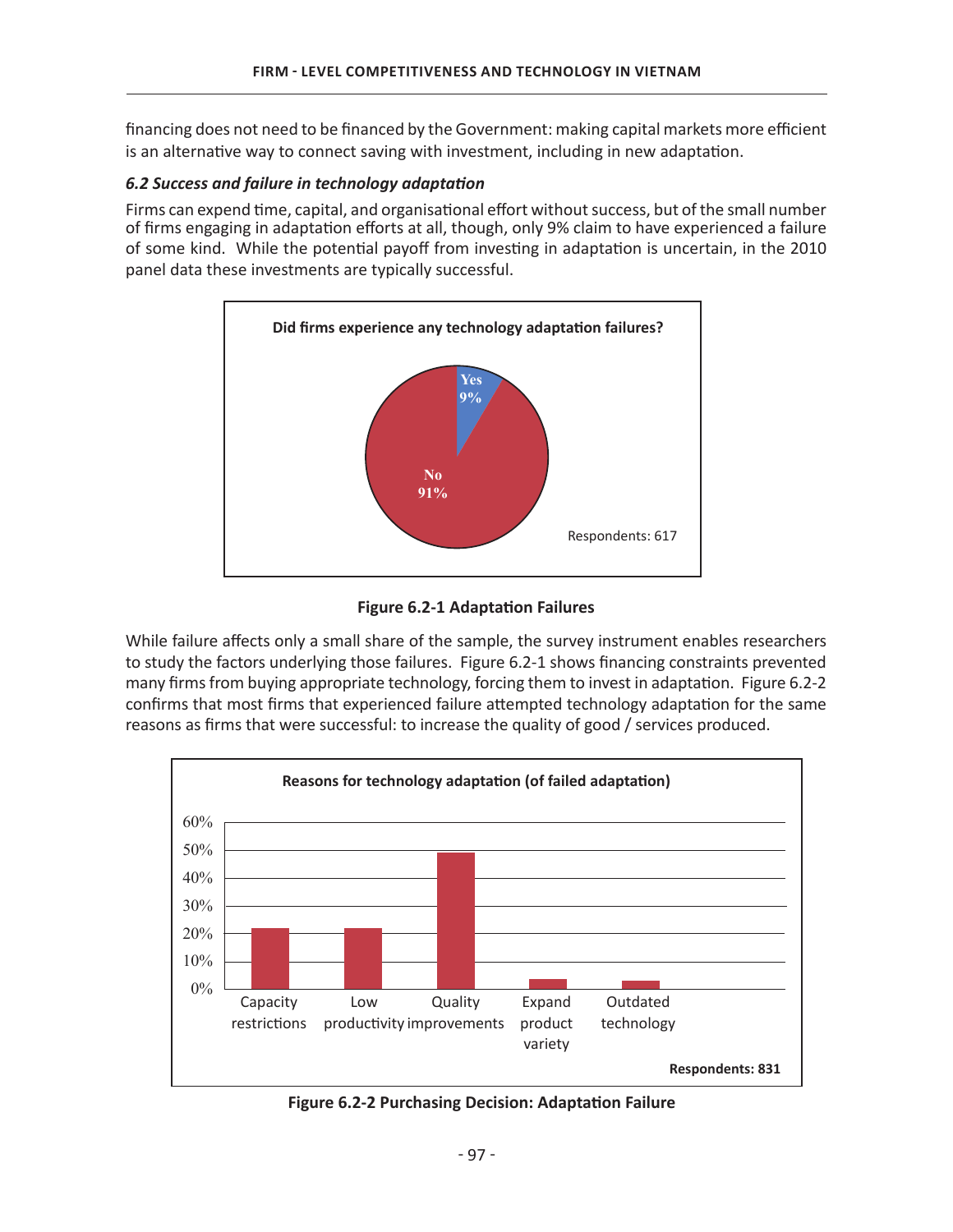financing does not need to be financed by the Government: making capital markets more efficient is an alternative way to connect saving with investment, including in new adaptation.

### *6.2 Success and failure in technology adaptation*

Firms can expend time, capital, and organisational effort without success, but of the small number of firms engaging in adaptation efforts at all, though, only 9% claim to have experienced a failure of some kind. While the potential payoff from investing in adaptation is uncertain, in the 2010 panel data these investments are typically successful.

**Did firms experience any technology adaptation failures?**

| Response | Share |
|---|---|
| Yes | 9% |
| No | 91% |

Respondents: 617

**Figure 6.2-1 Adaptation Failures**

While failure affects only a small share of the sample, the survey instrument enables researchers to study the factors underlying those failures. Figure 6.2-1 shows financing constraints prevented many firms from buying appropriate technology, forcing them to invest in adaptation. Figure 6.2-2 confirms that most firms that experienced failure attempted technology adaptation for the same reasons as firms that were successful: to increase the quality of good / services produced.

**Reasons for technology adaptation (of failed adaptation)**

| Reason | Approximate share |
|---|---|
| Capacity restrictions | ~22% |
| Low productivity | ~22% |
| Quality improvements | ~49% |
| Expand product variety | ~3% |
| Outdated technology | ~3% |

**Respondents: 831**

**Figure 6.2-2 Purchasing Decision: Adaptation Failure**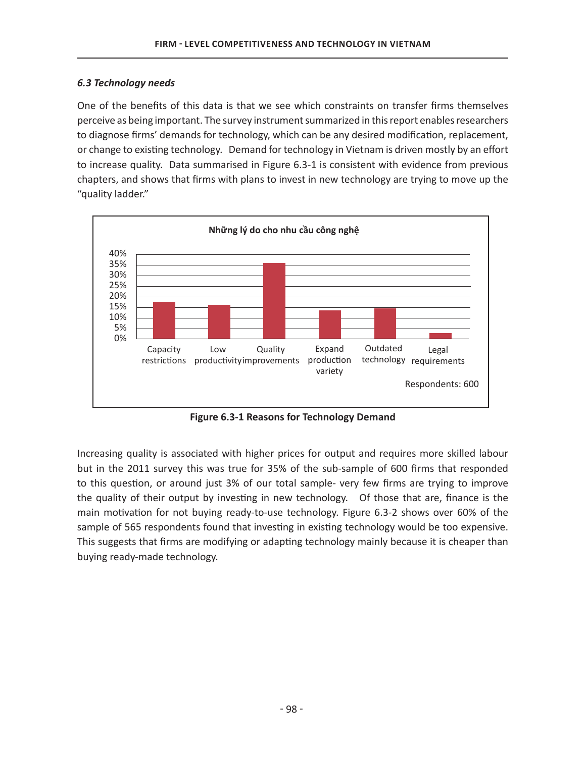### *6.3 Technology needs*

One of the benefits of this data is that we see which constraints on transfer firms themselves perceive as being important. The survey instrument summarized in this report enables researchers to diagnose firms' demands for technology, which can be any desired modification, replacement, or change to existing technology. Demand for technology in Vietnam is driven mostly by an effort to increase quality. Data summarised in Figure 6.3-1 is consistent with evidence from previous chapters, and shows that firms with plans to invest in new technology are trying to move up the "quality ladder."

**Figure 6.3-1 Reasons for Technology Demand**

Increasing quality is associated with higher prices for output and requires more skilled labour but in the 2011 survey this was true for 35% of the sub-sample of 600 firms that responded to this question, or around just 3% of our total sample- very few firms are trying to improve the quality of their output by investing in new technology. Of those that are, finance is the main motivation for not buying ready-to-use technology. Figure 6.3-2 shows over 60% of the sample of 565 respondents found that investing in existing technology would be too expensive. This suggests that firms are modifying or adapting technology mainly because it is cheaper than buying ready-made technology.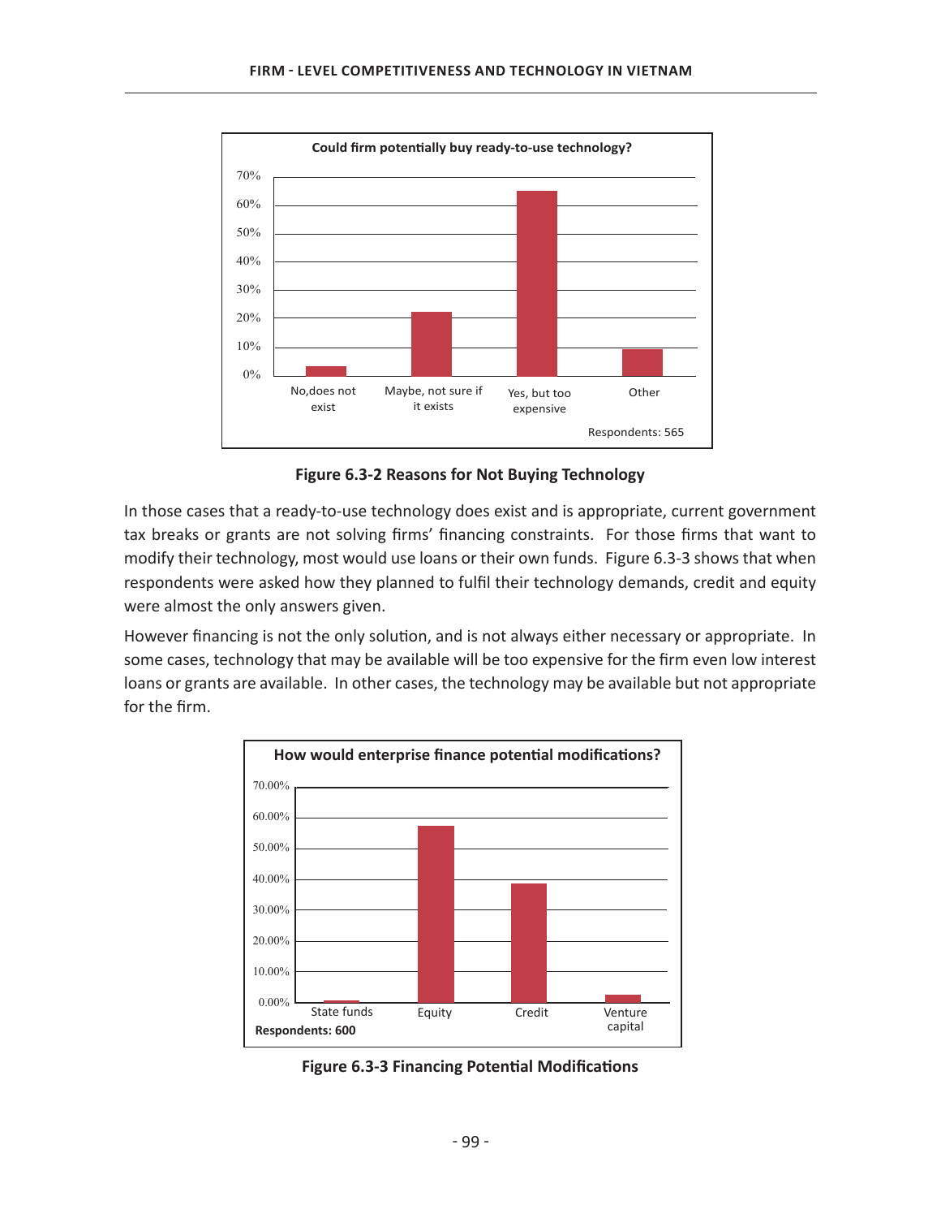**Figure 6.3-2 Reasons for Not Buying Technology**

In those cases that a ready-to-use technology does exist and is appropriate, current government tax breaks or grants are not solving firms' financing constraints. For those firms that want to modify their technology, most would use loans or their own funds. Figure 6.3-3 shows that when respondents were asked how they planned to fulfil their technology demands, credit and equity were almost the only answers given.

However financing is not the only solution, and is not always either necessary or appropriate. In some cases, technology that may be available will be too expensive for the firm even low interest loans or grants are available. In other cases, the technology may be available but not appropriate for the firm.

**Figure 6.3-3 Financing Potential Modifications**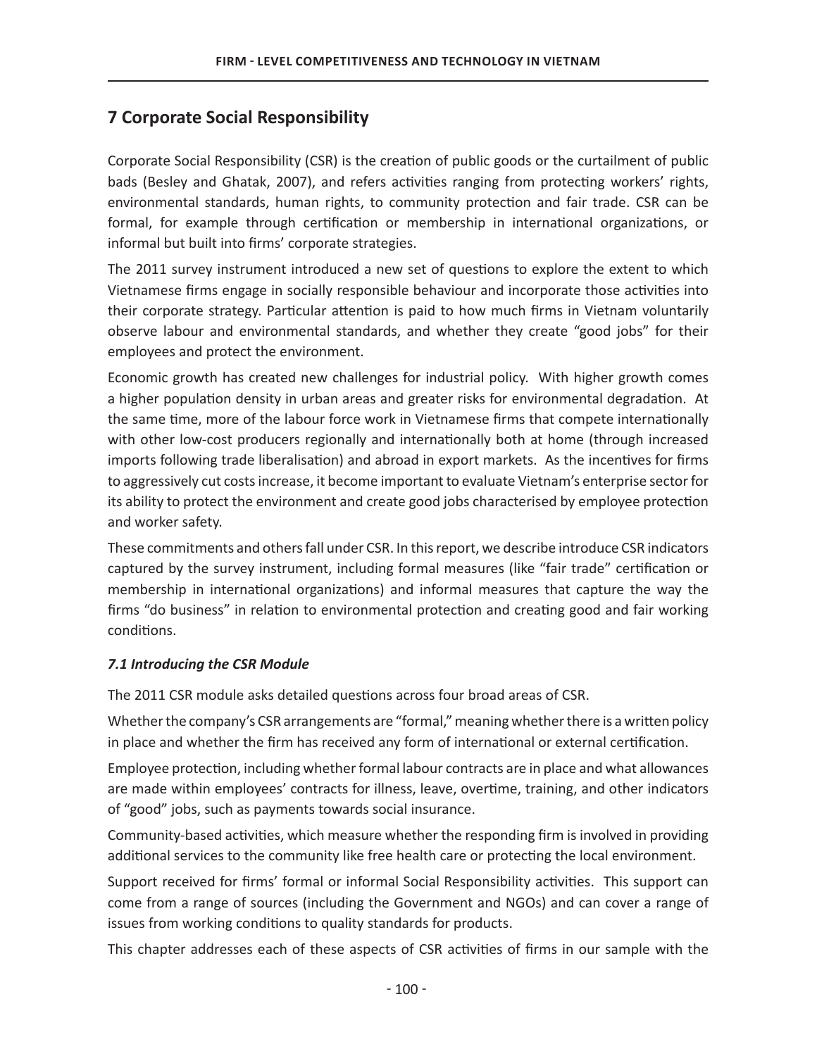# 7 Corporate Social Responsibility

Corporate Social Responsibility (CSR) is the creation of public goods or the curtailment of public bads (Besley and Ghatak, 2007), and refers activities ranging from protecting workers' rights, environmental standards, human rights, to community protection and fair trade. CSR can be formal, for example through certification or membership in international organizations, or informal but built into firms' corporate strategies.

The 2011 survey instrument introduced a new set of questions to explore the extent to which Vietnamese firms engage in socially responsible behaviour and incorporate those activities into their corporate strategy. Particular attention is paid to how much firms in Vietnam voluntarily observe labour and environmental standards, and whether they create "good jobs" for their employees and protect the environment.

Economic growth has created new challenges for industrial policy. With higher growth comes a higher population density in urban areas and greater risks for environmental degradation. At the same time, more of the labour force work in Vietnamese firms that compete internationally with other low-cost producers regionally and internationally both at home (through increased imports following trade liberalisation) and abroad in export markets. As the incentives for firms to aggressively cut costs increase, it become important to evaluate Vietnam's enterprise sector for its ability to protect the environment and create good jobs characterised by employee protection and worker safety.

These commitments and others fall under CSR. In this report, we describe introduce CSR indicators captured by the survey instrument, including formal measures (like "fair trade" certification or membership in international organizations) and informal measures that capture the way the firms "do business" in relation to environmental protection and creating good and fair working conditions.

### *7.1 Introducing the CSR Module*

The 2011 CSR module asks detailed questions across four broad areas of CSR.

Whether the company's CSR arrangements are "formal," meaning whether there is a written policy in place and whether the firm has received any form of international or external certification.

Employee protection, including whether formal labour contracts are in place and what allowances are made within employees' contracts for illness, leave, overtime, training, and other indicators of "good" jobs, such as payments towards social insurance.

Community-based activities, which measure whether the responding firm is involved in providing additional services to the community like free health care or protecting the local environment.

Support received for firms' formal or informal Social Responsibility activities. This support can come from a range of sources (including the Government and NGOs) and can cover a range of issues from working conditions to quality standards for products.

This chapter addresses each of these aspects of CSR activities of firms in our sample with the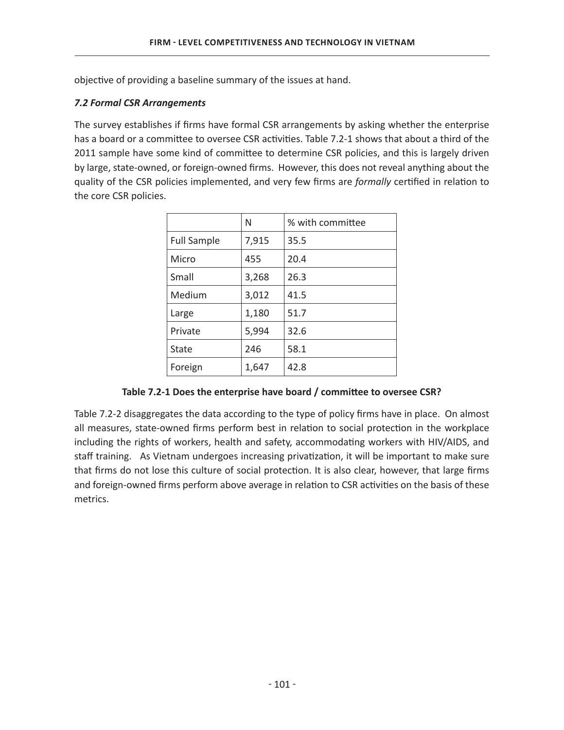objective of providing a baseline summary of the issues at hand.

### *7.2 Formal CSR Arrangements*

The survey establishes if firms have formal CSR arrangements by asking whether the enterprise has a board or a committee to oversee CSR activities. Table 7.2-1 shows that about a third of the 2011 sample have some kind of committee to determine CSR policies, and this is largely driven by large, state-owned, or foreign-owned firms. However, this does not reveal anything about the quality of the CSR policies implemented, and very few firms are *formally* certified in relation to the core CSR policies.

| | N | % with committee |
|---|---|---|
| Full Sample | 7,915 | 35.5 |
| Micro | 455 | 20.4 |
| Small | 3,268 | 26.3 |
| Medium | 3,012 | 41.5 |
| Large | 1,180 | 51.7 |
| Private | 5,994 | 32.6 |
| State | 246 | 58.1 |
| Foreign | 1,647 | 42.8 |

**Table 7.2-1 Does the enterprise have board / committee to oversee CSR?**

Table 7.2-2 disaggregates the data according to the type of policy firms have in place. On almost all measures, state-owned firms perform best in relation to social protection in the workplace including the rights of workers, health and safety, accommodating workers with HIV/AIDS, and staff training. As Vietnam undergoes increasing privatization, it will be important to make sure that firms do not lose this culture of social protection. It is also clear, however, that large firms and foreign-owned firms perform above average in relation to CSR activities on the basis of these metrics.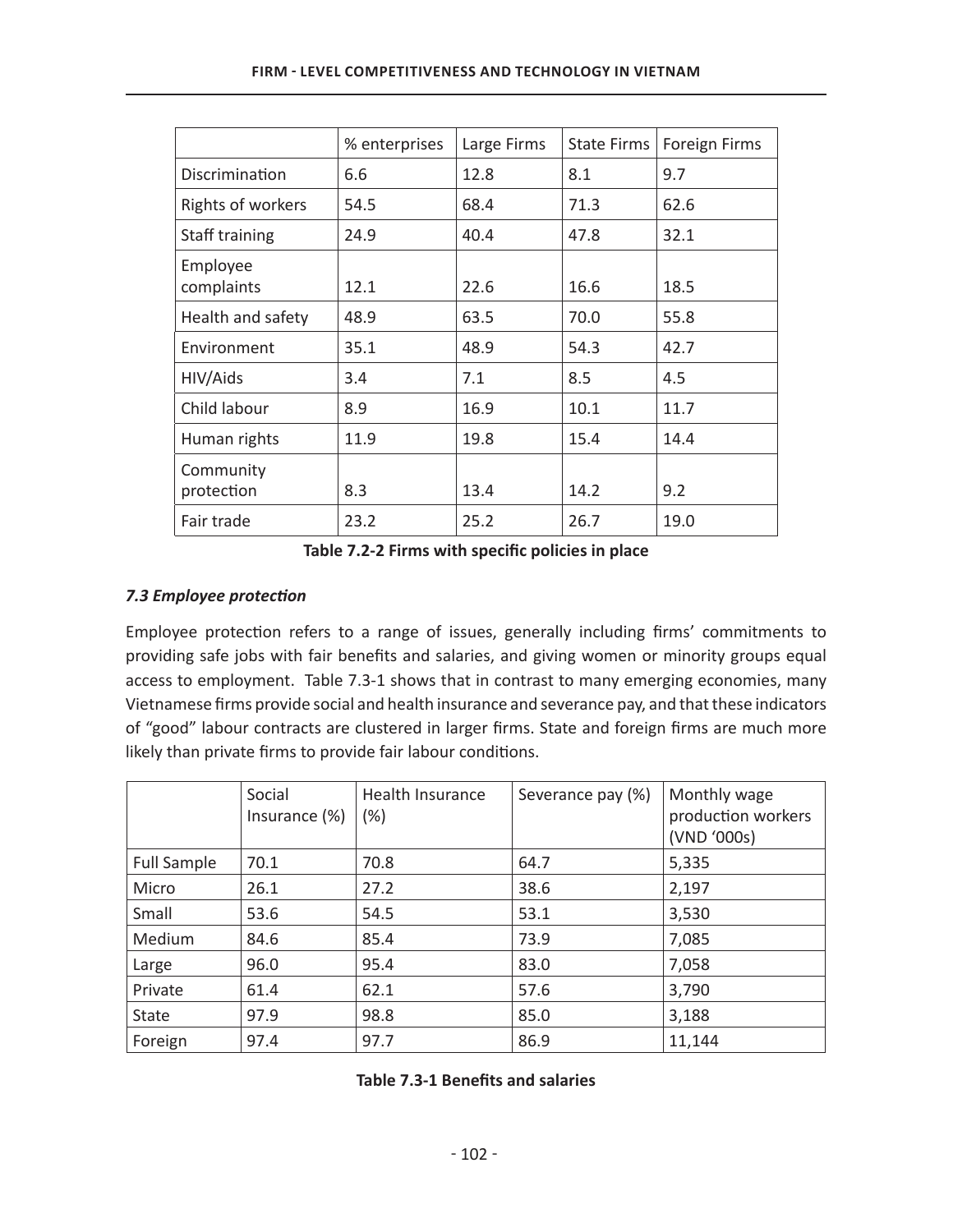|  | % enterprises | Large Firms | State Firms | Foreign Firms |
|---|---|---|---|---|
| Discrimination | 6.6 | 12.8 | 8.1 | 9.7 |
| Rights of workers | 54.5 | 68.4 | 71.3 | 62.6 |
| Staff training | 24.9 | 40.4 | 47.8 | 32.1 |
| Employee complaints | 12.1 | 22.6 | 16.6 | 18.5 |
| Health and safety | 48.9 | 63.5 | 70.0 | 55.8 |
| Environment | 35.1 | 48.9 | 54.3 | 42.7 |
| HIV/Aids | 3.4 | 7.1 | 8.5 | 4.5 |
| Child labour | 8.9 | 16.9 | 10.1 | 11.7 |
| Human rights | 11.9 | 19.8 | 15.4 | 14.4 |
| Community protection | 8.3 | 13.4 | 14.2 | 9.2 |
| Fair trade | 23.2 | 25.2 | 26.7 | 19.0 |

**Table 7.2-2 Firms with specific policies in place**

### *7.3 Employee protection*

Employee protection refers to a range of issues, generally including firms' commitments to providing safe jobs with fair benefits and salaries, and giving women or minority groups equal access to employment. Table 7.3-1 shows that in contrast to many emerging economies, many Vietnamese firms provide social and health insurance and severance pay, and that these indicators of "good" labour contracts are clustered in larger firms. State and foreign firms are much more likely than private firms to provide fair labour conditions.

|  | Social Insurance (%) | Health Insurance (%) | Severance pay (%) | Monthly wage production workers (VND '000s) |
|---|---|---|---|---|
| Full Sample | 70.1 | 70.8 | 64.7 | 5,335 |
| Micro | 26.1 | 27.2 | 38.6 | 2,197 |
| Small | 53.6 | 54.5 | 53.1 | 3,530 |
| Medium | 84.6 | 85.4 | 73.9 | 7,085 |
| Large | 96.0 | 95.4 | 83.0 | 7,058 |
| Private | 61.4 | 62.1 | 57.6 | 3,790 |
| State | 97.9 | 98.8 | 85.0 | 3,188 |
| Foreign | 97.4 | 97.7 | 86.9 | 11,144 |

**Table 7.3-1 Benefits and salaries**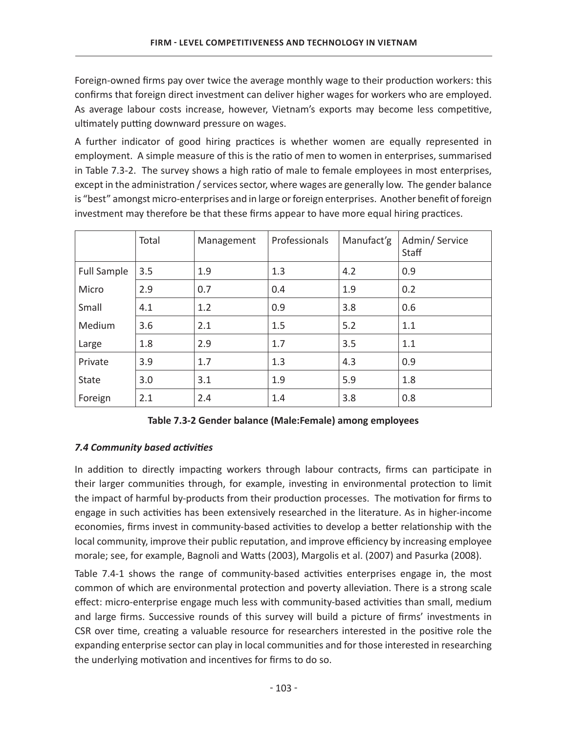Foreign-owned firms pay over twice the average monthly wage to their production workers: this confirms that foreign direct investment can deliver higher wages for workers who are employed. As average labour costs increase, however, Vietnam's exports may become less competitive, ultimately putting downward pressure on wages.

A further indicator of good hiring practices is whether women are equally represented in employment. A simple measure of this is the ratio of men to women in enterprises, summarised in Table 7.3-2. The survey shows a high ratio of male to female employees in most enterprises, except in the administration / services sector, where wages are generally low. The gender balance is "best" amongst micro-enterprises and in large or foreign enterprises. Another benefit of foreign investment may therefore be that these firms appear to have more equal hiring practices.

| | Total | Management | Professionals | Manufact'g | Admin/ Service Staff |
|---|---|---|---|---|---|
| Full Sample | 3.5 | 1.9 | 1.3 | 4.2 | 0.9 |
| Micro | 2.9 | 0.7 | 0.4 | 1.9 | 0.2 |
| Small | 4.1 | 1.2 | 0.9 | 3.8 | 0.6 |
| Medium | 3.6 | 2.1 | 1.5 | 5.2 | 1.1 |
| Large | 1.8 | 2.9 | 1.7 | 3.5 | 1.1 |
| Private | 3.9 | 1.7 | 1.3 | 4.3 | 0.9 |
| State | 3.0 | 3.1 | 1.9 | 5.9 | 1.8 |
| Foreign | 2.1 | 2.4 | 1.4 | 3.8 | 0.8 |

**Table 7.3-2 Gender balance (Male:Female) among employees**

### *7.4 Community based activities*

In addition to directly impacting workers through labour contracts, firms can participate in their larger communities through, for example, investing in environmental protection to limit the impact of harmful by-products from their production processes. The motivation for firms to engage in such activities has been extensively researched in the literature. As in higher-income economies, firms invest in community-based activities to develop a better relationship with the local community, improve their public reputation, and improve efficiency by increasing employee morale; see, for example, Bagnoli and Watts (2003), Margolis et al. (2007) and Pasurka (2008).

Table 7.4-1 shows the range of community-based activities enterprises engage in, the most common of which are environmental protection and poverty alleviation. There is a strong scale effect: micro-enterprise engage much less with community-based activities than small, medium and large firms. Successive rounds of this survey will build a picture of firms' investments in CSR over time, creating a valuable resource for researchers interested in the positive role the expanding enterprise sector can play in local communities and for those interested in researching the underlying motivation and incentives for firms to do so.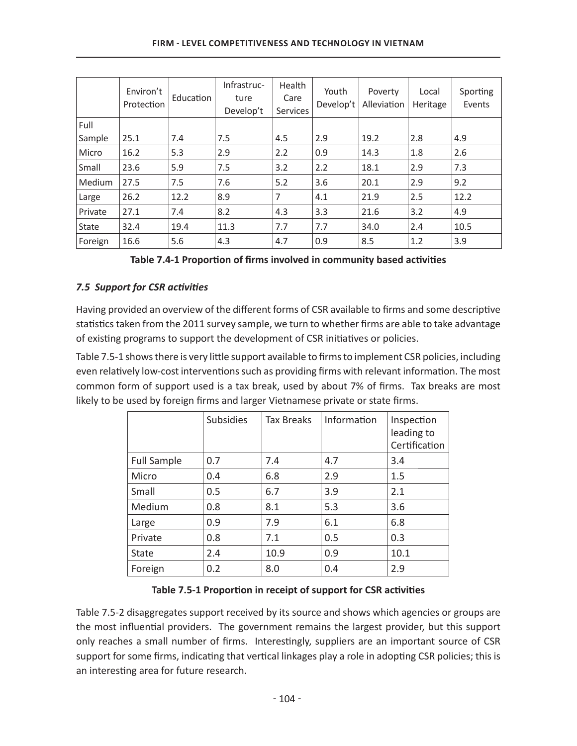| | Environ't Protection | Education | Infrastructure Develop't | Health Care Services | Youth Develop't | Poverty Alleviation | Local Heritage | Sporting Events |
|---|---|---|---|---|---|---|---|---|
| Full Sample | 25.1 | 7.4 | 7.5 | 4.5 | 2.9 | 19.2 | 2.8 | 4.9 |
| Micro | 16.2 | 5.3 | 2.9 | 2.2 | 0.9 | 14.3 | 1.8 | 2.6 |
| Small | 23.6 | 5.9 | 7.5 | 3.2 | 2.2 | 18.1 | 2.9 | 7.3 |
| Medium | 27.5 | 7.5 | 7.6 | 5.2 | 3.6 | 20.1 | 2.9 | 9.2 |
| Large | 26.2 | 12.2 | 8.9 | 7 | 4.1 | 21.9 | 2.5 | 12.2 |
| Private | 27.1 | 7.4 | 8.2 | 4.3 | 3.3 | 21.6 | 3.2 | 4.9 |
| State | 32.4 | 19.4 | 11.3 | 7.7 | 7.7 | 34.0 | 2.4 | 10.5 |
| Foreign | 16.6 | 5.6 | 4.3 | 4.7 | 0.9 | 8.5 | 1.2 | 3.9 |

**Table 7.4-1 Proportion of firms involved in community based activities**

### *7.5 Support for CSR activities*

Having provided an overview of the different forms of CSR available to firms and some descriptive statistics taken from the 2011 survey sample, we turn to whether firms are able to take advantage of existing programs to support the development of CSR initiatives or policies.

Table 7.5-1 shows there is very little support available to firms to implement CSR policies, including even relatively low-cost interventions such as providing firms with relevant information. The most common form of support used is a tax break, used by about 7% of firms. Tax breaks are most likely to be used by foreign firms and larger Vietnamese private or state firms.

| | Subsidies | Tax Breaks | Information | Inspection leading to Certification |
|---|---|---|---|---|
| Full Sample | 0.7 | 7.4 | 4.7 | 3.4 |
| Micro | 0.4 | 6.8 | 2.9 | 1.5 |
| Small | 0.5 | 6.7 | 3.9 | 2.1 |
| Medium | 0.8 | 8.1 | 5.3 | 3.6 |
| Large | 0.9 | 7.9 | 6.1 | 6.8 |
| Private | 0.8 | 7.1 | 0.5 | 0.3 |
| State | 2.4 | 10.9 | 0.9 | 10.1 |
| Foreign | 0.2 | 8.0 | 0.4 | 2.9 |

**Table 7.5-1 Proportion in receipt of support for CSR activities**

Table 7.5-2 disaggregates support received by its source and shows which agencies or groups are the most influential providers. The government remains the largest provider, but this support only reaches a small number of firms. Interestingly, suppliers are an important source of CSR support for some firms, indicating that vertical linkages play a role in adopting CSR policies; this is an interesting area for future research.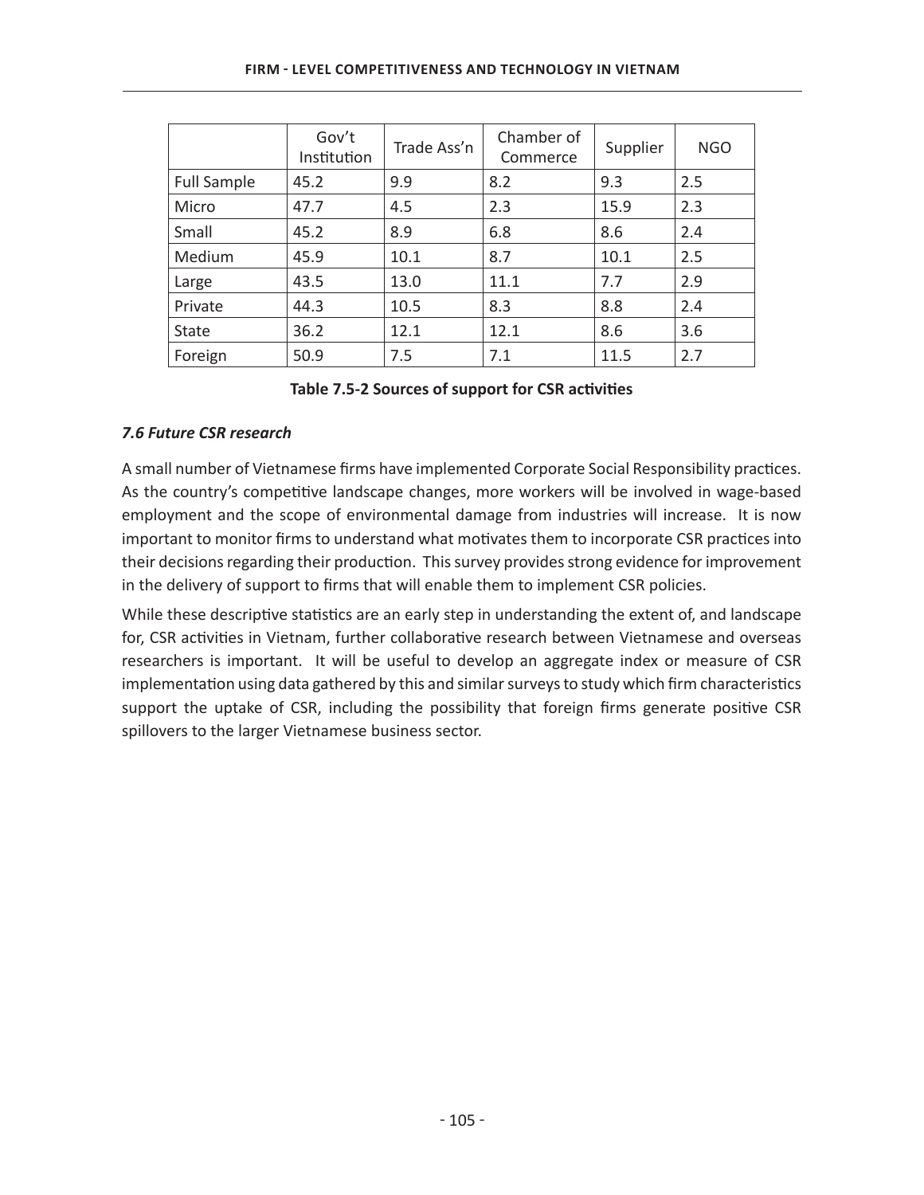| | Gov't Institution | Trade Ass'n | Chamber of Commerce | Supplier | NGO |
|---|---|---|---|---|---|
| Full Sample | 45.2 | 9.9 | 8.2 | 9.3 | 2.5 |
| Micro | 47.7 | 4.5 | 2.3 | 15.9 | 2.3 |
| Small | 45.2 | 8.9 | 6.8 | 8.6 | 2.4 |
| Medium | 45.9 | 10.1 | 8.7 | 10.1 | 2.5 |
| Large | 43.5 | 13.0 | 11.1 | 7.7 | 2.9 |
| Private | 44.3 | 10.5 | 8.3 | 8.8 | 2.4 |
| State | 36.2 | 12.1 | 12.1 | 8.6 | 3.6 |
| Foreign | 50.9 | 7.5 | 7.1 | 11.5 | 2.7 |

**Table 7.5-2 Sources of support for CSR activities**

### *7.6 Future CSR research*

A small number of Vietnamese firms have implemented Corporate Social Responsibility practices. As the country's competitive landscape changes, more workers will be involved in wage-based employment and the scope of environmental damage from industries will increase. It is now important to monitor firms to understand what motivates them to incorporate CSR practices into their decisions regarding their production. This survey provides strong evidence for improvement in the delivery of support to firms that will enable them to implement CSR policies.

While these descriptive statistics are an early step in understanding the extent of, and landscape for, CSR activities in Vietnam, further collaborative research between Vietnamese and overseas researchers is important. It will be useful to develop an aggregate index or measure of CSR implementation using data gathered by this and similar surveys to study which firm characteristics support the uptake of CSR, including the possibility that foreign firms generate positive CSR spillovers to the larger Vietnamese business sector.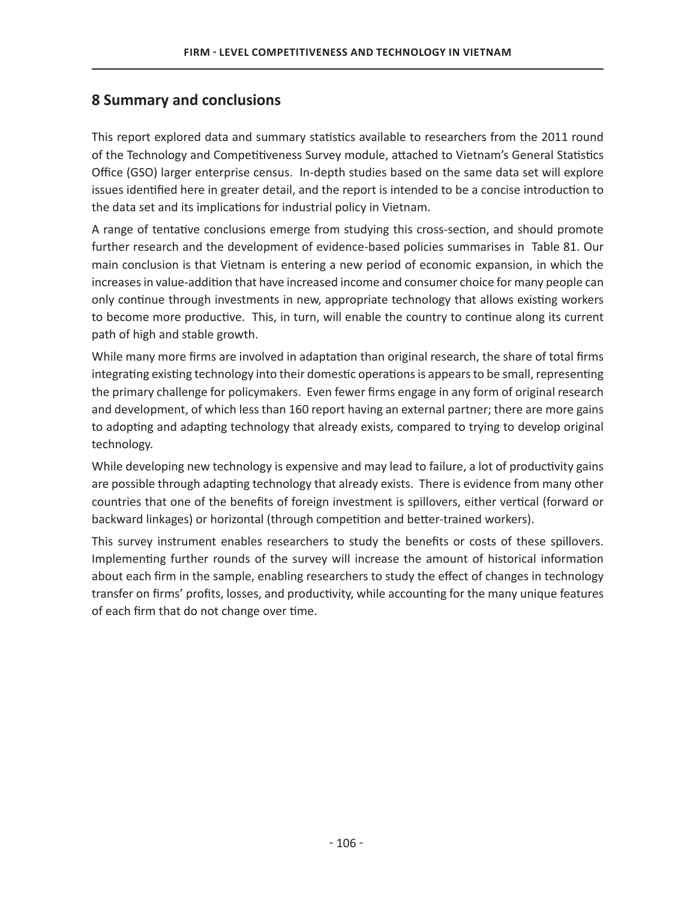## 8 Summary and conclusions

This report explored data and summary statistics available to researchers from the 2011 round of the Technology and Competitiveness Survey module, attached to Vietnam's General Statistics Office (GSO) larger enterprise census. In-depth studies based on the same data set will explore issues identified here in greater detail, and the report is intended to be a concise introduction to the data set and its implications for industrial policy in Vietnam.

A range of tentative conclusions emerge from studying this cross-section, and should promote further research and the development of evidence-based policies summarises in Table 81. Our main conclusion is that Vietnam is entering a new period of economic expansion, in which the increases in value-addition that have increased income and consumer choice for many people can only continue through investments in new, appropriate technology that allows existing workers to become more productive. This, in turn, will enable the country to continue along its current path of high and stable growth.

While many more firms are involved in adaptation than original research, the share of total firms integrating existing technology into their domestic operations is appears to be small, representing the primary challenge for policymakers. Even fewer firms engage in any form of original research and development, of which less than 160 report having an external partner; there are more gains to adopting and adapting technology that already exists, compared to trying to develop original technology.

While developing new technology is expensive and may lead to failure, a lot of productivity gains are possible through adapting technology that already exists. There is evidence from many other countries that one of the benefits of foreign investment is spillovers, either vertical (forward or backward linkages) or horizontal (through competition and better-trained workers).

This survey instrument enables researchers to study the benefits or costs of these spillovers. Implementing further rounds of the survey will increase the amount of historical information about each firm in the sample, enabling researchers to study the effect of changes in technology transfer on firms' profits, losses, and productivity, while accounting for the many unique features of each firm that do not change over time.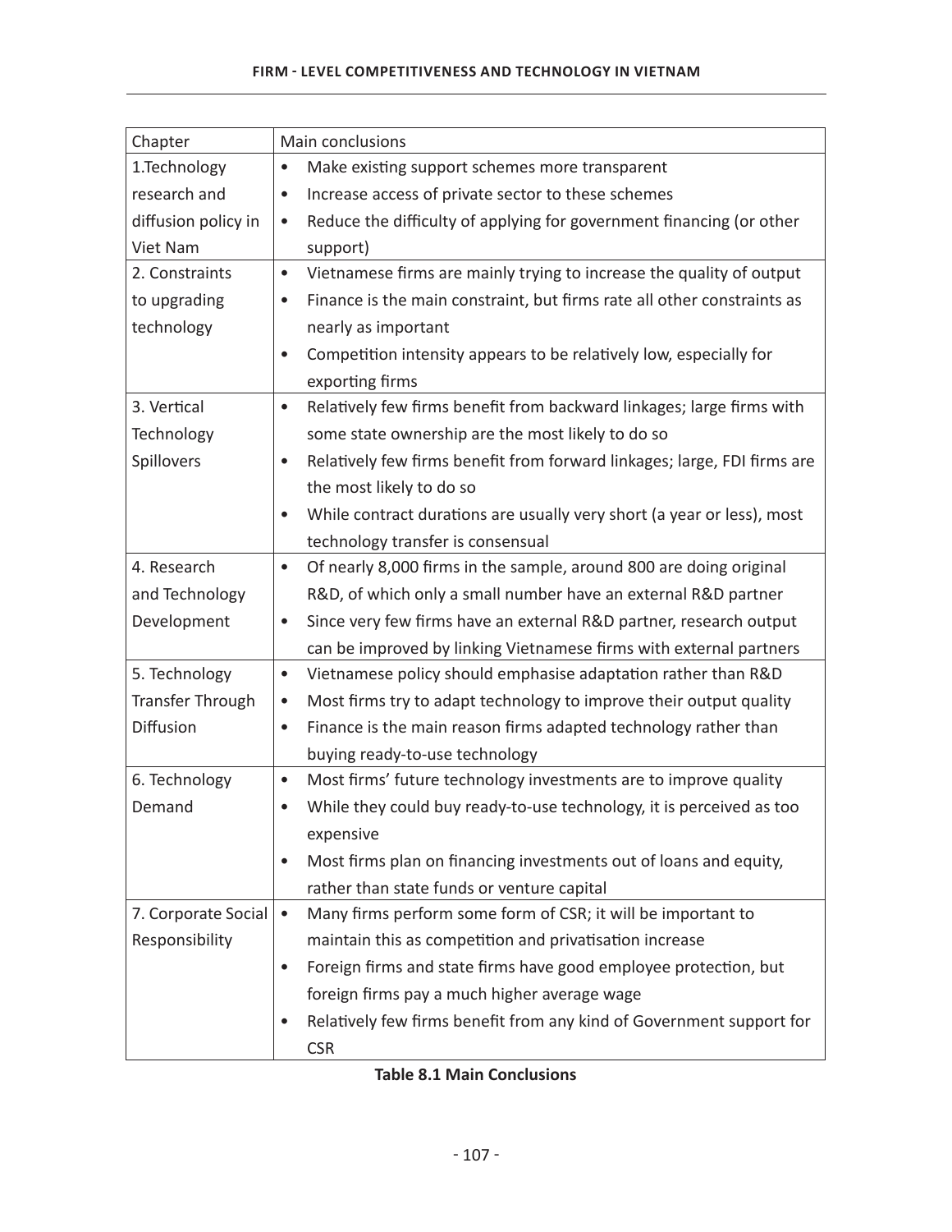| Chapter | Main conclusions |
|---|---|
| 1.Technology research and diffusion policy in Viet Nam | • Make existing support schemes more transparent<br>• Increase access of private sector to these schemes<br>• Reduce the difficulty of applying for government financing (or other support) |
| 2. Constraints to upgrading technology | • Vietnamese firms are mainly trying to increase the quality of output<br>• Finance is the main constraint, but firms rate all other constraints as nearly as important<br>• Competition intensity appears to be relatively low, especially for exporting firms |
| 3. Vertical Technology Spillovers | • Relatively few firms benefit from backward linkages; large firms with some state ownership are the most likely to do so<br>• Relatively few firms benefit from forward linkages; large, FDI firms are the most likely to do so<br>• While contract durations are usually very short (a year or less), most technology transfer is consensual |
| 4. Research and Technology Development | • Of nearly 8,000 firms in the sample, around 800 are doing original R&D, of which only a small number have an external R&D partner<br>• Since very few firms have an external R&D partner, research output can be improved by linking Vietnamese firms with external partners |
| 5. Technology Transfer Through Diffusion | • Vietnamese policy should emphasise adaptation rather than R&D<br>• Most firms try to adapt technology to improve their output quality<br>• Finance is the main reason firms adapted technology rather than buying ready-to-use technology |
| 6. Technology Demand | • Most firms' future technology investments are to improve quality<br>• While they could buy ready-to-use technology, it is perceived as too expensive<br>• Most firms plan on financing investments out of loans and equity, rather than state funds or venture capital |
| 7. Corporate Social Responsibility | • Many firms perform some form of CSR; it will be important to maintain this as competition and privatisation increase<br>• Foreign firms and state firms have good employee protection, but foreign firms pay a much higher average wage<br>• Relatively few firms benefit from any kind of Government support for CSR |

**Table 8.1 Main Conclusions**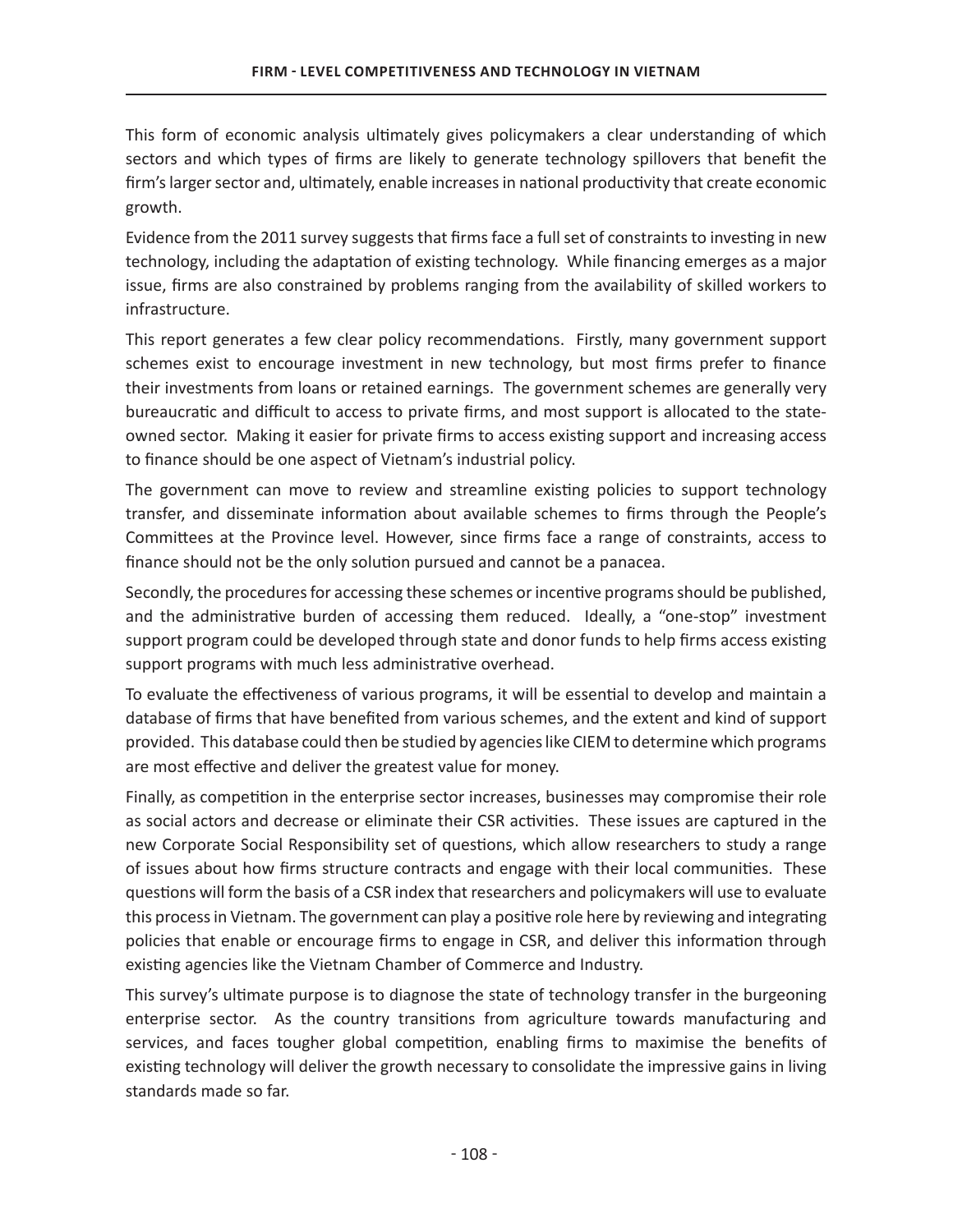This form of economic analysis ultimately gives policymakers a clear understanding of which sectors and which types of firms are likely to generate technology spillovers that benefit the firm's larger sector and, ultimately, enable increases in national productivity that create economic growth.

Evidence from the 2011 survey suggests that firms face a full set of constraints to investing in new technology, including the adaptation of existing technology. While financing emerges as a major issue, firms are also constrained by problems ranging from the availability of skilled workers to infrastructure.

This report generates a few clear policy recommendations. Firstly, many government support schemes exist to encourage investment in new technology, but most firms prefer to finance their investments from loans or retained earnings. The government schemes are generally very bureaucratic and difficult to access to private firms, and most support is allocated to the state-owned sector. Making it easier for private firms to access existing support and increasing access to finance should be one aspect of Vietnam's industrial policy.

The government can move to review and streamline existing policies to support technology transfer, and disseminate information about available schemes to firms through the People's Committees at the Province level. However, since firms face a range of constraints, access to finance should not be the only solution pursued and cannot be a panacea.

Secondly, the procedures for accessing these schemes or incentive programs should be published, and the administrative burden of accessing them reduced. Ideally, a "one-stop" investment support program could be developed through state and donor funds to help firms access existing support programs with much less administrative overhead.

To evaluate the effectiveness of various programs, it will be essential to develop and maintain a database of firms that have benefited from various schemes, and the extent and kind of support provided. This database could then be studied by agencies like CIEM to determine which programs are most effective and deliver the greatest value for money.

Finally, as competition in the enterprise sector increases, businesses may compromise their role as social actors and decrease or eliminate their CSR activities. These issues are captured in the new Corporate Social Responsibility set of questions, which allow researchers to study a range of issues about how firms structure contracts and engage with their local communities. These questions will form the basis of a CSR index that researchers and policymakers will use to evaluate this process in Vietnam. The government can play a positive role here by reviewing and integrating policies that enable or encourage firms to engage in CSR, and deliver this information through existing agencies like the Vietnam Chamber of Commerce and Industry.

This survey's ultimate purpose is to diagnose the state of technology transfer in the burgeoning enterprise sector. As the country transitions from agriculture towards manufacturing and services, and faces tougher global competition, enabling firms to maximise the benefits of existing technology will deliver the growth necessary to consolidate the impressive gains in living standards made so far.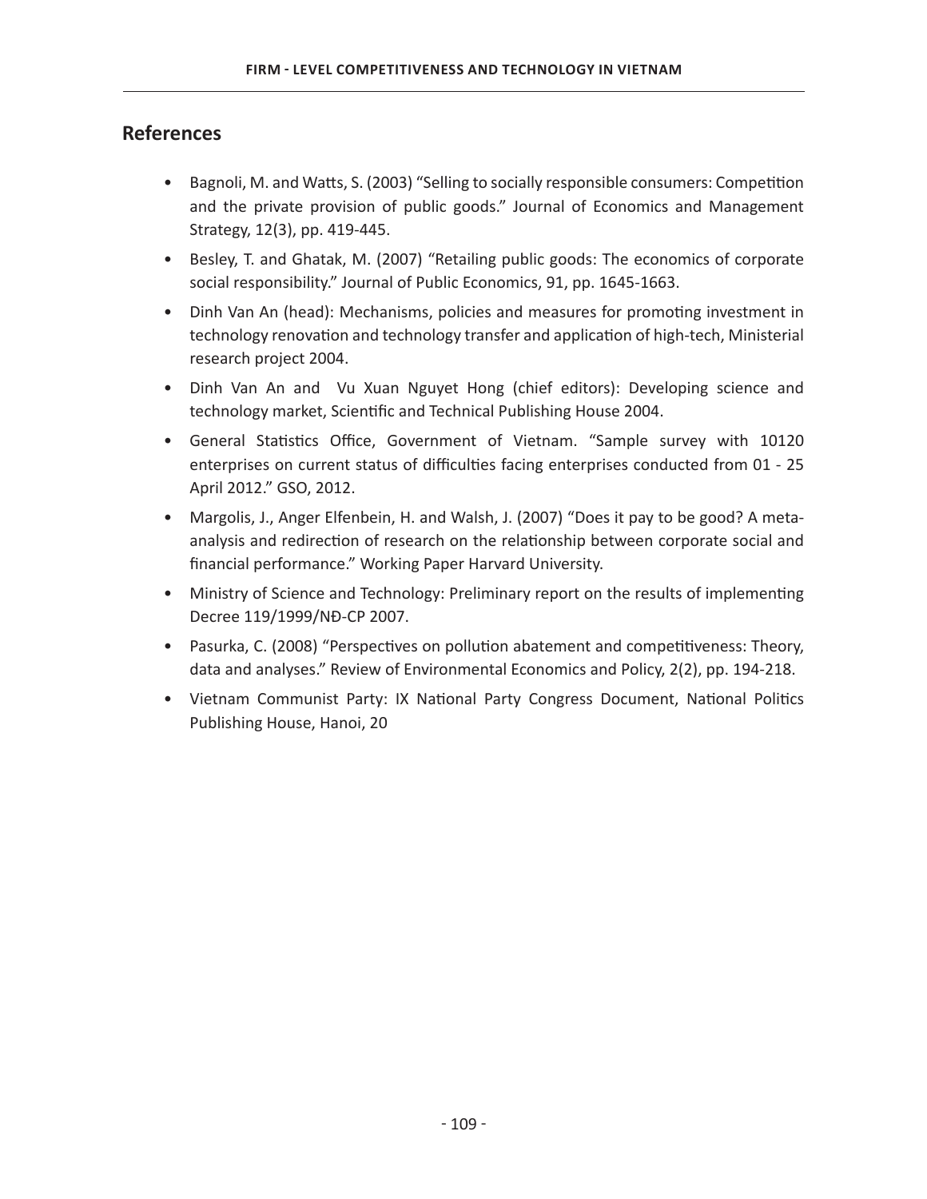## References

- Bagnoli, M. and Watts, S. (2003) "Selling to socially responsible consumers: Competition and the private provision of public goods." Journal of Economics and Management Strategy, 12(3), pp. 419-445.
- Besley, T. and Ghatak, M. (2007) "Retailing public goods: The economics of corporate social responsibility." Journal of Public Economics, 91, pp. 1645-1663.
- Dinh Van An (head): Mechanisms, policies and measures for promoting investment in technology renovation and technology transfer and application of high-tech, Ministerial research project 2004.
- Dinh Van An and Vu Xuan Nguyet Hong (chief editors): Developing science and technology market, Scientific and Technical Publishing House 2004.
- General Statistics Office, Government of Vietnam. "Sample survey with 10120 enterprises on current status of difficulties facing enterprises conducted from 01 - 25 April 2012." GSO, 2012.
- Margolis, J., Anger Elfenbein, H. and Walsh, J. (2007) "Does it pay to be good? A meta-analysis and redirection of research on the relationship between corporate social and financial performance." Working Paper Harvard University.
- Ministry of Science and Technology: Preliminary report on the results of implementing Decree 119/1999/NĐ-CP 2007.
- Pasurka, C. (2008) "Perspectives on pollution abatement and competitiveness: Theory, data and analyses." Review of Environmental Economics and Policy, 2(2), pp. 194-218.
- Vietnam Communist Party: IX National Party Congress Document, National Politics Publishing House, Hanoi, 20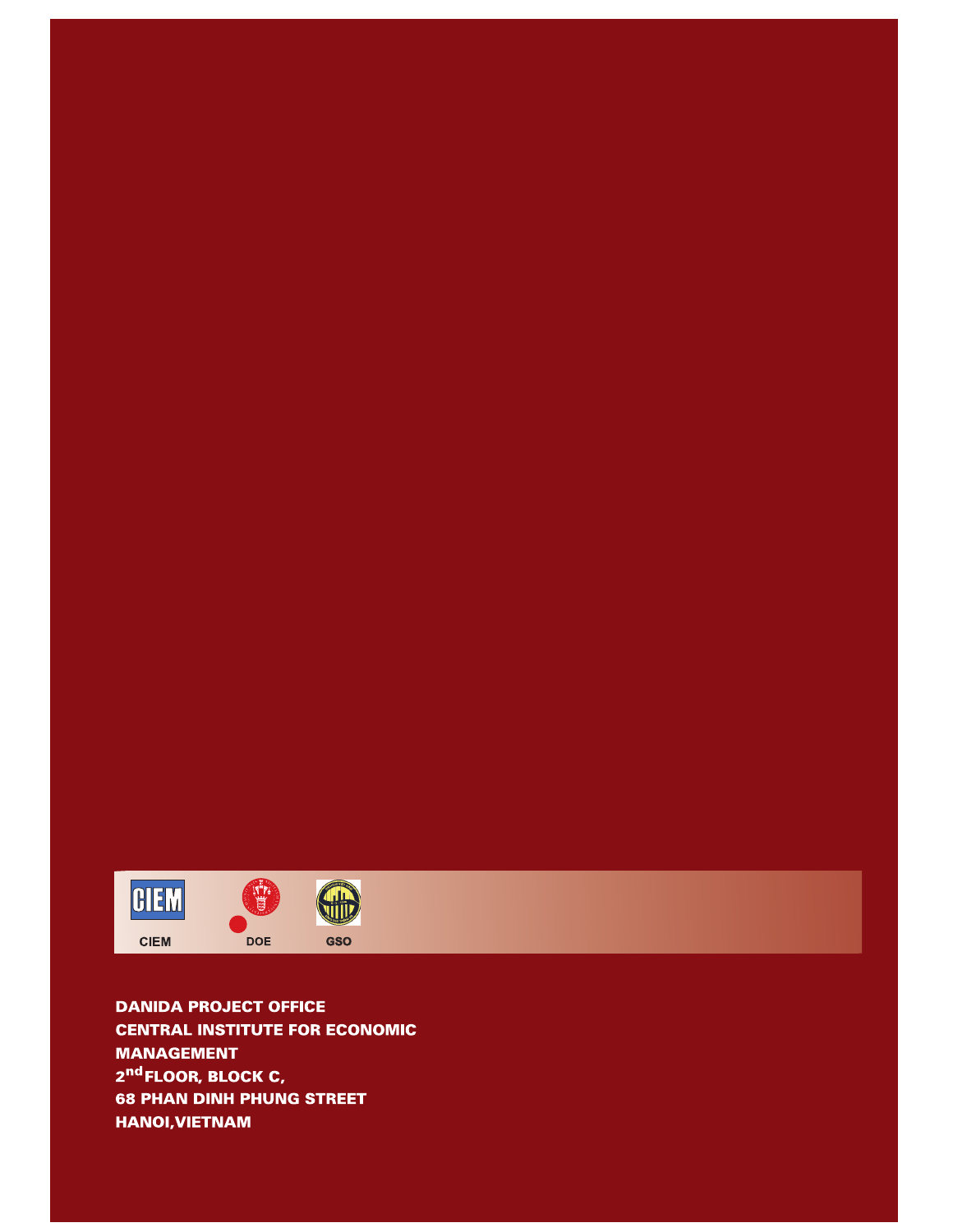CIEM

DOE

GSO

**DANIDA PROJECT OFFICE**
**CENTRAL INSTITUTE FOR ECONOMIC MANAGEMENT**
**2nd FLOOR, BLOCK C,**
**68 PHAN DINH PHUNG STREET**
**HANOI,VIETNAM**